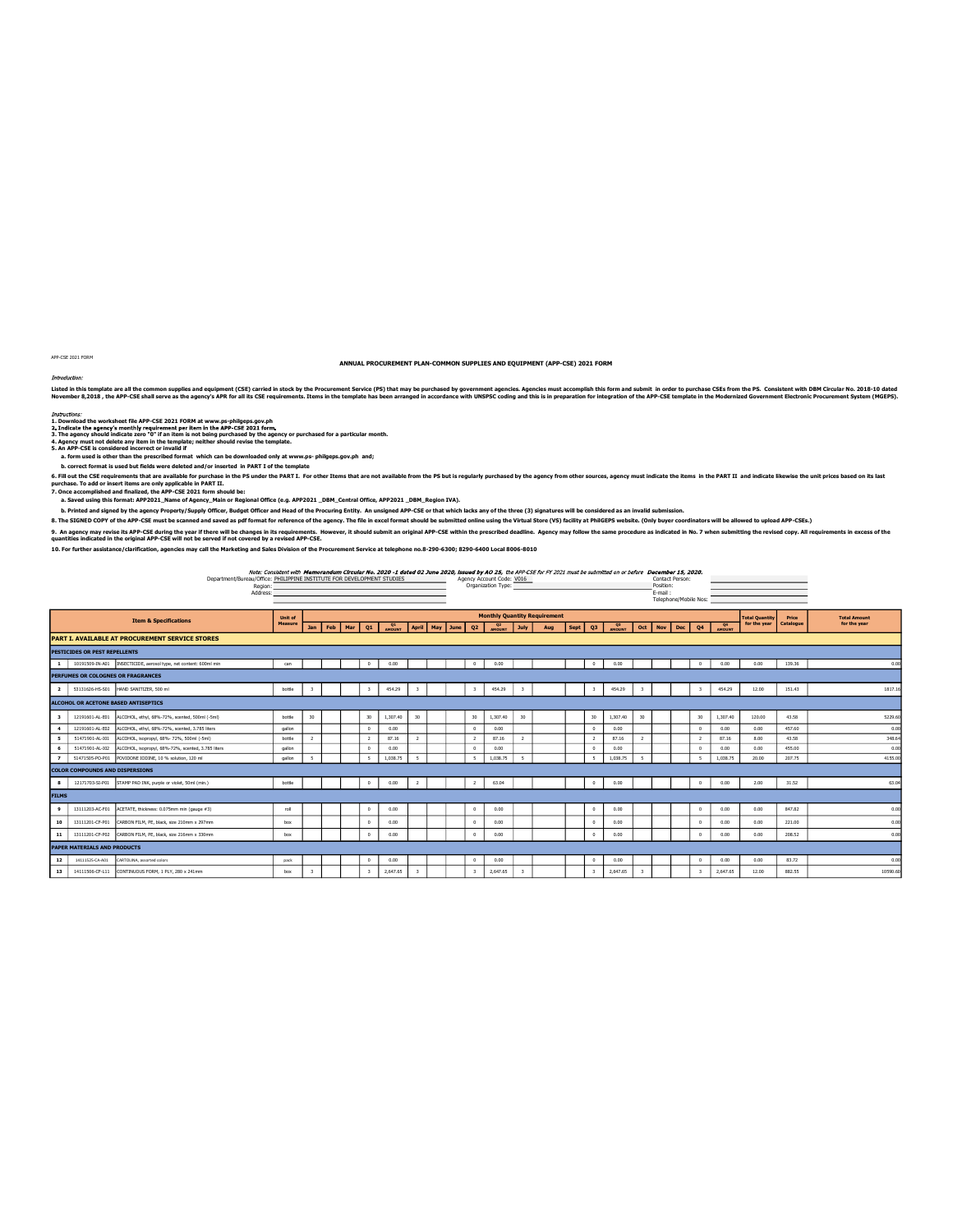APP-CSE 2021 FORM

## ANNUAL PROCUREMENT PLAN-COMMON SUPPLIES AND EQUIPMENT (APP-CSE) 2021 FORM

*Introduction:*

Listed in this template are all the common supplies and equipment (CSE) carried in stock by the Procurement Service (PS) that may be purchased by government agencies. Agencies must accomplish this form and submit in order to purchase CSEs from the PS. Consistent with DBM Circular No. 2018-10 dated November 8,2018 , the APP-CSE shall serve as the agency's APR for all its CSE requirements. Items in the template has been arranged in accordance with UNSPSC coding and this is in preparation for integration of the APP-CSE template in the Modernized Government Electronic Procurement System (MGEPS).

*Instructions:*

**1. Download the worksheet file APP-CSE 2021 FORM at www.ps-philgeps.gov.ph**
**2. Indicate the agency's monthly requirement per item in the APP-CSE 2021 form.**
**3. The agency should indicate zero "0" if an item is not being purchased by the agency or purchased for a particular month.**
**4. Agency must not delete any item in the template; neither should revise the template.**
**5. An APP-CSE is considered incorrect or invalid if**

**a. form used is other than the prescribed format which can be downloaded only at www.ps- philgeps.gov.ph and;**

**b. correct format is used but fields were deleted and/or inserted in PART I of the template**

**6. Fill out the CSE requirements that are available for purchase in the PS under the PART I. For other Items that are not available from the PS but is regularly purchased by the agency from other sources, agency must indicate the items in the PART II and indicate likewise the unit prices based on its last purchase. To add or insert items are only applicable in PART II.**
**7. Once accomplished and finalized, the APP-CSE 2021 form should be:**

**a. Saved using this format: APP2021_Name of Agency_Main or Regional Office (e.g. APP2021 _DBM_Central Office, APP2021 _DBM_Region IVA).**

**b. Printed and signed by the agency Property/Supply Officer, Budget Officer and Head of the Procuring Entity. An unsigned APP-CSE or that which lacks any of the three (3) signatures will be considered as an invalid submission.**

**8. The SIGNED COPY of the APP-CSE must be scanned and saved as pdf format for reference of the agency. The file in excel format should be submitted online using the Virtual Store (VS) facility at PhilGEPS website. (Only buyer coordinators will be allowed to upload APP-CSEs.)**

**9. An agency may revise its APP-CSE during the year if there will be changes in its requirements. However, it should submit an original APP-CSE within the prescribed deadline. Agency may follow the same procedure as indicated in No. 7 when submitting the revised copy. All requirements in excess of the quantities indicated in the original APP-CSE will not be served if not covered by a revised APP-CSE.**

**10. For further assistance/clarification, agencies may call the Marketing and Sales Division of the Procurement Service at telephone no.8-290-6300; 8290-6400 Local 8006-8010**

*Note: Consistent with **Memorandum Circular No. 2020 -1 dated 02 June 2020, Issued by AO 25,** the APP-CSE for FY 2021 must be submitted on or before **December 15, 2020.***

Department/Bureau/Office: PHILIPPINE INSTITUTE FOR DEVELOPMENT STUDIES
Region:
Address:

Agency Account Code: V016
Organization Type:

Contact Person:
Position:
E-mail :
Telephone/Mobile Nos:

| | | Item & Specifications | Unit of Measure | Monthly Quantity Requirement | | | | | | | | | | | | | | | | | | | | Total Quantity for the year | Price Catalogue | Total Amount for the year |
|---|---|---|---|---|---|---|---|---|---|---|---|---|---|---|---|---|---|---|---|---|---|---|---|---|---|---|
| | | | | Jan | Feb | Mar | Q1 | Q1 AMOUNT | April | May | June | Q2 | Q2 AMOUNT | July | Aug | Sept | Q3 | Q3 AMOUNT | Oct | Nov | Dec | Q4 | Q4 AMOUNT | | | |
| **PART I. AVAILABLE AT PROCUREMENT SERVICE STORES** | | | | | | | | | | | | | | | | | | | | | | | | | | |
| **PESTICIDES OR PEST REPELLENTS** | | | | | | | | | | | | | | | | | | | | | | | | | | |
| 1 | 10191509-IN-A01 | INSECTICIDE, aerosol type, net content: 600ml min | can | | | | 0 | 0.00 | | | | 0 | 0.00 | | | | 0 | 0.00 | | | | 0 | 0.00 | 0.00 | 139.36 | 0.00 |
| **PERFUMES OR COLOGNES OR FRAGRANCES** | | | | | | | | | | | | | | | | | | | | | | | | | | |
| 2 | 53131626-HS-S01 | HAND SANITIZER, 500 ml | bottle | 3 | | | 3 | 454.29 | 3 | | | 3 | 454.29 | 3 | | | 3 | 454.29 | 3 | | | 3 | 454.29 | 12.00 | 151.43 | 1817.16 |
| **ALCOHOL OR ACETONE BASED ANTISEPTICS** | | | | | | | | | | | | | | | | | | | | | | | | | | |
| 3 | 12191601-AL-E01 | ALCOHOL, ethyl, 68%-72%, scented, 500ml (-5ml) | bottle | 30 | | | 30 | 1,307.40 | 30 | | | 30 | 1,307.40 | 30 | | | 30 | 1,307.40 | 30 | | | 30 | 1,307.40 | 120.00 | 43.58 | 5229.60 |
| 4 | 12191601-AL-E02 | ALCOHOL, ethyl, 68%-72%, scented, 3.785 liters | gallon | | | | 0 | 0.00 | | | | 0 | 0.00 | | | | 0 | 0.00 | | | | 0 | 0.00 | 0.00 | 457.60 | 0.00 |
| 5 | 51471901-AL-I01 | ALCOHOL, isopropyl, 68%-72%, 500ml (-5ml) | bottle | 2 | | | 2 | 87.16 | 2 | | | 2 | 87.16 | 2 | | | 2 | 87.16 | 2 | | | 2 | 87.16 | 8.00 | 43.58 | 348.64 |
| 6 | 51471901-AL-I02 | ALCOHOL, isopropyl, 68%-72%, scented, 3.785 liters | gallon | | | | 0 | 0.00 | | | | 0 | 0.00 | | | | 0 | 0.00 | | | | 0 | 0.00 | 0.00 | 455.00 | 0.00 |
| 7 | 51471505-PO-P01 | POVIDONE IODINE, 10 % solution, 120 ml | gallon | 5 | | | 5 | 1,038.75 | 5 | | | 5 | 1,038.75 | 5 | | | 5 | 1,038.75 | 5 | | | 5 | 1,038.75 | 20.00 | 207.75 | 4155.00 |
| **COLOR COMPOUNDS AND DISPERSIONS** | | | | | | | | | | | | | | | | | | | | | | | | | | |
| 8 | 12171703-SI-P01 | STAMP PAD INK, purple or violet, 50ml (min.) | bottle | | | | 0 | 0.00 | 2 | | | 2 | 63.04 | | | | 0 | 0.00 | | | | 0 | 0.00 | 2.00 | 31.52 | 63.04 |
| **FILMS** | | | | | | | | | | | | | | | | | | | | | | | | | | |
| 9 | 13111203-AC-F01 | ACETATE, thickness: 0.075mm min (gauge #3) | roll | | | | 0 | 0.00 | | | | 0 | 0.00 | | | | 0 | 0.00 | | | | 0 | 0.00 | 0.00 | 847.82 | 0.00 |
| 10 | 13111201-CF-P01 | CARBON FILM, PE, black, size 210mm x 297mm | box | | | | 0 | 0.00 | | | | 0 | 0.00 | | | | 0 | 0.00 | | | | 0 | 0.00 | 0.00 | 221.00 | 0.00 |
| 11 | 13111201-CF-P02 | CARBON FILM, PE, black, size 216mm x 330mm | box | | | | 0 | 0.00 | | | | 0 | 0.00 | | | | 0 | 0.00 | | | | 0 | 0.00 | 0.00 | 208.52 | 0.00 |
| **PAPER MATERIALS AND PRODUCTS** | | | | | | | | | | | | | | | | | | | | | | | | | | |
| 12 | 14111525-CA-A01 | CARTOLINA, assorted colors | pack | | | | 0 | 0.00 | | | | 0 | 0.00 | | | | 0 | 0.00 | | | | 0 | 0.00 | 0.00 | 83.72 | 0.00 |
| 13 | 14111506-CF-L11 | CONTINUOUS FORM, 1 PLY, 280 x 241mm | box | 3 | | | 3 | 2,647.65 | 3 | | | 3 | 2,647.65 | 3 | | | 3 | 2,647.65 | 3 | | | 3 | 2,647.65 | 12.00 | 882.55 | 10590.60 |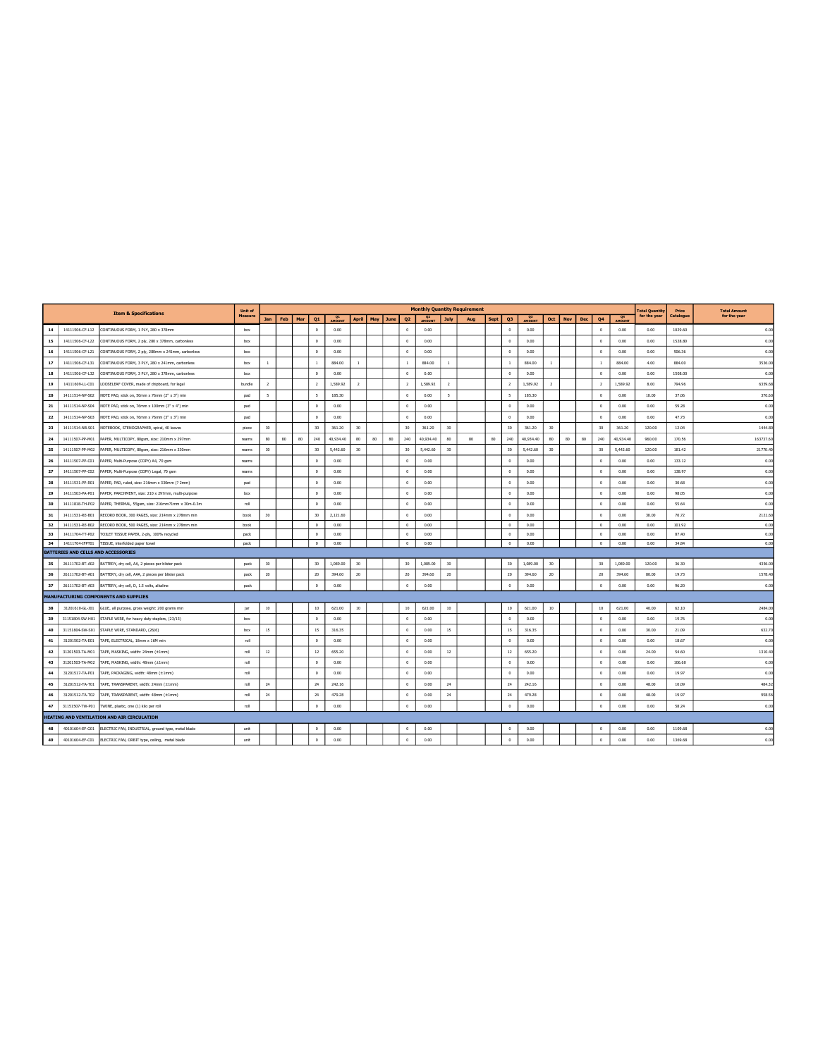| | | Item & Specifications | Unit of Measure | Monthly Quantity Requirement | | | | | | | | | | | | | | | | | | | | Total Quantity for the year | Price Catalogue | Total Amount for the year |
|---|---|---|---|---|---|---|---|---|---|---|---|---|---|---|---|---|---|---|---|---|---|---|---|---|---|---|
| | | | | Jan | Feb | Mar | Q1 | Q1 AMOUNT | April | May | June | Q2 | Q2 AMOUNT | July | Aug | Sept | Q3 | Q3 AMOUNT | Oct | Nov | Dec | Q4 | Q4 AMOUNT | | | |
| 14 | 14111506-CF-L12 | CONTINUOUS FORM, 1 PLY, 280 x 378mm | box | | | | 0 | 0.00 | | | | 0 | 0.00 | | | | 0 | 0.00 | | | | 0 | 0.00 | 0.00 | 1029.60 | 0.00 |
| 15 | 14111506-CF-L22 | CONTINUOUS FORM, 2 ply, 280 x 378mm, carbonless | box | | | | 0 | 0.00 | | | | 0 | 0.00 | | | | 0 | 0.00 | | | | 0 | 0.00 | 0.00 | 1528.80 | 0.00 |
| 16 | 14111506-CF-L21 | CONTINUOUS FORM, 2 ply, 280mm x 241mm, carbonless | box | | | | 0 | 0.00 | | | | 0 | 0.00 | | | | 0 | 0.00 | | | | 0 | 0.00 | 0.00 | 906.36 | 0.00 |
| 17 | 14111506-CF-L31 | CONTINUOUS FORM, 3 PLY, 280 x 241mm, carbonless | box | 1 | | | 1 | 884.00 | 1 | | | 1 | 884.00 | 1 | | | 1 | 884.00 | 1 | | | 1 | 884.00 | 4.00 | 884.00 | 3536.00 |
| 18 | 14111506-CF-L32 | CONTINUOUS FORM, 3 PLY, 280 x 378mm, carbonless | box | | | | 0 | 0.00 | | | | 0 | 0.00 | | | | 0 | 0.00 | | | | 0 | 0.00 | 0.00 | 1508.00 | 0.00 |
| 19 | 14111609-LL-C01 | LOOSELEAF COVER, made of chipboard, for legal | bundle | 2 | | | 2 | 1,589.92 | 2 | | | 2 | 1,589.92 | 2 | | | 2 | 1,589.92 | 2 | | | 2 | 1,589.92 | 8.00 | 794.96 | 6359.68 |
| 20 | 14111514-NP-S02 | NOTE PAD, stick on, 50mm x 76mm (2" x 3") min | pad | 5 | | | 5 | 185.30 | | | | 0 | 0.00 | 5 | | | 5 | 185.30 | | | | 0 | 0.00 | 10.00 | 37.06 | 370.60 |
| 21 | 14111514-NP-S04 | NOTE PAD, stick on, 76mm x 100mm (3" x 4") min | pad | | | | 0 | 0.00 | | | | 0 | 0.00 | | | | 0 | 0.00 | | | | 0 | 0.00 | 0.00 | 59.28 | 0.00 |
| 22 | 14111514-NP-S03 | NOTE PAD, stick on, 76mm x 76mm (3" x 3") min | pad | | | | 0 | 0.00 | | | | 0 | 0.00 | | | | 0 | 0.00 | | | | 0 | 0.00 | 0.00 | 47.73 | 0.00 |
| 23 | 14111514-NB-S01 | NOTEBOOK, STENOGRAPHER, spiral, 40 leaves | piece | 30 | | | 30 | 361.20 | 30 | | | 30 | 361.20 | 30 | | | 30 | 361.20 | 30 | | | 30 | 361.20 | 120.00 | 12.04 | 1444.80 |
| 24 | 14111507-PP-M01 | PAPER, MULTICOPY, 80gsm, size: 210mm x 297mm | reams | 80 | 80 | 80 | 240 | 40,934.40 | 80 | 80 | 80 | 240 | 40,934.40 | 80 | 80 | 80 | 240 | 40,934.40 | 80 | 80 | 80 | 240 | 40,934.40 | 960.00 | 170.56 | 163737.60 |
| 25 | 14111507-PP-M02 | PAPER, MULTICOPY, 80gsm, size: 216mm x 330mm | reams | 30 | | | 30 | 5,442.60 | 30 | | | 30 | 5,442.60 | 30 | | | 30 | 5,442.60 | 30 | | | 30 | 5,442.60 | 120.00 | 181.42 | 21770.40 |
| 26 | 14111507-PP-C01 | PAPER, Multi-Purpose (COPY) A4, 70 gsm | reams | | | | 0 | 0.00 | | | | 0 | 0.00 | | | | 0 | 0.00 | | | | 0 | 0.00 | 0.00 | 133.12 | 0.00 |
| 27 | 14111507-PP-C02 | PAPER, Multi-Purpose (COPY) Legal, 70 gsm | reams | | | | 0 | 0.00 | | | | 0 | 0.00 | | | | 0 | 0.00 | | | | 0 | 0.00 | 0.00 | 138.97 | 0.00 |
| 28 | 14111531-PP-R01 | PAPER, PAD, ruled, size: 216mm x 330mm (? 2mm) | pad | | | | 0 | 0.00 | | | | 0 | 0.00 | | | | 0 | 0.00 | | | | 0 | 0.00 | 0.00 | 30.68 | 0.00 |
| 29 | 14111503-PA-P01 | PAPER, PARCHMENT, size: 210 x 297mm, multi-purpose | box | | | | 0 | 0.00 | | | | 0 | 0.00 | | | | 0 | 0.00 | | | | 0 | 0.00 | 0.00 | 98.05 | 0.00 |
| 30 | 14111818-TH-P02 | PAPER, THERMAL, 55gsm, size: 216mm?1mm x 30m-0.3m | roll | | | | 0 | 0.00 | | | | 0 | 0.00 | | | | 0 | 0.00 | | | | 0 | 0.00 | 0.00 | 55.64 | 0.00 |
| 31 | 14111531-RE-B01 | RECORD BOOK, 300 PAGES, size: 214mm x 278mm min | book | 30 | | | 30 | 2,121.60 | | | | 0 | 0.00 | | | | 0 | 0.00 | | | | 0 | 0.00 | 30.00 | 70.72 | 2121.60 |
| 32 | 14111531-RE-B02 | RECORD BOOK, 500 PAGES, size: 214mm x 278mm min | book | | | | 0 | 0.00 | | | | 0 | 0.00 | | | | 0 | 0.00 | | | | 0 | 0.00 | 0.00 | 101.92 | 0.00 |
| 33 | 14111704-TT-P02 | TOILET TISSUE PAPER, 2-ply, 100% recycled | pack | | | | 0 | 0.00 | | | | 0 | 0.00 | | | | 0 | 0.00 | | | | 0 | 0.00 | 0.00 | 87.40 | 0.00 |
| 34 | 14111704-IFPT01 | TISSUE, interfolded paper towel | pack | | | | 0 | 0.00 | | | | 0 | 0.00 | | | | 0 | 0.00 | | | | 0 | 0.00 | 0.00 | 34.84 | 0.00 |
| **BATTERIES AND CELLS AND ACCESSORIES** | | | | | | | | | | | | | | | | | | | | | | | | | | |
| 35 | 26111702-BT-A02 | BATTERY, dry cell, AA, 2 pieces per blister pack | pack | 30 | | | 30 | 1,089.00 | 30 | | | 30 | 1,089.00 | 30 | | | 30 | 1,089.00 | 30 | | | 30 | 1,089.00 | 120.00 | 36.30 | 4356.00 |
| 36 | 26111702-BT-A01 | BATTERY, dry cell, AAA, 2 pieces per blister pack | pack | 20 | | | 20 | 394.60 | 20 | | | 20 | 394.60 | 20 | | | 20 | 394.60 | 20 | | | 20 | 394.60 | 80.00 | 19.73 | 1578.40 |
| 37 | 26111702-BT-A03 | BATTERY, dry cell, D, 1.5 volts, alkaline | pack | | | | 0 | 0.00 | | | | 0 | 0.00 | | | | 0 | 0.00 | | | | 0 | 0.00 | 0.00 | 96.20 | 0.00 |
| **MANUFACTURING COMPONENTS AND SUPPLIES** | | | | | | | | | | | | | | | | | | | | | | | | | | |
| 38 | 31201610-GL-J01 | GLUE, all purpose, gross weight: 200 grams min | jar | 10 | | | 10 | 621.00 | 10 | | | 10 | 621.00 | 10 | | | 10 | 621.00 | 10 | | | 10 | 621.00 | 40.00 | 62.10 | 2484.00 |
| 39 | 31151804-SW-H01 | STAPLE WIRE, for heavy duty staplers, (23/13) | box | | | | 0 | 0.00 | | | | 0 | 0.00 | | | | 0 | 0.00 | | | | 0 | 0.00 | 0.00 | 19.76 | 0.00 |
| 40 | 31151804-SW-S01 | STAPLE WIRE, STANDARD, (26/6) | box | 15 | | | 15 | 316.35 | | | | 0 | 0.00 | 15 | | | 15 | 316.35 | | | | 0 | 0.00 | 30.00 | 21.09 | 632.70 |
| 41 | 31201502-TA-E01 | TAPE, ELECTRICAL, 18mm x 16M min | roll | | | | 0 | 0.00 | | | | 0 | 0.00 | | | | 0 | 0.00 | | | | 0 | 0.00 | 0.00 | 18.67 | 0.00 |
| 42 | 31201503-TA-M01 | TAPE, MASKING, width: 24mm (±1mm) | roll | 12 | | | 12 | 655.20 | | | | 0 | 0.00 | 12 | | | 12 | 655.20 | | | | 0 | 0.00 | 24.00 | 54.60 | 1310.40 |
| 43 | 31201503-TA-M02 | TAPE, MASKING, width: 48mm (±1mm) | roll | | | | 0 | 0.00 | | | | 0 | 0.00 | | | | 0 | 0.00 | | | | 0 | 0.00 | 0.00 | 106.60 | 0.00 |
| 44 | 31201517-TA-P01 | TAPE, PACKAGING, width: 48mm (±1mm) | roll | | | | 0 | 0.00 | | | | 0 | 0.00 | | | | 0 | 0.00 | | | | 0 | 0.00 | 0.00 | 19.97 | 0.00 |
| 45 | 31201512-TA-T01 | TAPE, TRANSPARENT, width: 24mm (±1mm) | roll | 24 | | | 24 | 242.16 | | | | 0 | 0.00 | 24 | | | 24 | 242.16 | | | | 0 | 0.00 | 48.00 | 10.09 | 484.32 |
| 46 | 31201512-TA-T02 | TAPE, TRANSPARENT, width: 48mm (±1mm) | roll | 24 | | | 24 | 479.28 | | | | 0 | 0.00 | 24 | | | 24 | 479.28 | | | | 0 | 0.00 | 48.00 | 19.97 | 958.56 |
| 47 | 31151507-TW-P01 | TWINE, plastic, one (1) kilo per roll | roll | | | | 0 | 0.00 | | | | 0 | 0.00 | | | | 0 | 0.00 | | | | 0 | 0.00 | 0.00 | 58.24 | 0.00 |
| **HEATING AND VENTILATION AND AIR CIRCULATION** | | | | | | | | | | | | | | | | | | | | | | | | | | |
| 48 | 40101604-EF-G01 | ELECTRIC FAN, INDUSTRIAL, ground type, metal blade | unit | | | | 0 | 0.00 | | | | 0 | 0.00 | | | | 0 | 0.00 | | | | 0 | 0.00 | 0.00 | 1109.68 | 0.00 |
| 49 | 40101604-EF-C01 | ELECTRIC FAN, ORBIT type, ceiling, metal blade | unit | | | | 0 | 0.00 | | | | 0 | 0.00 | | | | 0 | 0.00 | | | | 0 | 0.00 | 0.00 | 1369.68 | 0.00 |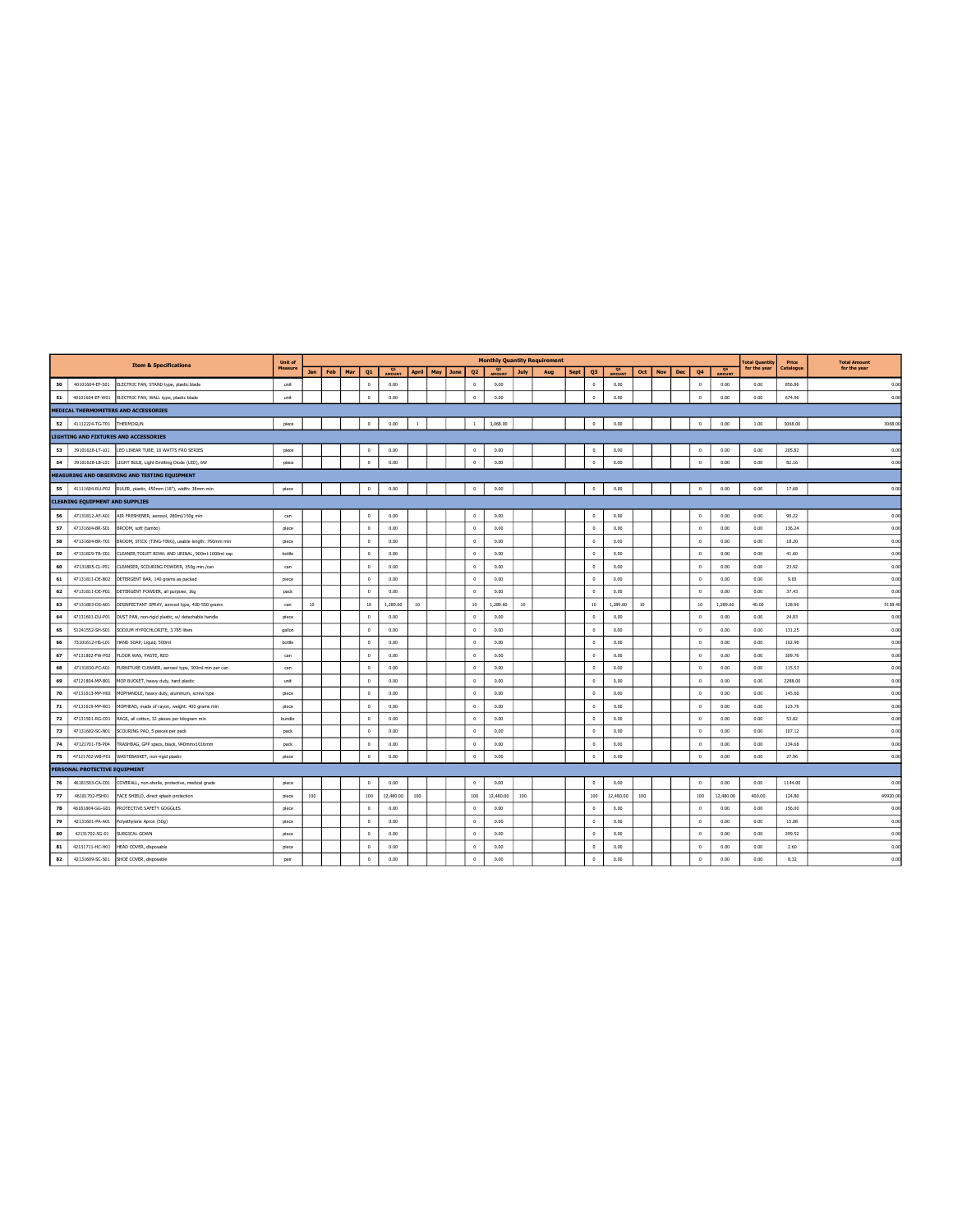| | | Item & Specifications | Unit of Measure | Monthly Quantity Requirement | | | | | | | | | | | | | | | | | | | | Total Quantity for the year | Price Catalogue | Total Amount for the year |
|---|---|---|---|---|---|---|---|---|---|---|---|---|---|---|---|---|---|---|---|---|---|---|---|---|---|---|
| | | | | Jan | Feb | Mar | Q1 | Q1 AMOUNT | April | May | June | Q2 | Q2 AMOUNT | July | Aug | Sept | Q3 | Q3 AMOUNT | Oct | Nov | Dec | Q4 | Q4 AMOUNT | | | |
| 50 | 40101604-EF-S01 | ELECTRIC FAN, STAND type, plastic blade | unit | | | | 0 | 0.00 | | | | 0 | 0.00 | | | | 0 | 0.00 | | | | 0 | 0.00 | 0.00 | 856.86 | 0.00 |
| 51 | 40101604-EF-W01 | ELECTRIC FAN, WALL type, plastic blade | unit | | | | 0 | 0.00 | | | | 0 | 0.00 | | | | 0 | 0.00 | | | | 0 | 0.00 | 0.00 | 674.96 | 0.00 |
| **MEDICAL THERMOMETERS AND ACCESSORIES** | | | | | | | | | | | | | | | | | | | | | | | | | | |
| 52 | 41112224-TG-T01 | THERMOGUN | piece | | | | 0 | 0.00 | 1 | | | 1 | 3,068.00 | | | | 0 | 0.00 | | | | 0 | 0.00 | 1.00 | 3068.00 | 3068.00 |
| **LIGHTING AND FIXTURES AND ACCESSORIES** | | | | | | | | | | | | | | | | | | | | | | | | | | |
| 53 | 39101628-LT-L01 | LED LINEAR TUBE, 18 WATTS FRO SERIES | piece | | | | 0 | 0.00 | | | | 0 | 0.00 | | | | 0 | 0.00 | | | | 0 | 0.00 | 0.00 | 205.82 | 0.00 |
| 54 | 39101628-LB-L01 | LIGHT BULB, Light Emitting Diode (LED), 6W | piece | | | | 0 | 0.00 | | | | 0 | 0.00 | | | | 0 | 0.00 | | | | 0 | 0.00 | 0.00 | 82.16 | 0.00 |
| **MEASURING AND OBSERVING AND TESTING EQUIPMENT** | | | | | | | | | | | | | | | | | | | | | | | | | | |
| 55 | 41111604-RU-P02 | RULER, plastic, 450mm (18"), width: 38mm min | piece | | | | 0 | 0.00 | | | | 0 | 0.00 | | | | 0 | 0.00 | | | | 0 | 0.00 | 0.00 | 17.68 | 0.00 |
| **CLEANING EQUIPMENT AND SUPPLIES** | | | | | | | | | | | | | | | | | | | | | | | | | | |
| 56 | 47131812-AF-A01 | AIR FRESHENER, aerosol, 280ml/150g min | can | | | | 0 | 0.00 | | | | 0 | 0.00 | | | | 0 | 0.00 | | | | 0 | 0.00 | 0.00 | 90.22 | 0.00 |
| 57 | 47131604-BR-S01 | BROOM, soft (tambo) | piece | | | | 0 | 0.00 | | | | 0 | 0.00 | | | | 0 | 0.00 | | | | 0 | 0.00 | 0.00 | 136.24 | 0.00 |
| 58 | 47131604-BR-T01 | BROOM, STICK (TING-TING), usable length: 760mm min | piece | | | | 0 | 0.00 | | | | 0 | 0.00 | | | | 0 | 0.00 | | | | 0 | 0.00 | 0.00 | 18.20 | 0.00 |
| 59 | 47131829-TB-C01 | CLEANER,TOILET BOWL AND URINAL, 900ml-1000ml cap | bottle | | | | 0 | 0.00 | | | | 0 | 0.00 | | | | 0 | 0.00 | | | | 0 | 0.00 | 0.00 | 41.60 | 0.00 |
| 60 | 47131805-CL-P01 | CLEANSER, SCOURING POWDER, 350g min./can | can | | | | 0 | 0.00 | | | | 0 | 0.00 | | | | 0 | 0.00 | | | | 0 | 0.00 | 0.00 | 23.92 | 0.00 |
| 61 | 47131811-DE-B02 | DETERGENT BAR, 140 grams as packed | piece | | | | 0 | 0.00 | | | | 0 | 0.00 | | | | 0 | 0.00 | | | | 0 | 0.00 | 0.00 | 9.03 | 0.00 |
| 62 | 47131811-DE-P02 | DETERGENT POWDER, all purpose, 1kg | pack | | | | 0 | 0.00 | | | | 0 | 0.00 | | | | 0 | 0.00 | | | | 0 | 0.00 | 0.00 | 37.43 | 0.00 |
| 63 | 47131803-DS-A01 | DISINFECTANT SPRAY, aerosol type, 400-550 grams | can | 10 | | | 10 | 1,289.60 | 10 | | | 10 | 1,289.60 | 10 | | | 10 | 1,289.60 | 10 | | | 10 | 1,289.60 | 40.00 | 128.96 | 5158.40 |
| 64 | 47131601-DU-P01 | DUST PAN, non-rigid plastic, w/ detachable handle | piece | | | | 0 | 0.00 | | | | 0 | 0.00 | | | | 0 | 0.00 | | | | 0 | 0.00 | 0.00 | 24.83 | 0.00 |
| 65 | 51241552-SH-S01 | SODIUM HYPOCHLORITE, 3.785 liters | gallon | | | | 0 | 0.00 | | | | 0 | 0.00 | | | | 0 | 0.00 | | | | 0 | 0.00 | 0.00 | 131.25 | 0.00 |
| 66 | 73101612-HS-L01 | HAND SOAP, Liquid, 500ml | bottle | | | | 0 | 0.00 | | | | 0 | 0.00 | | | | 0 | 0.00 | | | | 0 | 0.00 | 0.00 | 102.96 | 0.00 |
| 67 | 47131802-FW-P02 | FLOOR WAX, PASTE, RED | can | | | | 0 | 0.00 | | | | 0 | 0.00 | | | | 0 | 0.00 | | | | 0 | 0.00 | 0.00 | 309.76 | 0.00 |
| 68 | 47131830-FC-A01 | FURNITURE CLEANER, aerosol type, 300ml min per can | can | | | | 0 | 0.00 | | | | 0 | 0.00 | | | | 0 | 0.00 | | | | 0 | 0.00 | 0.00 | 115.53 | 0.00 |
| 69 | 47121804-MP-B01 | MOP BUCKET, heavy duty, hard plastic | unit | | | | 0 | 0.00 | | | | 0 | 0.00 | | | | 0 | 0.00 | | | | 0 | 0.00 | 0.00 | 2288.00 | 0.00 |
| 70 | 47131613-MP-H02 | MOPHANDLE, heavy duty, aluminum, screw type | piece | | | | 0 | 0.00 | | | | 0 | 0.00 | | | | 0 | 0.00 | | | | 0 | 0.00 | 0.00 | 145.60 | 0.00 |
| 71 | 47131619-MP-R01 | MOPHEAD, made of rayon, weight: 400 grams min | piece | | | | 0 | 0.00 | | | | 0 | 0.00 | | | | 0 | 0.00 | | | | 0 | 0.00 | 0.00 | 123.76 | 0.00 |
| 72 | 47131501-RG-C01 | RAGS, all cotton, 32 pieces per kilogram min | bundle | | | | 0 | 0.00 | | | | 0 | 0.00 | | | | 0 | 0.00 | | | | 0 | 0.00 | 0.00 | 53.82 | 0.00 |
| 73 | 47131602-SC-N01 | SCOURING PAD, 5 pieces per pack | pack | | | | 0 | 0.00 | | | | 0 | 0.00 | | | | 0 | 0.00 | | | | 0 | 0.00 | 0.00 | 107.12 | 0.00 |
| 74 | 47121701-TB-P04 | TRASHBAG, GPP specs, black, 940mmx1016mm | pack | | | | 0 | 0.00 | | | | 0 | 0.00 | | | | 0 | 0.00 | | | | 0 | 0.00 | 0.00 | 134.68 | 0.00 |
| 75 | 47121702-WB-P01 | WASTEBASKET, non-rigid plastic | piece | | | | 0 | 0.00 | | | | 0 | 0.00 | | | | 0 | 0.00 | | | | 0 | 0.00 | 0.00 | 27.96 | 0.00 |
| **PERSONAL PROTECTIVE EQUIPMENT** | | | | | | | | | | | | | | | | | | | | | | | | | | |
| 76 | 46181503-CA-C01 | COVERALL, non-sterile, protective, medical grade | piece | | | | 0 | 0.00 | | | | 0 | 0.00 | | | | 0 | 0.00 | | | | 0 | 0.00 | 0.00 | 1144.00 | 0.00 |
| 77 | 46181702-FSH01 | FACE SHIELD, direct splash protection | piece | 100 | | | 100 | 12,480.00 | 100 | | | 100 | 12,480.00 | 100 | | | 100 | 12,480.00 | 100 | | | 100 | 12,480.00 | 400.00 | 124.80 | 49920.00 |
| 78 | 46181804-GG-G01 | PROTECTIVE SAFETY GOGGLES | piece | | | | 0 | 0.00 | | | | 0 | 0.00 | | | | 0 | 0.00 | | | | 0 | 0.00 | 0.00 | 156.00 | 0.00 |
| 79 | 42131601-PA-A01 | Polyethylene Apron (50g) | piece | | | | 0 | 0.00 | | | | 0 | 0.00 | | | | 0 | 0.00 | | | | 0 | 0.00 | 0.00 | 15.08 | 0.00 |
| 80 | 42131702-SG-01 | SURGICAL GOWN | piece | | | | 0 | 0.00 | | | | 0 | 0.00 | | | | 0 | 0.00 | | | | 0 | 0.00 | 0.00 | 299.52 | 0.00 |
| 81 | 42131711-HC-H01 | HEAD COVER, disposable | piece | | | | 0 | 0.00 | | | | 0 | 0.00 | | | | 0 | 0.00 | | | | 0 | 0.00 | 0.00 | 2.60 | 0.00 |
| 82 | 42131609-SC-S01 | SHOE COVER, disposable | pair | | | | 0 | 0.00 | | | | 0 | 0.00 | | | | 0 | 0.00 | | | | 0 | 0.00 | 0.00 | 8.32 | 0.00 |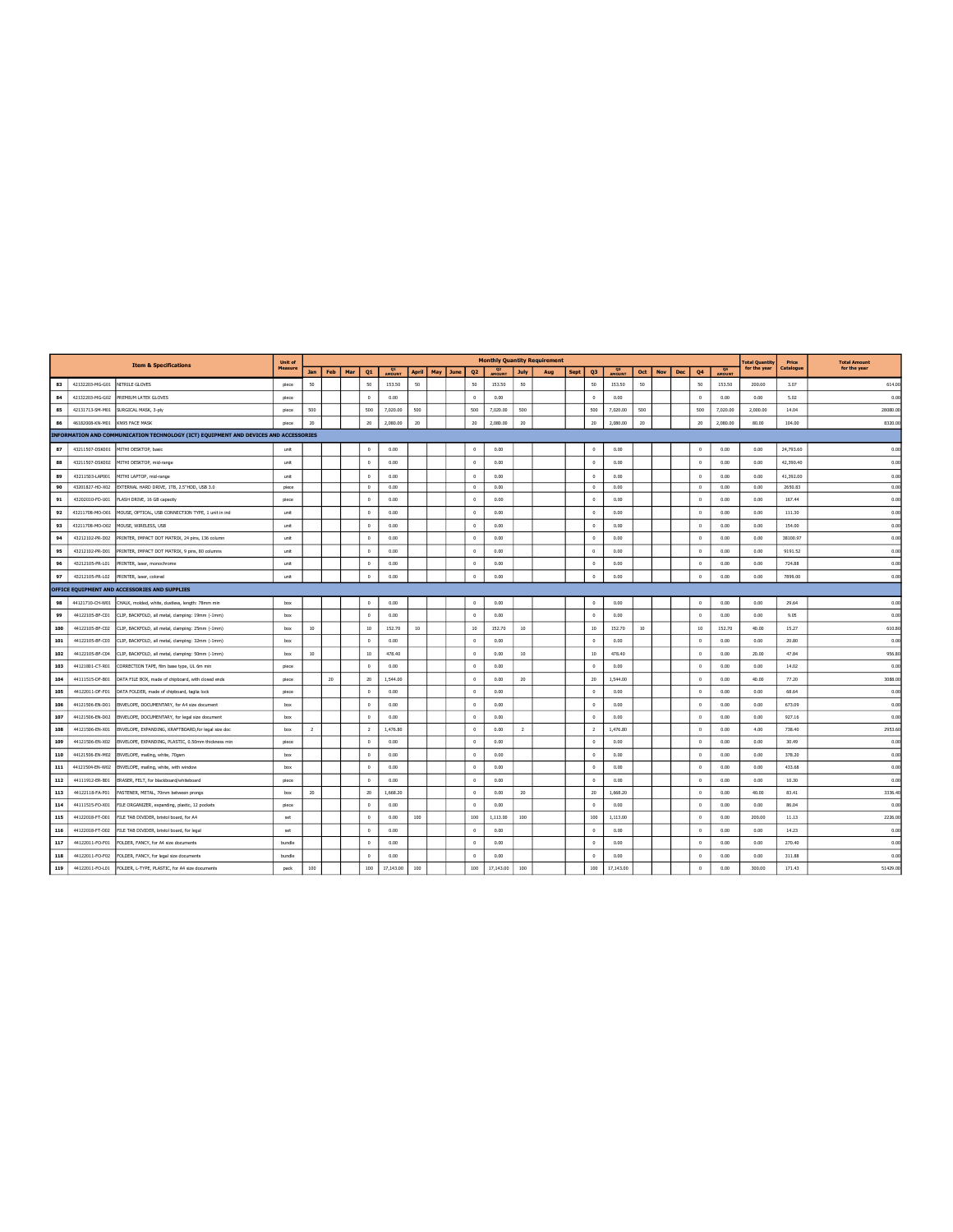| # | Code | Item & Specifications | Unit of Measure | Jan | Feb | Mar | Q1 | Q1 AMOUNT | April | May | June | Q2 | Q2 AMOUNT | July | Aug | Sept | Q3 | Q3 AMOUNT | Oct | Nov | Dec | Q4 | Q4 AMOUNT | Total Quantity for the year | Price Catalogue | Total Amount for the year |
|---|---|---|---|---|---|---|---|---|---|---|---|---|---|---|---|---|---|---|---|---|---|---|---|---|---|---|
| 83 | 42132203-MG-G01 | NITRILE GLOVES | piece | 50 | | | 50 | 153.50 | 50 | | | 50 | 153.50 | 50 | | | 50 | 153.50 | 50 | | | 50 | 153.50 | 200.00 | 3.07 | 614.00 |
| 84 | 42132203-MG-G02 | PREMIUM LATEX GLOVES | piece | | | | 0 | 0.00 | | | | 0 | 0.00 | | | | 0 | 0.00 | | | | 0 | 0.00 | 0.00 | 5.02 | 0.00 |
| 85 | 42131713-SM-M01 | SURGICAL MASK, 3-ply | piece | 500 | | | 500 | 7,020.00 | 500 | | | 500 | 7,020.00 | 500 | | | 500 | 7,020.00 | 500 | | | 500 | 7,020.00 | 2,000.00 | 14.04 | 28080.00 |
| 86 | 46182008-KN-M01 | KN95 FACE MASK | piece | 20 | | | 20 | 2,080.00 | 20 | | | 20 | 2,080.00 | 20 | | | 20 | 2,080.00 | 20 | | | 20 | 2,080.00 | 80.00 | 104.00 | 8320.00 |
| **INFORMATION AND COMMUNICATION TECHNOLOGY (ICT) EQUIPMENT AND DEVICES AND ACCESSORIES** | | | | | | | | | | | | | | | | | | | | | | | | | | |
| 87 | 43211507-DSK001 | MITHI DESKTOP, basic | unit | | | | 0 | 0.00 | | | | 0 | 0.00 | | | | 0 | 0.00 | | | | 0 | 0.00 | 0.00 | 24,793.60 | 0.00 |
| 88 | 43211507-DSK002 | MITHI DESKTOP, mid-range | unit | | | | 0 | 0.00 | | | | 0 | 0.00 | | | | 0 | 0.00 | | | | 0 | 0.00 | 0.00 | 42,390.40 | 0.00 |
| 89 | 43211503-LAP001 | MITHI LAPTOP, mid-range | unit | | | | 0 | 0.00 | | | | 0 | 0.00 | | | | 0 | 0.00 | | | | 0 | 0.00 | 0.00 | 41,392.00 | 0.00 |
| 90 | 43201827-HD-X02 | EXTERNAL HARD DRIVE, 1TB, 2.5"HDD, USB 3.0 | piece | | | | 0 | 0.00 | | | | 0 | 0.00 | | | | 0 | 0.00 | | | | 0 | 0.00 | 0.00 | 2650.83 | 0.00 |
| 91 | 43202010-FD-U01 | FLASH DRIVE, 16 GB capacity | piece | | | | 0 | 0.00 | | | | 0 | 0.00 | | | | 0 | 0.00 | | | | 0 | 0.00 | 0.00 | 167.44 | 0.00 |
| 92 | 43211708-MO-O01 | MOUSE, OPTICAL, USB CONNECTION TYPE, 1 unit in ind | unit | | | | 0 | 0.00 | | | | 0 | 0.00 | | | | 0 | 0.00 | | | | 0 | 0.00 | 0.00 | 111.30 | 0.00 |
| 93 | 43211708-MO-O02 | MOUSE, WIRELESS, USB | unit | | | | 0 | 0.00 | | | | 0 | 0.00 | | | | 0 | 0.00 | | | | 0 | 0.00 | 0.00 | 154.00 | 0.00 |
| 94 | 43212102-PR-D02 | PRINTER, IMPACT DOT MATRIX, 24 pins, 136 column | unit | | | | 0 | 0.00 | | | | 0 | 0.00 | | | | 0 | 0.00 | | | | 0 | 0.00 | 0.00 | 38100.97 | 0.00 |
| 95 | 43212102-PR-D01 | PRINTER, IMPACT DOT MATRIX, 9 pins, 80 columns | unit | | | | 0 | 0.00 | | | | 0 | 0.00 | | | | 0 | 0.00 | | | | 0 | 0.00 | 0.00 | 9191.52 | 0.00 |
| 96 | 43212105-PR-L01 | PRINTER, laser, monochrome | unit | | | | 0 | 0.00 | | | | 0 | 0.00 | | | | 0 | 0.00 | | | | 0 | 0.00 | 0.00 | 724.88 | 0.00 |
| 97 | 43212105-PR-L02 | PRINTER, laser, colored | unit | | | | 0 | 0.00 | | | | 0 | 0.00 | | | | 0 | 0.00 | | | | 0 | 0.00 | 0.00 | 7899.00 | 0.00 |
| **OFFICE EQUIPMENT AND ACCESSORIES AND SUPPLIES** | | | | | | | | | | | | | | | | | | | | | | | | | | |
| 98 | 44121710-CH-W01 | CHALK, molded, white, dustless, length: 78mm min | box | | | | 0 | 0.00 | | | | 0 | 0.00 | | | | 0 | 0.00 | | | | 0 | 0.00 | 0.00 | 29.64 | 0.00 |
| 99 | 44122105-BF-C01 | CLIP, BACKFOLD, all metal, clamping: 19mm (-1mm) | box | | | | 0 | 0.00 | | | | 0 | 0.00 | | | | 0 | 0.00 | | | | 0 | 0.00 | 0.00 | 9.05 | 0.00 |
| 100 | 44122105-BF-C02 | CLIP, BACKFOLD, all metal, clamping: 25mm (-1mm) | box | 10 | | | 10 | 152.70 | 10 | | | 10 | 152.70 | 10 | | | 10 | 152.70 | 10 | | | 10 | 152.70 | 40.00 | 15.27 | 610.80 |
| 101 | 44122105-BF-C03 | CLIP, BACKFOLD, all metal, clamping: 32mm (-1mm) | box | | | | 0 | 0.00 | | | | 0 | 0.00 | | | | 0 | 0.00 | | | | 0 | 0.00 | 0.00 | 20.80 | 0.00 |
| 102 | 44122105-BF-C04 | CLIP, BACKFOLD, all metal, clamping: 50mm (-1mm) | box | 10 | | | 10 | 478.40 | | | | 0 | 0.00 | 10 | | | 10 | 478.40 | | | | 0 | 0.00 | 20.00 | 47.84 | 956.80 |
| 103 | 44121801-CT-R01 | CORRECTION TAPE, film base type, UL 6m min | piece | | | | 0 | 0.00 | | | | 0 | 0.00 | | | | 0 | 0.00 | | | | 0 | 0.00 | 0.00 | 14.02 | 0.00 |
| 104 | 44111515-DF-B01 | DATA FILE BOX, made of chipboard, with closed ends | piece | | 20 | | 20 | 1,544.00 | | | | 0 | 0.00 | 20 | | | 20 | 1,544.00 | | | | 0 | 0.00 | 40.00 | 77.20 | 3088.00 |
| 105 | 44122011-DF-F01 | DATA FOLDER, made of chipboard, taglia lock | piece | | | | 0 | 0.00 | | | | 0 | 0.00 | | | | 0 | 0.00 | | | | 0 | 0.00 | 0.00 | 68.64 | 0.00 |
| 106 | 44121506-EN-D01 | ENVELOPE, DOCUMENTARY, for A4 size document | box | | | | 0 | 0.00 | | | | 0 | 0.00 | | | | 0 | 0.00 | | | | 0 | 0.00 | 0.00 | 673.09 | 0.00 |
| 107 | 44121506-EN-D02 | ENVELOPE, DOCUMENTARY, for legal size document | box | | | | 0 | 0.00 | | | | 0 | 0.00 | | | | 0 | 0.00 | | | | 0 | 0.00 | 0.00 | 927.16 | 0.00 |
| 108 | 44121506-EN-X01 | ENVELOPE, EXPANDING, KRAFTBOARD,for legal size doc | box | 2 | | | 2 | 1,476.80 | | | | 0 | 0.00 | 2 | | | 2 | 1,476.80 | | | | 0 | 0.00 | 4.00 | 738.40 | 2953.60 |
| 109 | 44121506-EN-X02 | ENVELOPE, EXPANDING, PLASTIC, 0.50mm thickness min | piece | | | | 0 | 0.00 | | | | 0 | 0.00 | | | | 0 | 0.00 | | | | 0 | 0.00 | 0.00 | 30.49 | 0.00 |
| 110 | 44121506-EN-M02 | ENVELOPE, mailing, white, 70gsm | box | | | | 0 | 0.00 | | | | 0 | 0.00 | | | | 0 | 0.00 | | | | 0 | 0.00 | 0.00 | 378.20 | 0.00 |
| 111 | 44121504-EN-W02 | ENVELOPE, mailing, white, with window | box | | | | 0 | 0.00 | | | | 0 | 0.00 | | | | 0 | 0.00 | | | | 0 | 0.00 | 0.00 | 433.68 | 0.00 |
| 112 | 44111912-ER-B01 | ERASER, FELT, for blackboard/whiteboard | piece | | | | 0 | 0.00 | | | | 0 | 0.00 | | | | 0 | 0.00 | | | | 0 | 0.00 | 0.00 | 10.30 | 0.00 |
| 113 | 44122118-FA-P01 | FASTENER, METAL, 70mm between prongs | box | 20 | | | 20 | 1,668.20 | | | | 0 | 0.00 | 20 | | | 20 | 1,668.20 | | | | 0 | 0.00 | 40.00 | 83.41 | 3336.40 |
| 114 | 44111515-FO-X01 | FILE ORGANIZER, expanding, plastic, 12 pockets | piece | | | | 0 | 0.00 | | | | 0 | 0.00 | | | | 0 | 0.00 | | | | 0 | 0.00 | 0.00 | 86.04 | 0.00 |
| 115 | 44122018-FT-D01 | FILE TAB DIVIDER, bristol board, for A4 | set | | | | 0 | 0.00 | 100 | | | 100 | 1,113.00 | 100 | | | 100 | 1,113.00 | | | | 0 | 0.00 | 200.00 | 11.13 | 2226.00 |
| 116 | 44122018-FT-D02 | FILE TAB DIVIDER, bristol board, for legal | set | | | | 0 | 0.00 | | | | 0 | 0.00 | | | | 0 | 0.00 | | | | 0 | 0.00 | 0.00 | 14.23 | 0.00 |
| 117 | 44122011-FO-F01 | FOLDER, FANCY, for A4 size documents | bundle | | | | 0 | 0.00 | | | | 0 | 0.00 | | | | 0 | 0.00 | | | | 0 | 0.00 | 0.00 | 270.40 | 0.00 |
| 118 | 44122011-FO-F02 | FOLDER, FANCY, for legal size documents | bundle | | | | 0 | 0.00 | | | | 0 | 0.00 | | | | 0 | 0.00 | | | | 0 | 0.00 | 0.00 | 311.88 | 0.00 |
| 119 | 44122011-FO-L01 | FOLDER, L-TYPE, PLASTIC, for A4 size documents | pack | 100 | | | 100 | 17,143.00 | 100 | | | 100 | 17,143.00 | 100 | | | 100 | 17,143.00 | | | | 0 | 0.00 | 300.00 | 171.43 | 51429.00 |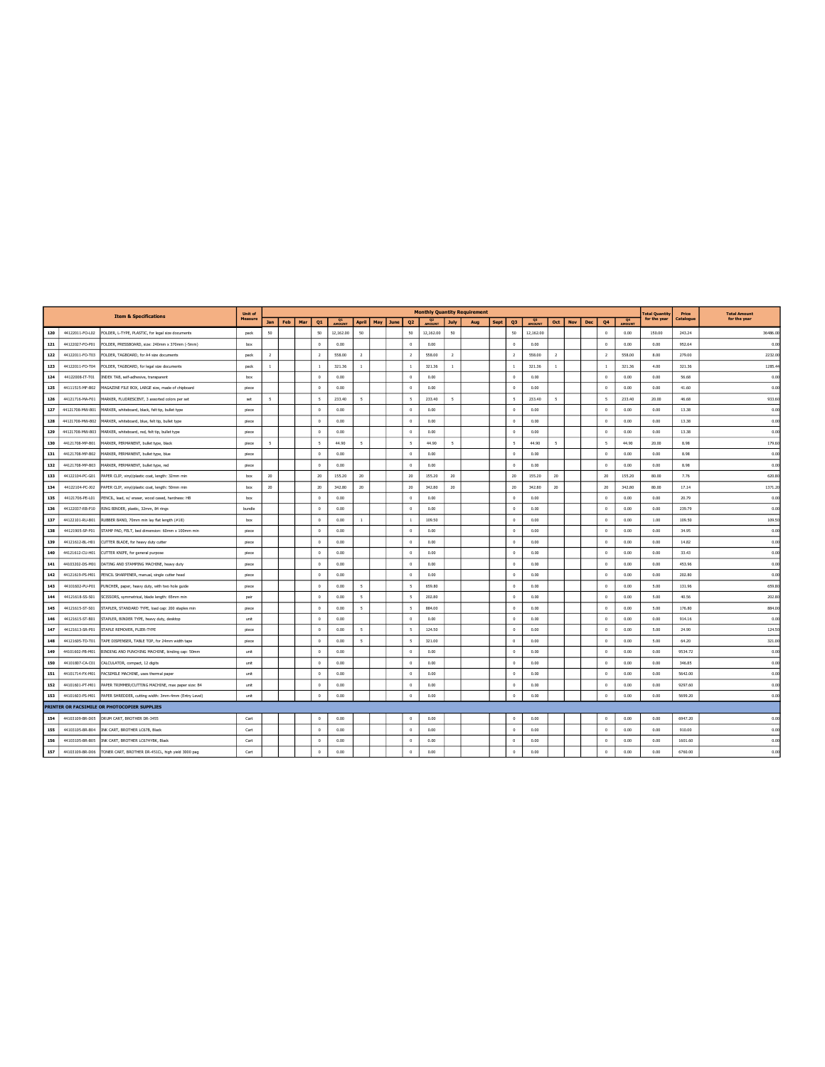| | Item & Specifications | | Unit of Measure | Monthly Quantity Requirement | | | | | | | | | | | | | | | | | | | | Total Quantity for the year | Price Catalogue | Total Amount for the year |
|---|---|---|---|---|---|---|---|---|---|---|---|---|---|---|---|---|---|---|---|---|---|---|---|---|---|---|
| | | | | Jan | Feb | Mar | Q1 | Q1 AMOUNT | April | May | June | Q2 | Q2 AMOUNT | July | Aug | Sept | Q3 | Q3 AMOUNT | Oct | Nov | Dec | Q4 | Q4 AMOUNT | | | |
| 120 | 44122011-FO-L02 | FOLDER, L-TYPE, PLASTIC, for legal size documents | pack | 50 | | | 50 | 12,162.00 | 50 | | | 50 | 12,162.00 | 50 | | | 50 | 12,162.00 | | | | 0 | 0.00 | 150.00 | 243.24 | 36486.00 |
| 121 | 44122027-FO-P01 | FOLDER, PRESSBOARD, size: 240mm x 370mm (-5mm) | box | | | | 0 | 0.00 | | | | 0 | 0.00 | | | | 0 | 0.00 | | | | 0 | 0.00 | 0.00 | 952.64 | 0.00 |
| 122 | 44122011-FO-T03 | FOLDER, TAGBOARD, for A4 size documents | pack | 2 | | | 2 | 558.00 | 2 | | | 2 | 558.00 | 2 | | | 2 | 558.00 | 2 | | | 2 | 558.00 | 8.00 | 279.00 | 2232.00 |
| 123 | 44122011-FO-T04 | FOLDER, TAGBOARD, for legal size documents | pack | 1 | | | 1 | 321.36 | 1 | | | 1 | 321.36 | 1 | | | 1 | 321.36 | 1 | | | 1 | 321.36 | 4.00 | 321.36 | 1285.44 |
| 124 | 44122008-IT-T01 | INDEX TAB, self-adhesive, transparent | box | | | | 0 | 0.00 | | | | 0 | 0.00 | | | | 0 | 0.00 | | | | 0 | 0.00 | 0.00 | 56.68 | 0.00 |
| 125 | 44111515-MF-B02 | MAGAZINE FILE BOX, LARGE size, made of chipboard | piece | | | | 0 | 0.00 | | | | 0 | 0.00 | | | | 0 | 0.00 | | | | 0 | 0.00 | 0.00 | 41.60 | 0.00 |
| 126 | 44121716-MA-F01 | MARKER, FLUORESCENT, 3 assorted colors per set | set | 5 | | | 5 | 233.40 | 5 | | | 5 | 233.40 | 5 | | | 5 | 233.40 | 5 | | | 5 | 233.40 | 20.00 | 46.68 | 933.60 |
| 127 | 44121708-MW-B01 | MARKER, whiteboard, black, felt tip, bullet type | piece | | | | 0 | 0.00 | | | | 0 | 0.00 | | | | 0 | 0.00 | | | | 0 | 0.00 | 0.00 | 13.38 | 0.00 |
| 128 | 44121708-MW-B02 | MARKER, whiteboard, blue, felt tip, bullet type | piece | | | | 0 | 0.00 | | | | 0 | 0.00 | | | | 0 | 0.00 | | | | 0 | 0.00 | 0.00 | 13.38 | 0.00 |
| 129 | 44121708-MW-B03 | MARKER, whiteboard, red, felt tip, bullet type | piece | | | | 0 | 0.00 | | | | 0 | 0.00 | | | | 0 | 0.00 | | | | 0 | 0.00 | 0.00 | 13.38 | 0.00 |
| 130 | 44121708-MP-B01 | MARKER, PERMANENT, bullet type, black | piece | 5 | | | 5 | 44.90 | 5 | | | 5 | 44.90 | 5 | | | 5 | 44.90 | 5 | | | 5 | 44.90 | 20.00 | 8.98 | 179.60 |
| 131 | 44121708-MP-B02 | MARKER, PERMANENT, bullet type, blue | piece | | | | 0 | 0.00 | | | | 0 | 0.00 | | | | 0 | 0.00 | | | | 0 | 0.00 | 0.00 | 8.98 | 0.00 |
| 132 | 44121708-MP-B03 | MARKER, PERMANENT, bullet type, red | piece | | | | 0 | 0.00 | | | | 0 | 0.00 | | | | 0 | 0.00 | | | | 0 | 0.00 | 0.00 | 8.98 | 0.00 |
| 133 | 44122104-PC-G01 | PAPER CLIP, vinyl/plastic coat, length: 32mm min | box | 20 | | | 20 | 155.20 | 20 | | | 20 | 155.20 | 20 | | | 20 | 155.20 | 20 | | | 20 | 155.20 | 80.00 | 7.76 | 620.80 |
| 134 | 44122104-PC-J02 | PAPER CLIP, vinyl/plastic coat, length: 50mm min | box | 20 | | | 20 | 342.80 | 20 | | | 20 | 342.80 | 20 | | | 20 | 342.80 | 20 | | | 20 | 342.80 | 80.00 | 17.14 | 1371.20 |
| 135 | 44121706-PE-L01 | PENCIL, lead, w/ eraser, wood cased, hardness: HB | box | | | | 0 | 0.00 | | | | 0 | 0.00 | | | | 0 | 0.00 | | | | 0 | 0.00 | 0.00 | 20.79 | 0.00 |
| 136 | 44122037-RB-P10 | RING BINDER, plastic, 32mm, 84 rings | bundle | | | | 0 | 0.00 | | | | 0 | 0.00 | | | | 0 | 0.00 | | | | 0 | 0.00 | 0.00 | 239.79 | 0.00 |
| 137 | 44122101-RU-B01 | RUBBER BAND, 70mm min lay flat length (#18) | box | | | | 0 | 0.00 | 1 | | | 1 | 109.50 | | | | 0 | 0.00 | | | | 0 | 0.00 | 1.00 | 109.50 | 109.50 |
| 138 | 44121905-SP-F01 | STAMP PAD, FELT, bed dimension: 60mm x 100mm min | piece | | | | 0 | 0.00 | | | | 0 | 0.00 | | | | 0 | 0.00 | | | | 0 | 0.00 | 0.00 | 34.95 | 0.00 |
| 139 | 44121612-BL-H01 | CUTTER BLADE, for heavy duty cutter | piece | | | | 0 | 0.00 | | | | 0 | 0.00 | | | | 0 | 0.00 | | | | 0 | 0.00 | 0.00 | 14.82 | 0.00 |
| 140 | 44121612-CU-H01 | CUTTER KNIFE, for general purpose | piece | | | | 0 | 0.00 | | | | 0 | 0.00 | | | | 0 | 0.00 | | | | 0 | 0.00 | 0.00 | 33.43 | 0.00 |
| 141 | 44103202-DS-M01 | DATING AND STAMPING MACHINE, heavy duty | piece | | | | 0 | 0.00 | | | | 0 | 0.00 | | | | 0 | 0.00 | | | | 0 | 0.00 | 0.00 | 453.96 | 0.00 |
| 142 | 44121619-PS-M01 | PENCIL SHARPENER, manual, single cutter head | piece | | | | 0 | 0.00 | | | | 0 | 0.00 | | | | 0 | 0.00 | | | | 0 | 0.00 | 0.00 | 202.80 | 0.00 |
| 143 | 44101602-PU-P01 | PUNCHER, paper, heavy duty, with two hole guide | piece | | | | 0 | 0.00 | 5 | | | 5 | 659.80 | | | | 0 | 0.00 | | | | 0 | 0.00 | 5.00 | 131.96 | 659.80 |
| 144 | 44121618-SS-S01 | SCISSORS, symmetrical, blade length: 65mm min | pair | | | | 0 | 0.00 | 5 | | | 5 | 202.80 | | | | 0 | 0.00 | | | | 0 | 0.00 | 5.00 | 40.56 | 202.80 |
| 145 | 44121615-ST-S01 | STAPLER, STANDARD TYPE, load cap: 200 staples min | piece | | | | 0 | 0.00 | 5 | | | 5 | 884.00 | | | | 0 | 0.00 | | | | 0 | 0.00 | 5.00 | 176.80 | 884.00 |
| 146 | 44121615-ST-B01 | STAPLER, BINDER TYPE, heavy duty, desktop | unit | | | | 0 | 0.00 | | | | 0 | 0.00 | | | | 0 | 0.00 | | | | 0 | 0.00 | 0.00 | 914.16 | 0.00 |
| 147 | 44121613-SR-P01 | STAPLE REMOVER, PLIER-TYPE | piece | | | | 0 | 0.00 | 5 | | | 5 | 124.50 | | | | 0 | 0.00 | | | | 0 | 0.00 | 5.00 | 24.90 | 124.50 |
| 148 | 44121605-TD-T01 | TAPE DISPENSER, TABLE TOP, for 24mm width tape | piece | | | | 0 | 0.00 | 5 | | | 5 | 321.00 | | | | 0 | 0.00 | | | | 0 | 0.00 | 5.00 | 64.20 | 321.00 |
| 149 | 44101602-PB-M01 | BINDING AND PUNCHING MACHINE, binding cap: 50mm | unit | | | | 0 | 0.00 | | | | 0 | 0.00 | | | | 0 | 0.00 | | | | 0 | 0.00 | 0.00 | 9534.72 | 0.00 |
| 150 | 44101807-CA-C01 | CALCULATOR, compact, 12 digits | unit | | | | 0 | 0.00 | | | | 0 | 0.00 | | | | 0 | 0.00 | | | | 0 | 0.00 | 0.00 | 346.85 | 0.00 |
| 151 | 44101714-FX-M01 | FACSIMILE MACHINE, uses thermal paper | unit | | | | 0 | 0.00 | | | | 0 | 0.00 | | | | 0 | 0.00 | | | | 0 | 0.00 | 0.00 | 5642.00 | 0.00 |
| 152 | 44101601-PT-M01 | PAPER TRIMMER/CUTTING MACHINE, max paper size: B4 | unit | | | | 0 | 0.00 | | | | 0 | 0.00 | | | | 0 | 0.00 | | | | 0 | 0.00 | 0.00 | 9297.60 | 0.00 |
| 153 | 44101603-PS-M01 | PAPER SHREDDER, cutting width: 3mm-4mm (Entry Level) | unit | | | | 0 | 0.00 | | | | 0 | 0.00 | | | | 0 | 0.00 | | | | 0 | 0.00 | 0.00 | 5699.20 | 0.00 |
| **PRINTER OR FACSIMILE OR PHOTOCOPIER SUPPLIES** | | | | | | | | | | | | | | | | | | | | | | | | | | |
| 154 | 44103109-BR-D05 | DRUM CART, BROTHER DR-3455 | Cart | | | | 0 | 0.00 | | | | 0 | 0.00 | | | | 0 | 0.00 | | | | 0 | 0.00 | 0.00 | 6947.20 | 0.00 |
| 155 | 44103105-BR-B04 | INK CART, BROTHER LC67B, Black | Cart | | | | 0 | 0.00 | | | | 0 | 0.00 | | | | 0 | 0.00 | | | | 0 | 0.00 | 0.00 | 910.00 | 0.00 |
| 156 | 44103105-BR-B05 | INK CART, BROTHER LC67HYBK, Black | Cart | | | | 0 | 0.00 | | | | 0 | 0.00 | | | | 0 | 0.00 | | | | 0 | 0.00 | 0.00 | 1601.60 | 0.00 |
| 157 | 44103109-BR-D06 | TONER CART, BROTHER DR-451CL, high yield 3000 pag | Cart | | | | 0 | 0.00 | | | | 0 | 0.00 | | | | 0 | 0.00 | | | | 0 | 0.00 | 0.00 | 6760.00 | 0.00 |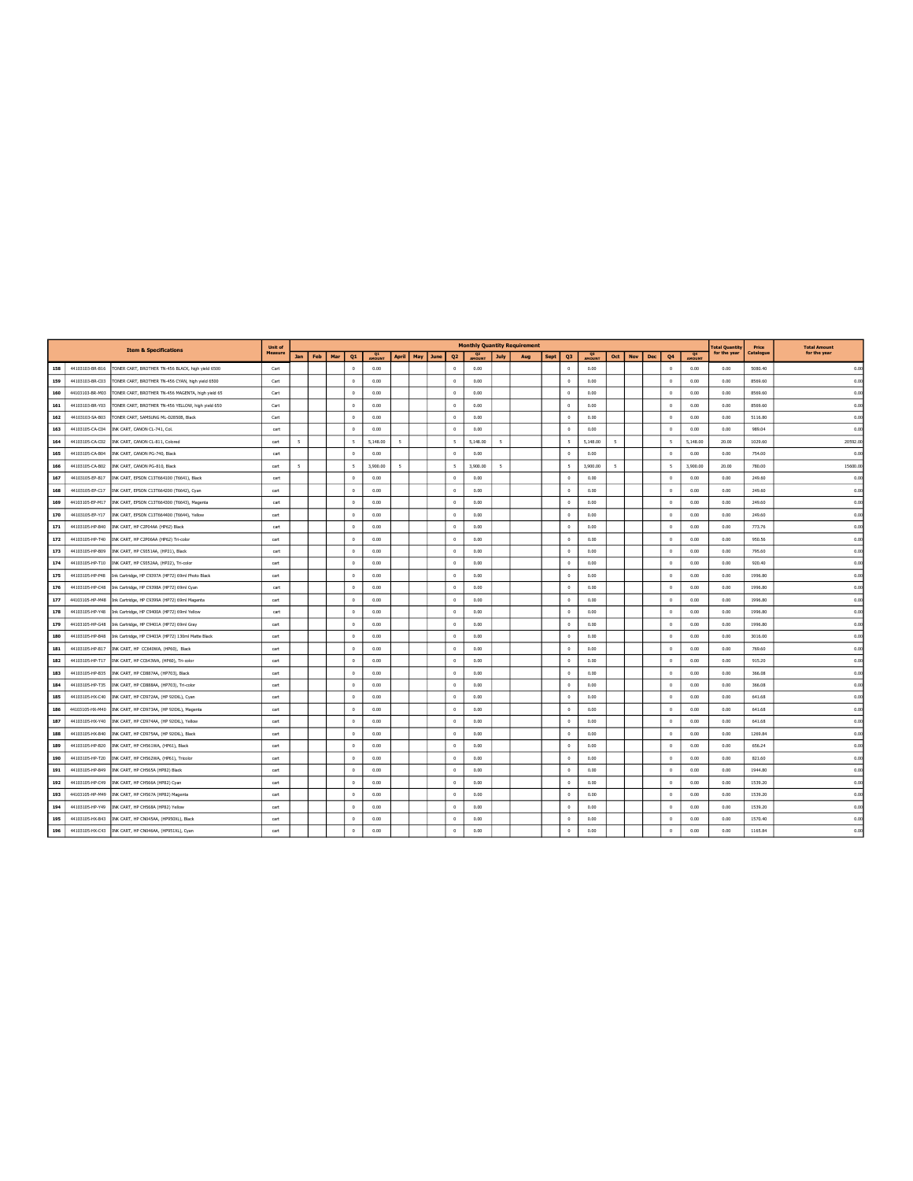| | Item & Specifications | | Unit of Measure | Monthly Quantity Requirement | | | | | | | | | | | | | | | | | | | | Total Quantity for the year | Price Catalogue | Total Amount for the year |
|---|---|---|---|---|---|---|---|---|---|---|---|---|---|---|---|---|---|---|---|---|---|---|---|---|---|---|
| | | | | Jan | Feb | Mar | Q1 | Q1 AMOUNT | April | May | June | Q2 | Q2 AMOUNT | July | Aug | Sept | Q3 | Q3 AMOUNT | Oct | Nov | Dec | Q4 | Q4 AMOUNT | | | |
| 158 | 44103103-BR-B16 | TONER CART, BROTHER TN-456 BLACK, high yield 6500 | Cart | | | | 0 | 0.00 | | | | 0 | 0.00 | | | | 0 | 0.00 | | | | 0 | 0.00 | 0.00 | 5080.40 | 0.00 |
| 159 | 44103103-BR-C03 | TONER CART, BROTHER TN-456 CYAN, high yield 6500 | Cart | | | | 0 | 0.00 | | | | 0 | 0.00 | | | | 0 | 0.00 | | | | 0 | 0.00 | 0.00 | 8569.60 | 0.00 |
| 160 | 44103103-BR-M03 | TONER CART, BROTHER TN-456 MAGENTA, high yield 65 | Cart | | | | 0 | 0.00 | | | | 0 | 0.00 | | | | 0 | 0.00 | | | | 0 | 0.00 | 0.00 | 8569.60 | 0.00 |
| 161 | 44103103-BR-Y03 | TONER CART, BROTHER TN-456 YELLOW, high yield 650 | Cart | | | | 0 | 0.00 | | | | 0 | 0.00 | | | | 0 | 0.00 | | | | 0 | 0.00 | 0.00 | 8569.60 | 0.00 |
| 162 | 44103103-SA-B03 | TONER CART, SAMSUNG ML-D2850B, Black | Cart | | | | 0 | 0.00 | | | | 0 | 0.00 | | | | 0 | 0.00 | | | | 0 | 0.00 | 0.00 | 5116.80 | 0.00 |
| 163 | 44103105-CA-C04 | INK CART, CANON CL-741, Col. | cart | | | | 0 | 0.00 | | | | 0 | 0.00 | | | | 0 | 0.00 | | | | 0 | 0.00 | 0.00 | 989.04 | 0.00 |
| 164 | 44103105-CA-C02 | INK CART, CANON CL-811, Colored | cart | 5 | | | 5 | 5,148.00 | 5 | | | 5 | 5,148.00 | 5 | | | 5 | 5,148.00 | 5 | | | 5 | 5,148.00 | 20.00 | 1029.60 | 20592.00 |
| 165 | 44103105-CA-B04 | INK CART, CANON PG-740, Black | cart | | | | 0 | 0.00 | | | | 0 | 0.00 | | | | 0 | 0.00 | | | | 0 | 0.00 | 0.00 | 754.00 | 0.00 |
| 166 | 44103105-CA-B02 | INK CART, CANON PG-810, Black | cart | 5 | | | 5 | 3,900.00 | 5 | | | 5 | 3,900.00 | 5 | | | 5 | 3,900.00 | 5 | | | 5 | 3,900.00 | 20.00 | 780.00 | 15600.00 |
| 167 | 44103105-EP-B17 | INK CART, EPSON C13T664100 (T6641), Black | cart | | | | 0 | 0.00 | | | | 0 | 0.00 | | | | 0 | 0.00 | | | | 0 | 0.00 | 0.00 | 249.60 | 0.00 |
| 168 | 44103105-EP-C17 | INK CART, EPSON C13T664200 (T6642), Cyan | cart | | | | 0 | 0.00 | | | | 0 | 0.00 | | | | 0 | 0.00 | | | | 0 | 0.00 | 0.00 | 249.60 | 0.00 |
| 169 | 44103105-EP-M17 | INK CART, EPSON C13T664300 (T6643), Magenta | cart | | | | 0 | 0.00 | | | | 0 | 0.00 | | | | 0 | 0.00 | | | | 0 | 0.00 | 0.00 | 249.60 | 0.00 |
| 170 | 44103105-EP-Y17 | INK CART, EPSON C13T664400 (T6644), Yellow | cart | | | | 0 | 0.00 | | | | 0 | 0.00 | | | | 0 | 0.00 | | | | 0 | 0.00 | 0.00 | 249.60 | 0.00 |
| 171 | 44103105-HP-B40 | INK CART, HP C2P04AA (HP62) Black | cart | | | | 0 | 0.00 | | | | 0 | 0.00 | | | | 0 | 0.00 | | | | 0 | 0.00 | 0.00 | 773.76 | 0.00 |
| 172 | 44103105-HP-T40 | INK CART, HP C2P06AA (HP62) Tri-color | cart | | | | 0 | 0.00 | | | | 0 | 0.00 | | | | 0 | 0.00 | | | | 0 | 0.00 | 0.00 | 950.56 | 0.00 |
| 173 | 44103105-HP-B09 | INK CART, HP C9351AA, (HP21), Black | cart | | | | 0 | 0.00 | | | | 0 | 0.00 | | | | 0 | 0.00 | | | | 0 | 0.00 | 0.00 | 795.60 | 0.00 |
| 174 | 44103105-HP-T10 | INK CART, HP C9352AA, (HP22), Tri-color | cart | | | | 0 | 0.00 | | | | 0 | 0.00 | | | | 0 | 0.00 | | | | 0 | 0.00 | 0.00 | 920.40 | 0.00 |
| 175 | 44103105-HP-P48 | Ink Cartridge, HP C9397A (HP72) 69ml Photo Black | cart | | | | 0 | 0.00 | | | | 0 | 0.00 | | | | 0 | 0.00 | | | | 0 | 0.00 | 0.00 | 1996.80 | 0.00 |
| 176 | 44103105-HP-C48 | Ink Cartridge, HP C9398A (HP72) 69ml Cyan | cart | | | | 0 | 0.00 | | | | 0 | 0.00 | | | | 0 | 0.00 | | | | 0 | 0.00 | 0.00 | 1996.80 | 0.00 |
| 177 | 44103105-HP-M48 | Ink Cartridge, HP C9399A (HP72) 69ml Magenta | cart | | | | 0 | 0.00 | | | | 0 | 0.00 | | | | 0 | 0.00 | | | | 0 | 0.00 | 0.00 | 1996.80 | 0.00 |
| 178 | 44103105-HP-Y48 | Ink Cartridge, HP C9400A (HP72) 69ml Yellow | cart | | | | 0 | 0.00 | | | | 0 | 0.00 | | | | 0 | 0.00 | | | | 0 | 0.00 | 0.00 | 1996.80 | 0.00 |
| 179 | 44103105-HP-G48 | Ink Cartridge, HP C9401A (HP72) 69ml Gray | cart | | | | 0 | 0.00 | | | | 0 | 0.00 | | | | 0 | 0.00 | | | | 0 | 0.00 | 0.00 | 1996.80 | 0.00 |
| 180 | 44103105-HP-B48 | Ink Cartridge, HP C9403A (HP72) 130ml Matte Black | cart | | | | 0 | 0.00 | | | | 0 | 0.00 | | | | 0 | 0.00 | | | | 0 | 0.00 | 0.00 | 3016.00 | 0.00 |
| 181 | 44103105-HP-B17 | INK CART, HP CC640WA, (HP60), Black | cart | | | | 0 | 0.00 | | | | 0 | 0.00 | | | | 0 | 0.00 | | | | 0 | 0.00 | 0.00 | 769.60 | 0.00 |
| 182 | 44103105-HP-T17 | INK CART, HP CC643WA, (HP60), Tri-color | cart | | | | 0 | 0.00 | | | | 0 | 0.00 | | | | 0 | 0.00 | | | | 0 | 0.00 | 0.00 | 915.20 | 0.00 |
| 183 | 44103105-HP-B35 | INK CART, HP CD887AA, (HP703), Black | cart | | | | 0 | 0.00 | | | | 0 | 0.00 | | | | 0 | 0.00 | | | | 0 | 0.00 | 0.00 | 366.08 | 0.00 |
| 184 | 44103105-HP-T35 | INK CART, HP CD888AA, (HP703), Tri-color | cart | | | | 0 | 0.00 | | | | 0 | 0.00 | | | | 0 | 0.00 | | | | 0 | 0.00 | 0.00 | 366.08 | 0.00 |
| 185 | 44103105-HX-C40 | INK CART, HP CD972AA, (HP 920XL), Cyan | cart | | | | 0 | 0.00 | | | | 0 | 0.00 | | | | 0 | 0.00 | | | | 0 | 0.00 | 0.00 | 641.68 | 0.00 |
| 186 | 44103105-HX-M40 | INK CART, HP CD973AA, (HP 920XL), Magenta | cart | | | | 0 | 0.00 | | | | 0 | 0.00 | | | | 0 | 0.00 | | | | 0 | 0.00 | 0.00 | 641.68 | 0.00 |
| 187 | 44103105-HX-Y40 | INK CART, HP CD974AA, (HP 920XL), Yellow | cart | | | | 0 | 0.00 | | | | 0 | 0.00 | | | | 0 | 0.00 | | | | 0 | 0.00 | 0.00 | 641.68 | 0.00 |
| 188 | 44103105-HX-B40 | INK CART, HP CD975AA, (HP 920XL), Black | cart | | | | 0 | 0.00 | | | | 0 | 0.00 | | | | 0 | 0.00 | | | | 0 | 0.00 | 0.00 | 1269.84 | 0.00 |
| 189 | 44103105-HP-B20 | INK CART, HP CH561WA, (HP61), Black | cart | | | | 0 | 0.00 | | | | 0 | 0.00 | | | | 0 | 0.00 | | | | 0 | 0.00 | 0.00 | 656.24 | 0.00 |
| 190 | 44103105-HP-T20 | INK CART, HP CH562WA, (HP61), Tricolor | cart | | | | 0 | 0.00 | | | | 0 | 0.00 | | | | 0 | 0.00 | | | | 0 | 0.00 | 0.00 | 821.60 | 0.00 |
| 191 | 44103105-HP-B49 | INK CART, HP CH565A (HP82) Black | cart | | | | 0 | 0.00 | | | | 0 | 0.00 | | | | 0 | 0.00 | | | | 0 | 0.00 | 0.00 | 1944.80 | 0.00 |
| 192 | 44103105-HP-C49 | INK CART, HP CH566A (HP82) Cyan | cart | | | | 0 | 0.00 | | | | 0 | 0.00 | | | | 0 | 0.00 | | | | 0 | 0.00 | 0.00 | 1539.20 | 0.00 |
| 193 | 44103105-HP-M49 | INK CART, HP CH567A (HP82) Magenta | cart | | | | 0 | 0.00 | | | | 0 | 0.00 | | | | 0 | 0.00 | | | | 0 | 0.00 | 0.00 | 1539.20 | 0.00 |
| 194 | 44103105-HP-Y49 | INK CART, HP CH568A (HP82) Yellow | cart | | | | 0 | 0.00 | | | | 0 | 0.00 | | | | 0 | 0.00 | | | | 0 | 0.00 | 0.00 | 1539.20 | 0.00 |
| 195 | 44103105-HX-B43 | INK CART, HP CN045AA, (HP950XL), Black | cart | | | | 0 | 0.00 | | | | 0 | 0.00 | | | | 0 | 0.00 | | | | 0 | 0.00 | 0.00 | 1570.40 | 0.00 |
| 196 | 44103105-HX-C43 | INK CART, HP CN046AA, (HP951XL), Cyan | cart | | | | 0 | 0.00 | | | | 0 | 0.00 | | | | 0 | 0.00 | | | | 0 | 0.00 | 0.00 | 1165.84 | 0.00 |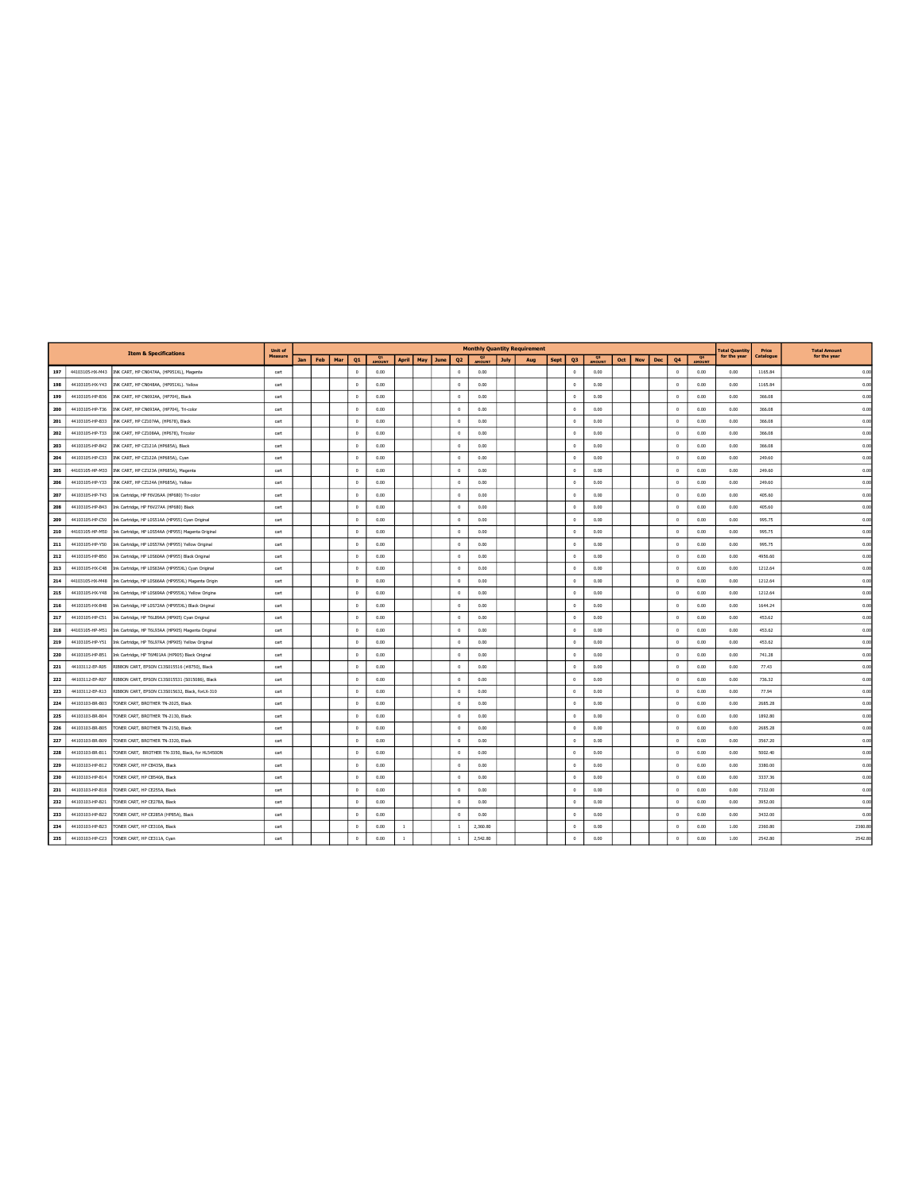| | Item & Specifications | | Unit of Measure | Monthly Quantity Requirement | | | | | | | | | | | | | | | | | | | | Total Quantity for the year | Price Catalogue | Total Amount for the year |
|---|---|---|---|---|---|---|---|---|---|---|---|---|---|---|---|---|---|---|---|---|---|---|---|---|---|---|
| | | | | Jan | Feb | Mar | Q1 | Q1 AMOUNT | April | May | June | Q2 | Q2 AMOUNT | July | Aug | Sept | Q3 | Q3 AMOUNT | Oct | Nov | Dec | Q4 | Q4 AMOUNT | | | |
| 197 | 44103105-HX-M43 | INK CART, HP CN047AA, (HP951XL), Magenta | cart | | | | 0 | 0.00 | | | | 0 | 0.00 | | | | 0 | 0.00 | | | | 0 | 0.00 | 0.00 | 1165.84 | 0.00 |
| 198 | 44103105-HX-Y43 | INK CART, HP CN048AA, (HP951XL). Yellow | cart | | | | 0 | 0.00 | | | | 0 | 0.00 | | | | 0 | 0.00 | | | | 0 | 0.00 | 0.00 | 1165.84 | 0.00 |
| 199 | 44103105-HP-B36 | INK CART, HP CN692AA, (HP704), Black | cart | | | | 0 | 0.00 | | | | 0 | 0.00 | | | | 0 | 0.00 | | | | 0 | 0.00 | 0.00 | 366.08 | 0.00 |
| 200 | 44103105-HP-T36 | INK CART, HP CN693AA, (HP704), Tri-color | cart | | | | 0 | 0.00 | | | | 0 | 0.00 | | | | 0 | 0.00 | | | | 0 | 0.00 | 0.00 | 366.08 | 0.00 |
| 201 | 44103105-HP-B33 | INK CART, HP CZ107AA, (HP678), Black | cart | | | | 0 | 0.00 | | | | 0 | 0.00 | | | | 0 | 0.00 | | | | 0 | 0.00 | 0.00 | 366.08 | 0.00 |
| 202 | 44103105-HP-T33 | INK CART, HP CZ108AA, (HP678), Tricolor | cart | | | | 0 | 0.00 | | | | 0 | 0.00 | | | | 0 | 0.00 | | | | 0 | 0.00 | 0.00 | 366.08 | 0.00 |
| 203 | 44103105-HP-B42 | INK CART, HP CZ121A (HP685A), Black | cart | | | | 0 | 0.00 | | | | 0 | 0.00 | | | | 0 | 0.00 | | | | 0 | 0.00 | 0.00 | 366.08 | 0.00 |
| 204 | 44103105-HP-C33 | INK CART, HP CZ122A (HP685A), Cyan | cart | | | | 0 | 0.00 | | | | 0 | 0.00 | | | | 0 | 0.00 | | | | 0 | 0.00 | 0.00 | 249.60 | 0.00 |
| 205 | 44103105-HP-M33 | INK CART, HP CZ123A (HP685A), Magenta | cart | | | | 0 | 0.00 | | | | 0 | 0.00 | | | | 0 | 0.00 | | | | 0 | 0.00 | 0.00 | 249.60 | 0.00 |
| 206 | 44103105-HP-Y33 | INK CART, HP CZ124A (HP685A), Yellow | cart | | | | 0 | 0.00 | | | | 0 | 0.00 | | | | 0 | 0.00 | | | | 0 | 0.00 | 0.00 | 249.60 | 0.00 |
| 207 | 44103105-HP-T43 | Ink Cartridge, HP F6V26AA (HP680) Tri-color | cart | | | | 0 | 0.00 | | | | 0 | 0.00 | | | | 0 | 0.00 | | | | 0 | 0.00 | 0.00 | 405.60 | 0.00 |
| 208 | 44103105-HP-B43 | Ink Cartridge, HP F6V27AA (HP680) Black | cart | | | | 0 | 0.00 | | | | 0 | 0.00 | | | | 0 | 0.00 | | | | 0 | 0.00 | 0.00 | 405.60 | 0.00 |
| 209 | 44103105-HP-C50 | Ink Cartridge, HP L0S51AA (HP955) Cyan Original | cart | | | | 0 | 0.00 | | | | 0 | 0.00 | | | | 0 | 0.00 | | | | 0 | 0.00 | 0.00 | 995.75 | 0.00 |
| 210 | 44103105-HP-M50 | Ink Cartridge, HP L0S54AA (HP955) Magenta Original | cart | | | | 0 | 0.00 | | | | 0 | 0.00 | | | | 0 | 0.00 | | | | 0 | 0.00 | 0.00 | 995.75 | 0.00 |
| 211 | 44103105-HP-Y50 | Ink Cartridge, HP L0S57AA (HP955) Yellow Original | cart | | | | 0 | 0.00 | | | | 0 | 0.00 | | | | 0 | 0.00 | | | | 0 | 0.00 | 0.00 | 995.75 | 0.00 |
| 212 | 44103105-HP-B50 | Ink Cartridge, HP L0S60AA (HP955) Black Original | cart | | | | 0 | 0.00 | | | | 0 | 0.00 | | | | 0 | 0.00 | | | | 0 | 0.00 | 0.00 | 4956.60 | 0.00 |
| 213 | 44103105-HX-C48 | Ink Cartridge, HP L0S63AA (HP955XL) Cyan Original | cart | | | | 0 | 0.00 | | | | 0 | 0.00 | | | | 0 | 0.00 | | | | 0 | 0.00 | 0.00 | 1212.64 | 0.00 |
| 214 | 44103105-HX-M48 | Ink Cartridge, HP L0S66AA (HP955XL) Magenta Origin | cart | | | | 0 | 0.00 | | | | 0 | 0.00 | | | | 0 | 0.00 | | | | 0 | 0.00 | 0.00 | 1212.64 | 0.00 |
| 215 | 44103105-HX-Y48 | Ink Cartridge, HP L0S69AA (HP955XL) Yellow Origina | cart | | | | 0 | 0.00 | | | | 0 | 0.00 | | | | 0 | 0.00 | | | | 0 | 0.00 | 0.00 | 1212.64 | 0.00 |
| 216 | 44103105-HX-B48 | Ink Cartridge, HP L0S72AA (HP955XL) Black Original | cart | | | | 0 | 0.00 | | | | 0 | 0.00 | | | | 0 | 0.00 | | | | 0 | 0.00 | 0.00 | 1644.24 | 0.00 |
| 217 | 44103105-HP-C51 | Ink Cartridge, HP T6L89AA (HP905) Cyan Original | cart | | | | 0 | 0.00 | | | | 0 | 0.00 | | | | 0 | 0.00 | | | | 0 | 0.00 | 0.00 | 453.62 | 0.00 |
| 218 | 44103105-HP-M51 | Ink Cartridge, HP T6L93AA (HP905) Magenta Original | cart | | | | 0 | 0.00 | | | | 0 | 0.00 | | | | 0 | 0.00 | | | | 0 | 0.00 | 0.00 | 453.62 | 0.00 |
| 219 | 44103105-HP-Y51 | Ink Cartridge, HP T6L97AA (HP905) Yellow Original | cart | | | | 0 | 0.00 | | | | 0 | 0.00 | | | | 0 | 0.00 | | | | 0 | 0.00 | 0.00 | 453.62 | 0.00 |
| 220 | 44103105-HP-B51 | Ink Cartridge, HP T6M01AA (HP905) Black Original | cart | | | | 0 | 0.00 | | | | 0 | 0.00 | | | | 0 | 0.00 | | | | 0 | 0.00 | 0.00 | 741.28 | 0.00 |
| 221 | 44103112-EP-R05 | RIBBON CART, EPSON C13S015516 (#8750), Black | cart | | | | 0 | 0.00 | | | | 0 | 0.00 | | | | 0 | 0.00 | | | | 0 | 0.00 | 0.00 | 77.43 | 0.00 |
| 222 | 44103112-EP-R07 | RIBBON CART, EPSON C13S015531 (S015086), Black | cart | | | | 0 | 0.00 | | | | 0 | 0.00 | | | | 0 | 0.00 | | | | 0 | 0.00 | 0.00 | 736.32 | 0.00 |
| 223 | 44103112-EP-R13 | RIBBON CART, EPSON C13S015632, Black, forLX-310 | cart | | | | 0 | 0.00 | | | | 0 | 0.00 | | | | 0 | 0.00 | | | | 0 | 0.00 | 0.00 | 77.94 | 0.00 |
| 224 | 44103103-BR-B03 | TONER CART, BROTHER TN-2025, Black | cart | | | | 0 | 0.00 | | | | 0 | 0.00 | | | | 0 | 0.00 | | | | 0 | 0.00 | 0.00 | 2685.28 | 0.00 |
| 225 | 44103103-BR-B04 | TONER CART, BROTHER TN-2130, Black | cart | | | | 0 | 0.00 | | | | 0 | 0.00 | | | | 0 | 0.00 | | | | 0 | 0.00 | 0.00 | 1892.80 | 0.00 |
| 226 | 44103103-BR-B05 | TONER CART, BROTHER TN-2150, Black | cart | | | | 0 | 0.00 | | | | 0 | 0.00 | | | | 0 | 0.00 | | | | 0 | 0.00 | 0.00 | 2685.28 | 0.00 |
| 227 | 44103103-BR-B09 | TONER CART, BROTHER TN-3320, Black | cart | | | | 0 | 0.00 | | | | 0 | 0.00 | | | | 0 | 0.00 | | | | 0 | 0.00 | 0.00 | 3567.20 | 0.00 |
| 228 | 44103103-BR-B11 | TONER CART, BROTHER TN-3350, Black, for HL5450DN | cart | | | | 0 | 0.00 | | | | 0 | 0.00 | | | | 0 | 0.00 | | | | 0 | 0.00 | 0.00 | 5002.40 | 0.00 |
| 229 | 44103103-HP-B12 | TONER CART, HP CB435A, Black | cart | | | | 0 | 0.00 | | | | 0 | 0.00 | | | | 0 | 0.00 | | | | 0 | 0.00 | 0.00 | 3380.00 | 0.00 |
| 230 | 44103103-HP-B14 | TONER CART, HP CB540A, Black | cart | | | | 0 | 0.00 | | | | 0 | 0.00 | | | | 0 | 0.00 | | | | 0 | 0.00 | 0.00 | 3337.36 | 0.00 |
| 231 | 44103103-HP-B18 | TONER CART, HP CE255A, Black | cart | | | | 0 | 0.00 | | | | 0 | 0.00 | | | | 0 | 0.00 | | | | 0 | 0.00 | 0.00 | 7332.00 | 0.00 |
| 232 | 44103103-HP-B21 | TONER CART, HP CE278A, Black | cart | | | | 0 | 0.00 | | | | 0 | 0.00 | | | | 0 | 0.00 | | | | 0 | 0.00 | 0.00 | 3952.00 | 0.00 |
| 233 | 44103103-HP-B22 | TONER CART, HP CE285A (HP85A), Black | cart | | | | 0 | 0.00 | | | | 0 | 0.00 | | | | 0 | 0.00 | | | | 0 | 0.00 | 0.00 | 3432.00 | 0.00 |
| 234 | 44103103-HP-B23 | TONER CART, HP CE310A, Black | cart | | | | 0 | 0.00 | 1 | | | 1 | 2,360.80 | | | | 0 | 0.00 | | | | 0 | 0.00 | 1.00 | 2360.80 | 2360.80 |
| 235 | 44103103-HP-C23 | TONER CART, HP CE311A, Cyan | cart | | | | 0 | 0.00 | 1 | | | 1 | 2,542.80 | | | | 0 | 0.00 | | | | 0 | 0.00 | 1.00 | 2542.80 | 2542.80 |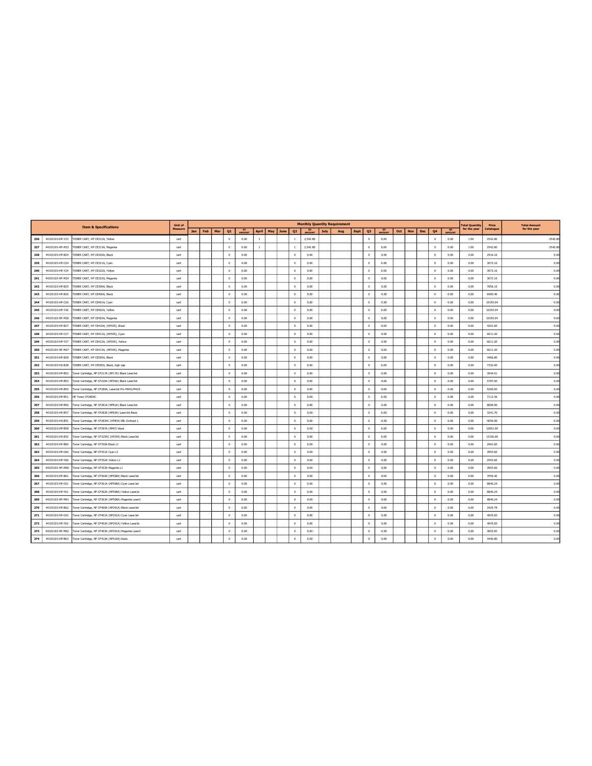| | Item & Specifications | | Unit of Measure | Monthly Quantity Requirement | | | | | | | | | | | | | | | | | | | | Total Quantity for the year | Price Catalogue | Total Amount for the year |
|---|---|---|---|---|---|---|---|---|---|---|---|---|---|---|---|---|---|---|---|---|---|---|---|---|---|---|
| | | | | Jan | Feb | Mar | Q1 | Q1 AMOUNT | April | May | June | Q2 | Q2 AMOUNT | July | Aug | Sept | Q3 | Q3 AMOUNT | Oct | Nov | Dec | Q4 | Q4 AMOUNT | | | |
| 236 | 44103103-HP-Y23 | TONER CART, HP CE312A, Yellow | cart | | | | 0 | 0.00 | 1 | | | 1 | 2,542.80 | | | | 0 | 0.00 | | | | 0 | 0.00 | 1.00 | 2542.80 | 2542.80 |
| 237 | 44103103-HP-M23 | TONER CART, HP CE313A, Magenta | cart | | | | 0 | 0.00 | 1 | | | 1 | 2,542.80 | | | | 0 | 0.00 | | | | 0 | 0.00 | 1.00 | 2542.80 | 2542.80 |
| 238 | 44103103-HP-B24 | TONER CART, HP CE320A, Black | cart | | | | 0 | 0.00 | | | | 0 | 0.00 | | | | 0 | 0.00 | | | | 0 | 0.00 | 0.00 | 2916.16 | 0.00 |
| 239 | 44103103-HP-C24 | TONER CART, HP CE321A, Cyan | cart | | | | 0 | 0.00 | | | | 0 | 0.00 | | | | 0 | 0.00 | | | | 0 | 0.00 | 0.00 | 3072.16 | 0.00 |
| 240 | 44103103-HP-Y24 | TONER CART, HP CE322A, Yellow | cart | | | | 0 | 0.00 | | | | 0 | 0.00 | | | | 0 | 0.00 | | | | 0 | 0.00 | 0.00 | 3072.16 | 0.00 |
| 241 | 44103103-HP-M24 | TONER CART, HP CE323A, Magenta | cart | | | | 0 | 0.00 | | | | 0 | 0.00 | | | | 0 | 0.00 | | | | 0 | 0.00 | 0.00 | 3072.16 | 0.00 |
| 242 | 44103103-HP-B25 | TONER CART, HP CE390A, Black | cart | | | | 0 | 0.00 | | | | 0 | 0.00 | | | | 0 | 0.00 | | | | 0 | 0.00 | 0.00 | 7856.16 | 0.00 |
| 243 | 44103103-HP-B26 | TONER CART, HP CE400A, Black | cart | | | | 0 | 0.00 | | | | 0 | 0.00 | | | | 0 | 0.00 | | | | 0 | 0.00 | 0.00 | 6900.40 | 0.00 |
| 244 | 44103103-HP-C26 | TONER CART, HP CE401A, Cyan | cart | | | | 0 | 0.00 | | | | 0 | 0.00 | | | | 0 | 0.00 | | | | 0 | 0.00 | 0.00 | 10193.04 | 0.00 |
| 245 | 44103103-HP-Y26 | TONER CART, HP CE402A, Yellow | cart | | | | 0 | 0.00 | | | | 0 | 0.00 | | | | 0 | 0.00 | | | | 0 | 0.00 | 0.00 | 10193.04 | 0.00 |
| 246 | 44103103-HP-M26 | TONER CART, HP CE403A, Magenta | cart | | | | 0 | 0.00 | | | | 0 | 0.00 | | | | 0 | 0.00 | | | | 0 | 0.00 | 0.00 | 10193.04 | 0.00 |
| 247 | 44103103-HP-B27 | TONER CART, HP CE410A, (HP305), Black | cart | | | | 0 | 0.00 | | | | 0 | 0.00 | | | | 0 | 0.00 | | | | 0 | 0.00 | 0.00 | 4201.60 | 0.00 |
| 248 | 44103103-HP-C27 | TONER CART, HP CE411A, (HP305), Cyan | cart | | | | 0 | 0.00 | | | | 0 | 0.00 | | | | 0 | 0.00 | | | | 0 | 0.00 | 0.00 | 6011.20 | 0.00 |
| 249 | 44103103-HP-Y27 | TONER CART, HP CE412A, (HP305), Yellow | cart | | | | 0 | 0.00 | | | | 0 | 0.00 | | | | 0 | 0.00 | | | | 0 | 0.00 | 0.00 | 6011.20 | 0.00 |
| 250 | 44103103-HP-M27 | TONER CART, HP CE413A, (HP305), Magenta | cart | | | | 0 | 0.00 | | | | 0 | 0.00 | | | | 0 | 0.00 | | | | 0 | 0.00 | 0.00 | 6011.20 | 0.00 |
| 251 | 44103103-HP-B28 | TONER CART, HP CE505A, Black | cart | | | | 0 | 0.00 | | | | 0 | 0.00 | | | | 0 | 0.00 | | | | 0 | 0.00 | 0.00 | 4466.80 | 0.00 |
| 252 | 44103103-HX-B28 | TONER CART, HP CE505X, Black, high cap | cart | | | | 0 | 0.00 | | | | 0 | 0.00 | | | | 0 | 0.00 | | | | 0 | 0.00 | 0.00 | 7332.00 | 0.00 |
| 253 | 44103103-HP-B52 | Toner Cartridge, HP CF217A (HP17A) Black LaserJet | cart | | | | 0 | 0.00 | | | | 0 | 0.00 | | | | 0 | 0.00 | | | | 0 | 0.00 | 0.00 | 3044.01 | 0.00 |
| 254 | 44103103-HP-B53 | Toner Cartridge, HP CF226A (HP26A) Black LaserJet | cart | | | | 0 | 0.00 | | | | 0 | 0.00 | | | | 0 | 0.00 | | | | 0 | 0.00 | 0.00 | 5787.60 | 0.00 |
| 255 | 44103103-HP-B55 | Toner Cartridge, HP CF280A, LaserJet Pro M401/M425 | cart | | | | 0 | 0.00 | | | | 0 | 0.00 | | | | 0 | 0.00 | | | | 0 | 0.00 | 0.00 | 5200.00 | 0.00 |
| 256 | 44103103-HP-B51 | HP Toner CF280XC | cart | | | | 0 | 0.00 | | | | 0 | 0.00 | | | | 0 | 0.00 | | | | 0 | 0.00 | 0.00 | 7112.56 | 0.00 |
| 257 | 44103103-HP-B56 | Toner Cartridge, HP CF281A (HP81A) Black LaserJet | cart | | | | 0 | 0.00 | | | | 0 | 0.00 | | | | 0 | 0.00 | | | | 0 | 0.00 | 0.00 | 8606.00 | 0.00 |
| 258 | 44103103-HP-B57 | Toner Cartridge, HP CF283A (HP83A) LaserJet Black | cart | | | | 0 | 0.00 | | | | 0 | 0.00 | | | | 0 | 0.00 | | | | 0 | 0.00 | 0.00 | 3241.70 | 0.00 |
| 259 | 44103103-HX-B51 | Toner Cartridge, HP CF283XC (HP83X) Blk Contract L | cart | | | | 0 | 0.00 | | | | 0 | 0.00 | | | | 0 | 0.00 | | | | 0 | 0.00 | 0.00 | 4056.00 | 0.00 |
| 260 | 44103103-HP-B58 | Toner Cartridge, HP CF287A (HP87) black | cart | | | | 0 | 0.00 | | | | 0 | 0.00 | | | | 0 | 0.00 | | | | 0 | 0.00 | 0.00 | 10051.00 | 0.00 |
| 261 | 44103103-HX-B52 | Toner Cartridge, HP CF325XC (HP25X) Black LaserJet | cart | | | | 0 | 0.00 | | | | 0 | 0.00 | | | | 0 | 0.00 | | | | 0 | 0.00 | 0.00 | 13156.00 | 0.00 |
| 262 | 44103103-HP-B60 | Toner Cartridge, HP CF350A Black LJ | cart | | | | 0 | 0.00 | | | | 0 | 0.00 | | | | 0 | 0.00 | | | | 0 | 0.00 | 0.00 | 2901.60 | 0.00 |
| 263 | 44103103-HP-C60 | Toner Cartridge, HP CF351A Cyan LJ | cart | | | | 0 | 0.00 | | | | 0 | 0.00 | | | | 0 | 0.00 | | | | 0 | 0.00 | 0.00 | 2953.60 | 0.00 |
| 264 | 44103103-HP-Y60 | Toner Cartridge, HP CF352A Yellow LJ | cart | | | | 0 | 0.00 | | | | 0 | 0.00 | | | | 0 | 0.00 | | | | 0 | 0.00 | 0.00 | 2953.60 | 0.00 |
| 265 | 44103103-HP-M60 | Toner Cartridge, HP CF353A Magenta LJ | cart | | | | 0 | 0.00 | | | | 0 | 0.00 | | | | 0 | 0.00 | | | | 0 | 0.00 | 0.00 | 2953.60 | 0.00 |
| 266 | 44103103-HP-B61 | Toner Cartridge, HP CF360A (HP508A) Black LaserJet | cart | | | | 0 | 0.00 | | | | 0 | 0.00 | | | | 0 | 0.00 | | | | 0 | 0.00 | 0.00 | 7056.40 | 0.00 |
| 267 | 44103103-HP-C61 | Toner Cartridge, HP CF361A (HP508A) Cyan LaserJet | cart | | | | 0 | 0.00 | | | | 0 | 0.00 | | | | 0 | 0.00 | | | | 0 | 0.00 | 0.00 | 8846.24 | 0.00 |
| 268 | 44103103-HP-Y61 | Toner Cartridge, HP CF362A (HP508A) Yellow LaserJe | cart | | | | 0 | 0.00 | | | | 0 | 0.00 | | | | 0 | 0.00 | | | | 0 | 0.00 | 0.00 | 8846.24 | 0.00 |
| 269 | 44103103-HP-M61 | Toner Cartridge, HP CF363A (HP508A) Magenta LaserJ | cart | | | | 0 | 0.00 | | | | 0 | 0.00 | | | | 0 | 0.00 | | | | 0 | 0.00 | 0.00 | 8846.24 | 0.00 |
| 270 | 44103103-HP-B62 | Toner Cartridge, HP CF400A (HP201A) Black LaserJet | cart | | | | 0 | 0.00 | | | | 0 | 0.00 | | | | 0 | 0.00 | | | | 0 | 0.00 | 0.00 | 3429.78 | 0.00 |
| 271 | 44103103-HP-C62 | Toner Cartridge, HP CF401A (HP201A) Cyan LaserJet | cart | | | | 0 | 0.00 | | | | 0 | 0.00 | | | | 0 | 0.00 | | | | 0 | 0.00 | 0.00 | 4043.83 | 0.00 |
| 272 | 44103103-HP-Y62 | Toner Cartridge, HP CF402A (HP201A) Yellow LaserJe | cart | | | | 0 | 0.00 | | | | 0 | 0.00 | | | | 0 | 0.00 | | | | 0 | 0.00 | 0.00 | 4043.83 | 0.00 |
| 273 | 44103103-HP-M62 | Toner Cartridge, HP CF403A (HP201A) Magenta LaserJ | cart | | | | 0 | 0.00 | | | | 0 | 0.00 | | | | 0 | 0.00 | | | | 0 | 0.00 | 0.00 | 4043.83 | 0.00 |
| 274 | 44103103-HP-B63 | Toner Cartridge, HP CF410A (HP410A) black | cart | | | | 0 | 0.00 | | | | 0 | 0.00 | | | | 0 | 0.00 | | | | 0 | 0.00 | 0.00 | 4440.80 | 0.00 |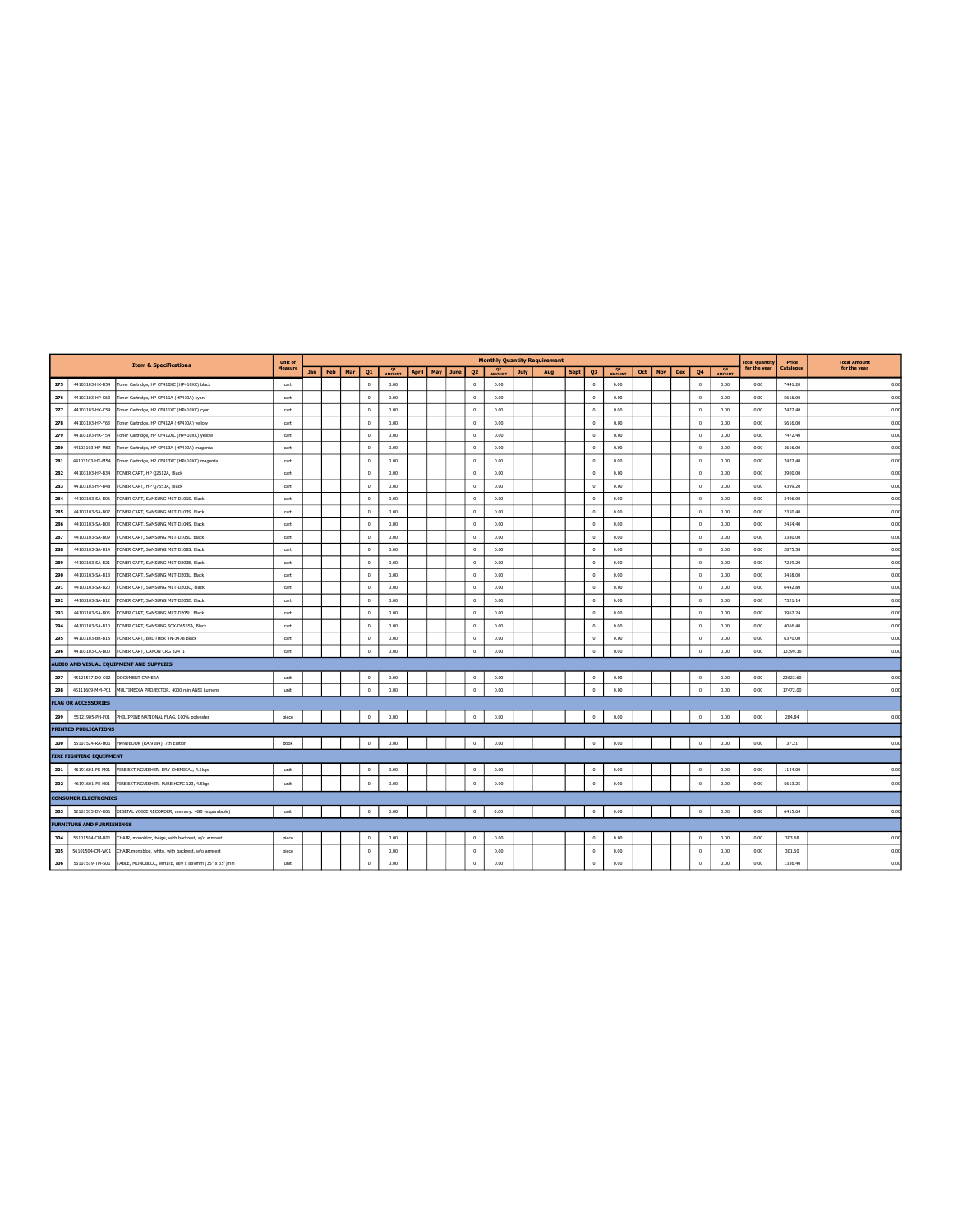| | Item & Specifications | | Unit of Measure | Monthly Quantity Requirement | | | | | | | | | | | | | | | | | | | | Total Quantity for the year | Price Catalogue | Total Amount for the year |
|---|---|---|---|---|---|---|---|---|---|---|---|---|---|---|---|---|---|---|---|---|---|---|---|---|---|---|
| | | | | Jan | Feb | Mar | Q1 | Q1 AMOUNT | April | May | June | Q2 | Q2 AMOUNT | July | Aug | Sept | Q3 | Q3 AMOUNT | Oct | Nov | Dec | Q4 | Q4 AMOUNT | | | |
| 275 | 44103103-HX-B54 | Toner Cartridge, HP CF410XC (HP410XC) black | cart | | | | 0 | 0.00 | | | | 0 | 0.00 | | | | 0 | 0.00 | | | | 0 | 0.00 | 0.00 | 7441.20 | 0.00 |
| 276 | 44103103-HP-C63 | Toner Cartridge, HP CF411A (HP410A) cyan | cart | | | | 0 | 0.00 | | | | 0 | 0.00 | | | | 0 | 0.00 | | | | 0 | 0.00 | 0.00 | 5616.00 | 0.00 |
| 277 | 44103103-HX-C54 | Toner Cartridge, HP CF411XC (HP410XC) cyan | cart | | | | 0 | 0.00 | | | | 0 | 0.00 | | | | 0 | 0.00 | | | | 0 | 0.00 | 0.00 | 7472.40 | 0.00 |
| 278 | 44103103-HP-Y63 | Toner Cartridge, HP CF412A (HP410A) yellow | cart | | | | 0 | 0.00 | | | | 0 | 0.00 | | | | 0 | 0.00 | | | | 0 | 0.00 | 0.00 | 5616.00 | 0.00 |
| 279 | 44103103-HX-Y54 | Toner Cartridge, HP CF412XC (HP410XC) yellow | cart | | | | 0 | 0.00 | | | | 0 | 0.00 | | | | 0 | 0.00 | | | | 0 | 0.00 | 0.00 | 7472.40 | 0.00 |
| 280 | 44103103-HP-M63 | Toner Cartridge, HP CF413A (HP410A) magenta | cart | | | | 0 | 0.00 | | | | 0 | 0.00 | | | | 0 | 0.00 | | | | 0 | 0.00 | 0.00 | 5616.00 | 0.00 |
| 281 | 44103103-HX-M54 | Toner Cartridge, HP CF413XC (HP410XC) magenta | cart | | | | 0 | 0.00 | | | | 0 | 0.00 | | | | 0 | 0.00 | | | | 0 | 0.00 | 0.00 | 7472.40 | 0.00 |
| 282 | 44103103-HP-B34 | TONER CART, HP Q2612A, Black | cart | | | | 0 | 0.00 | | | | 0 | 0.00 | | | | 0 | 0.00 | | | | 0 | 0.00 | 0.00 | 3900.00 | 0.00 |
| 283 | 44103103-HP-B48 | TONER CART, HP Q7553A, Black | cart | | | | 0 | 0.00 | | | | 0 | 0.00 | | | | 0 | 0.00 | | | | 0 | 0.00 | 0.00 | 4399.20 | 0.00 |
| 284 | 44103103-SA-B06 | TONER CART, SAMSUNG MLT-D101S, Black | cart | | | | 0 | 0.00 | | | | 0 | 0.00 | | | | 0 | 0.00 | | | | 0 | 0.00 | 0.00 | 3406.00 | 0.00 |
| 285 | 44103103-SA-B07 | TONER CART, SAMSUNG MLT-D103S, Black | cart | | | | 0 | 0.00 | | | | 0 | 0.00 | | | | 0 | 0.00 | | | | 0 | 0.00 | 0.00 | 2350.40 | 0.00 |
| 286 | 44103103-SA-B08 | TONER CART, SAMSUNG MLT-D104S, Black | cart | | | | 0 | 0.00 | | | | 0 | 0.00 | | | | 0 | 0.00 | | | | 0 | 0.00 | 0.00 | 2454.40 | 0.00 |
| 287 | 44103103-SA-B09 | TONER CART, SAMSUNG MLT-D105L, Black | cart | | | | 0 | 0.00 | | | | 0 | 0.00 | | | | 0 | 0.00 | | | | 0 | 0.00 | 0.00 | 3380.00 | 0.00 |
| 288 | 44103103-SA-B14 | TONER CART, SAMSUNG MLT-D108S, Black | cart | | | | 0 | 0.00 | | | | 0 | 0.00 | | | | 0 | 0.00 | | | | 0 | 0.00 | 0.00 | 2875.58 | 0.00 |
| 289 | 44103103-SA-B21 | TONER CART, SAMSUNG MLT-D203E, Black | cart | | | | 0 | 0.00 | | | | 0 | 0.00 | | | | 0 | 0.00 | | | | 0 | 0.00 | 0.00 | 7259.20 | 0.00 |
| 290 | 44103103-SA-B18 | TONER CART, SAMSUNG MLT-D203L, Black | cart | | | | 0 | 0.00 | | | | 0 | 0.00 | | | | 0 | 0.00 | | | | 0 | 0.00 | 0.00 | 3458.00 | 0.00 |
| 291 | 44103103-SA-B20 | TONER CART, SAMSUNG MLT-D203U, black | cart | | | | 0 | 0.00 | | | | 0 | 0.00 | | | | 0 | 0.00 | | | | 0 | 0.00 | 0.00 | 6442.80 | 0.00 |
| 292 | 44103103-SA-B12 | TONER CART, SAMSUNG MLT-D205E, Black | cart | | | | 0 | 0.00 | | | | 0 | 0.00 | | | | 0 | 0.00 | | | | 0 | 0.00 | 0.00 | 7321.14 | 0.00 |
| 293 | 44103103-SA-B05 | TONER CART, SAMSUNG MLT-D205L, Black | cart | | | | 0 | 0.00 | | | | 0 | 0.00 | | | | 0 | 0.00 | | | | 0 | 0.00 | 0.00 | 3962.24 | 0.00 |
| 294 | 44103103-SA-B10 | TONER CART, SAMSUNG SCX-D6555A, Black | cart | | | | 0 | 0.00 | | | | 0 | 0.00 | | | | 0 | 0.00 | | | | 0 | 0.00 | 0.00 | 4066.40 | 0.00 |
| 295 | 44103103-BR-B15 | TONER CART, BROTHER TN-3478 Black | cart | | | | 0 | 0.00 | | | | 0 | 0.00 | | | | 0 | 0.00 | | | | 0 | 0.00 | 0.00 | 6370.00 | 0.00 |
| 296 | 44103103-CA-B00 | TONER CART, CANON CRG 324 II | cart | | | | 0 | 0.00 | | | | 0 | 0.00 | | | | 0 | 0.00 | | | | 0 | 0.00 | 0.00 | 13399.36 | 0.00 |
| **AUDIO AND VISUAL EQUIPMENT AND SUPPLIES** | | | | | | | | | | | | | | | | | | | | | | | | | | |
| 297 | 45121517-DO-C02 | DOCUMENT CAMERA | unit | | | | 0 | 0.00 | | | | 0 | 0.00 | | | | 0 | 0.00 | | | | 0 | 0.00 | 0.00 | 23623.60 | 0.00 |
| 298 | 45111609-MM-P01 | MULTIMEDIA PROJECTOR, 4000 min ANSI Lumens | unit | | | | 0 | 0.00 | | | | 0 | 0.00 | | | | 0 | 0.00 | | | | 0 | 0.00 | 0.00 | 17472.00 | 0.00 |
| **FLAG OR ACCESSORIES** | | | | | | | | | | | | | | | | | | | | | | | | | | |
| 299 | 55121905-PH-F01 | PHILIPPINE NATIONAL FLAG, 100% polyester | piece | | | | 0 | 0.00 | | | | 0 | 0.00 | | | | 0 | 0.00 | | | | 0 | 0.00 | 0.00 | 284.84 | 0.00 |
| **PRINTED PUBLICATIONS** | | | | | | | | | | | | | | | | | | | | | | | | | | |
| 300 | 55101524-RA-H01 | HANDBOOK (RA 9184), 7th Edition | book | | | | 0 | 0.00 | | | | 0 | 0.00 | | | | 0 | 0.00 | | | | 0 | 0.00 | 0.00 | 37.21 | 0.00 |
| **FIRE FIGHTING EQUIPMENT** | | | | | | | | | | | | | | | | | | | | | | | | | | |
| 301 | 46191601-FE-M01 | FIRE EXTINGUISHER, DRY CHEMICAL, 4.5kgs | unit | | | | 0 | 0.00 | | | | 0 | 0.00 | | | | 0 | 0.00 | | | | 0 | 0.00 | 0.00 | 1144.00 | 0.00 |
| 302 | 46191601-FE-H01 | FIRE EXTINGUISHER, PURE HCFC 123, 4.5kgs | unit | | | | 0 | 0.00 | | | | 0 | 0.00 | | | | 0 | 0.00 | | | | 0 | 0.00 | 0.00 | 5613.25 | 0.00 |
| **CONSUMER ELECTRONICS** | | | | | | | | | | | | | | | | | | | | | | | | | | |
| 303 | 52161535-DV-R01 | DIGITAL VOICE RECORDER, memory: 4GB (expandable) | unit | | | | 0 | 0.00 | | | | 0 | 0.00 | | | | 0 | 0.00 | | | | 0 | 0.00 | 0.00 | 6415.64 | 0.00 |
| **FURNITURE AND FURNISHINGS** | | | | | | | | | | | | | | | | | | | | | | | | | | |
| 304 | 56101504-CM-B01 | CHAIR, monobloc, beige, with backrest, w/o armrest | piece | | | | 0 | 0.00 | | | | 0 | 0.00 | | | | 0 | 0.00 | | | | 0 | 0.00 | 0.00 | 303.68 | 0.00 |
| 305 | 56101504-CM-W01 | CHAIR,monobloc, white, with backrest, w/o armrest | piece | | | | 0 | 0.00 | | | | 0 | 0.00 | | | | 0 | 0.00 | | | | 0 | 0.00 | 0.00 | 301.60 | 0.00 |
| 306 | 56101519-TM-S01 | TABLE, MONOBLOC, WHITE, 889 x 889mm (35" x 35")min | unit | | | | 0 | 0.00 | | | | 0 | 0.00 | | | | 0 | 0.00 | | | | 0 | 0.00 | 0.00 | 1336.40 | 0.00 |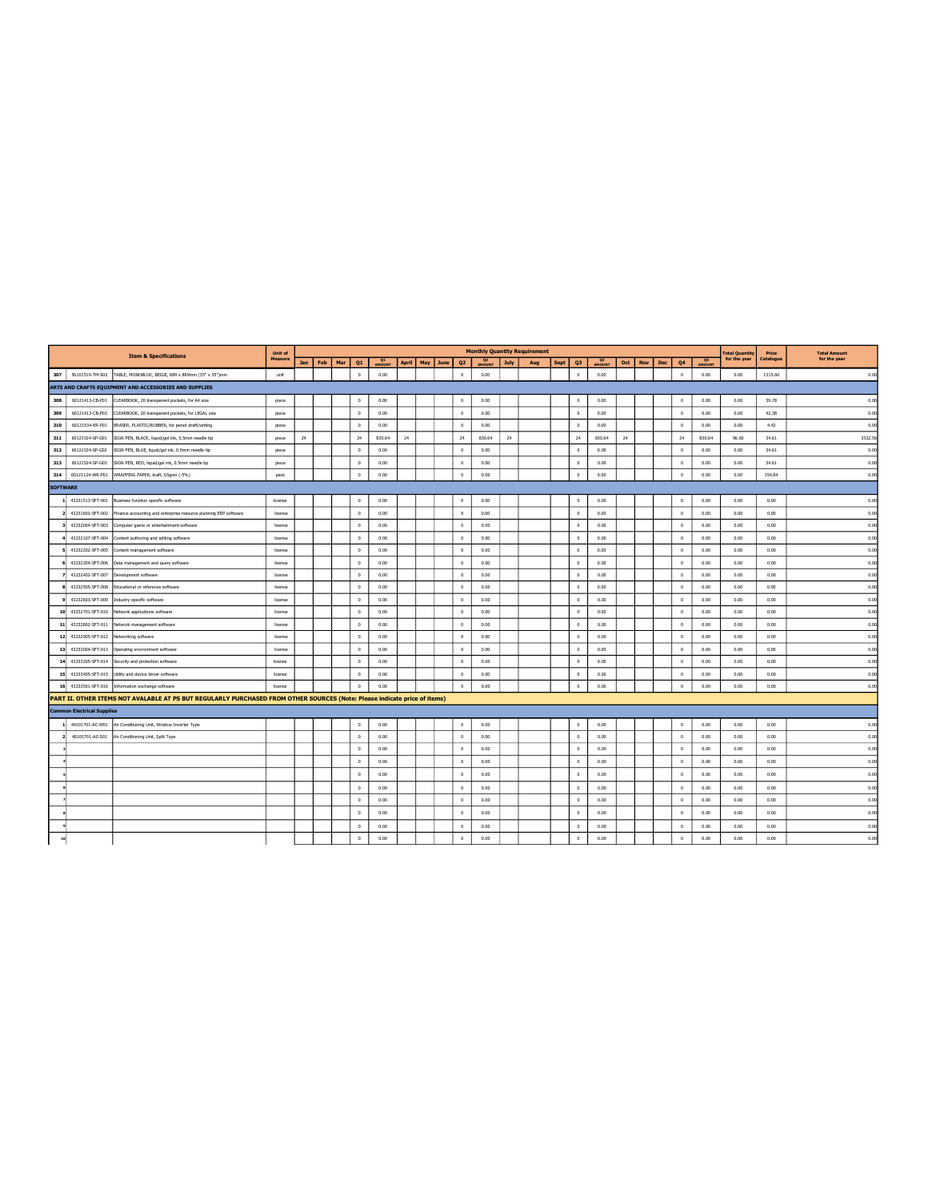| # | Code | Item & Specifications | Unit of Measure | Jan | Feb | Mar | Q1 | Q1 AMOUNT | April | May | June | Q2 | Q2 AMOUNT | July | Aug | Sept | Q3 | Q3 AMOUNT | Oct | Nov | Dec | Q4 | Q4 AMOUNT | Total Quantity for the year | Price Catalogue | Total Amount for the year |
|---|---|---|---|---|---|---|---|---|---|---|---|---|---|---|---|---|---|---|---|---|---|---|---|---|---|---|
| 307 | 56101519-TM-S02 | TABLE, MONOBLOC, BEIGE, 889 x 889mm (35" x 35")min | unit | | | | 0 | 0.00 | | | | 0 | 0.00 | | | | 0 | 0.00 | | | | 0 | 0.00 | 0.00 | 1315.60 | 0.00 |
| **ARTS AND CRAFTS EQUIPMENT AND ACCESSORIES AND SUPPLIES** | | | | | | | | | | | | | | | | | | | | | | | | | | |
| 308 | 60121413-CB-P01 | CLEARBOOK, 20 transparent pockets, for A4 size | piece | | | | 0 | 0.00 | | | | 0 | 0.00 | | | | 0 | 0.00 | | | | 0 | 0.00 | 0.00 | 39.78 | 0.00 |
| 309 | 60121413-CB-P02 | CLEARBOOK, 20 transparent pockets, for LEGAL size | piece | | | | 0 | 0.00 | | | | 0 | 0.00 | | | | 0 | 0.00 | | | | 0 | 0.00 | 0.00 | 42.38 | 0.00 |
| 310 | 60121534-ER-P01 | ERASER, PLASTIC/RUBBER, for pencil draft/writing | piece | | | | 0 | 0.00 | | | | 0 | 0.00 | | | | 0 | 0.00 | | | | 0 | 0.00 | 0.00 | 4.42 | 0.00 |
| 311 | 60121524-SP-G01 | SIGN PEN, BLACK, liquid/gel ink, 0.5mm needle tip | piece | 24 | | | 24 | 830.64 | 24 | | | 24 | 830.64 | 24 | | | 24 | 830.64 | 24 | | | 24 | 830.64 | 96.00 | 34.61 | 3322.56 |
| 312 | 60121524-SP-G02 | SIGN PEN, BLUE, liquid/gel ink, 0.5mm needle tip | piece | | | | 0 | 0.00 | | | | 0 | 0.00 | | | | 0 | 0.00 | | | | 0 | 0.00 | 0.00 | 34.61 | 0.00 |
| 313 | 60121524-SP-G03 | SIGN PEN, RED, liquid/gel ink, 0.5mm needle tip | piece | | | | 0 | 0.00 | | | | 0 | 0.00 | | | | 0 | 0.00 | | | | 0 | 0.00 | 0.00 | 34.61 | 0.00 |
| 314 | 60121124-WR-P01 | WRAPPING PAPER, kraft, 65gsm (-5%) | pack | | | | 0 | 0.00 | | | | 0 | 0.00 | | | | 0 | 0.00 | | | | 0 | 0.00 | 0.00 | 154.84 | 0.00 |
| **SOFTWARE** | | | | | | | | | | | | | | | | | | | | | | | | | | |
| 1 | 43231513-SFT-001 | Business function specific software | license | | | | 0 | 0.00 | | | | 0 | 0.00 | | | | 0 | 0.00 | | | | 0 | 0.00 | 0.00 | 0.00 | 0.00 |
| 2 | 43231602-SFT-002 | Finance accounting and enterprise resource planning ERP software | license | | | | 0 | 0.00 | | | | 0 | 0.00 | | | | 0 | 0.00 | | | | 0 | 0.00 | 0.00 | 0.00 | 0.00 |
| 3 | 43232004-SFT-003 | Computer game or entertainment software | license | | | | 0 | 0.00 | | | | 0 | 0.00 | | | | 0 | 0.00 | | | | 0 | 0.00 | 0.00 | 0.00 | 0.00 |
| 4 | 43232107-SFT-004 | Content authoring and editing software | license | | | | 0 | 0.00 | | | | 0 | 0.00 | | | | 0 | 0.00 | | | | 0 | 0.00 | 0.00 | 0.00 | 0.00 |
| 5 | 43232202-SFT-005 | Content management software | license | | | | 0 | 0.00 | | | | 0 | 0.00 | | | | 0 | 0.00 | | | | 0 | 0.00 | 0.00 | 0.00 | 0.00 |
| 6 | 43232304-SFT-006 | Data management and query software | license | | | | 0 | 0.00 | | | | 0 | 0.00 | | | | 0 | 0.00 | | | | 0 | 0.00 | 0.00 | 0.00 | 0.00 |
| 7 | 43232402-SFT-007 | Development software | license | | | | 0 | 0.00 | | | | 0 | 0.00 | | | | 0 | 0.00 | | | | 0 | 0.00 | 0.00 | 0.00 | 0.00 |
| 8 | 43232505-SFT-008 | Educational or reference software | license | | | | 0 | 0.00 | | | | 0 | 0.00 | | | | 0 | 0.00 | | | | 0 | 0.00 | 0.00 | 0.00 | 0.00 |
| 9 | 43232603-SFT-009 | Industry specific software | license | | | | 0 | 0.00 | | | | 0 | 0.00 | | | | 0 | 0.00 | | | | 0 | 0.00 | 0.00 | 0.00 | 0.00 |
| 10 | 43232701-SFT-010 | Network applications software | license | | | | 0 | 0.00 | | | | 0 | 0.00 | | | | 0 | 0.00 | | | | 0 | 0.00 | 0.00 | 0.00 | 0.00 |
| 11 | 43232802-SFT-011 | Network management software | license | | | | 0 | 0.00 | | | | 0 | 0.00 | | | | 0 | 0.00 | | | | 0 | 0.00 | 0.00 | 0.00 | 0.00 |
| 12 | 43232905-SFT-012 | Networking software | license | | | | 0 | 0.00 | | | | 0 | 0.00 | | | | 0 | 0.00 | | | | 0 | 0.00 | 0.00 | 0.00 | 0.00 |
| 13 | 43233004-SFT-013 | Operating environment software | license | | | | 0 | 0.00 | | | | 0 | 0.00 | | | | 0 | 0.00 | | | | 0 | 0.00 | 0.00 | 0.00 | 0.00 |
| 14 | 43233205-SFT-014 | Security and protection software | license | | | | 0 | 0.00 | | | | 0 | 0.00 | | | | 0 | 0.00 | | | | 0 | 0.00 | 0.00 | 0.00 | 0.00 |
| 15 | 43233405-SFT-015 | Utility and device driver software | license | | | | 0 | 0.00 | | | | 0 | 0.00 | | | | 0 | 0.00 | | | | 0 | 0.00 | 0.00 | 0.00 | 0.00 |
| 16 | 43233501-SFT-016 | Information exchange software | license | | | | 0 | 0.00 | | | | 0 | 0.00 | | | | 0 | 0.00 | | | | 0 | 0.00 | 0.00 | 0.00 | 0.00 |
| **PART II. OTHER ITEMS NOT AVALABLE AT PS BUT REGULARLY PURCHASED FROM OTHER SOURCES (Note: Please indicate price of items)** | | | | | | | | | | | | | | | | | | | | | | | | | | |
| **Common Electrical Supplies** | | | | | | | | | | | | | | | | | | | | | | | | | | |
| 1 | 40101701-AC-W01 | Air Conditioning Unit, Window Inverter Type | | | | | 0 | 0.00 | | | | 0 | 0.00 | | | | 0 | 0.00 | | | | 0 | 0.00 | 0.00 | 0.00 | 0.00 |
| 2 | 40101701-AC-S01 | Air Conditioning Unit, Split Type | | | | | 0 | 0.00 | | | | 0 | 0.00 | | | | 0 | 0.00 | | | | 0 | 0.00 | 0.00 | 0.00 | 0.00 |
| 3 | | | | | | | 0 | 0.00 | | | | 0 | 0.00 | | | | 0 | 0.00 | | | | 0 | 0.00 | 0.00 | 0.00 | 0.00 |
| 4 | | | | | | | 0 | 0.00 | | | | 0 | 0.00 | | | | 0 | 0.00 | | | | 0 | 0.00 | 0.00 | 0.00 | 0.00 |
| 5 | | | | | | | 0 | 0.00 | | | | 0 | 0.00 | | | | 0 | 0.00 | | | | 0 | 0.00 | 0.00 | 0.00 | 0.00 |
| 6 | | | | | | | 0 | 0.00 | | | | 0 | 0.00 | | | | 0 | 0.00 | | | | 0 | 0.00 | 0.00 | 0.00 | 0.00 |
| 7 | | | | | | | 0 | 0.00 | | | | 0 | 0.00 | | | | 0 | 0.00 | | | | 0 | 0.00 | 0.00 | 0.00 | 0.00 |
| 8 | | | | | | | 0 | 0.00 | | | | 0 | 0.00 | | | | 0 | 0.00 | | | | 0 | 0.00 | 0.00 | 0.00 | 0.00 |
| 9 | | | | | | | 0 | 0.00 | | | | 0 | 0.00 | | | | 0 | 0.00 | | | | 0 | 0.00 | 0.00 | 0.00 | 0.00 |
| 10 | | | | | | | 0 | 0.00 | | | | 0 | 0.00 | | | | 0 | 0.00 | | | | 0 | 0.00 | 0.00 | 0.00 | 0.00 |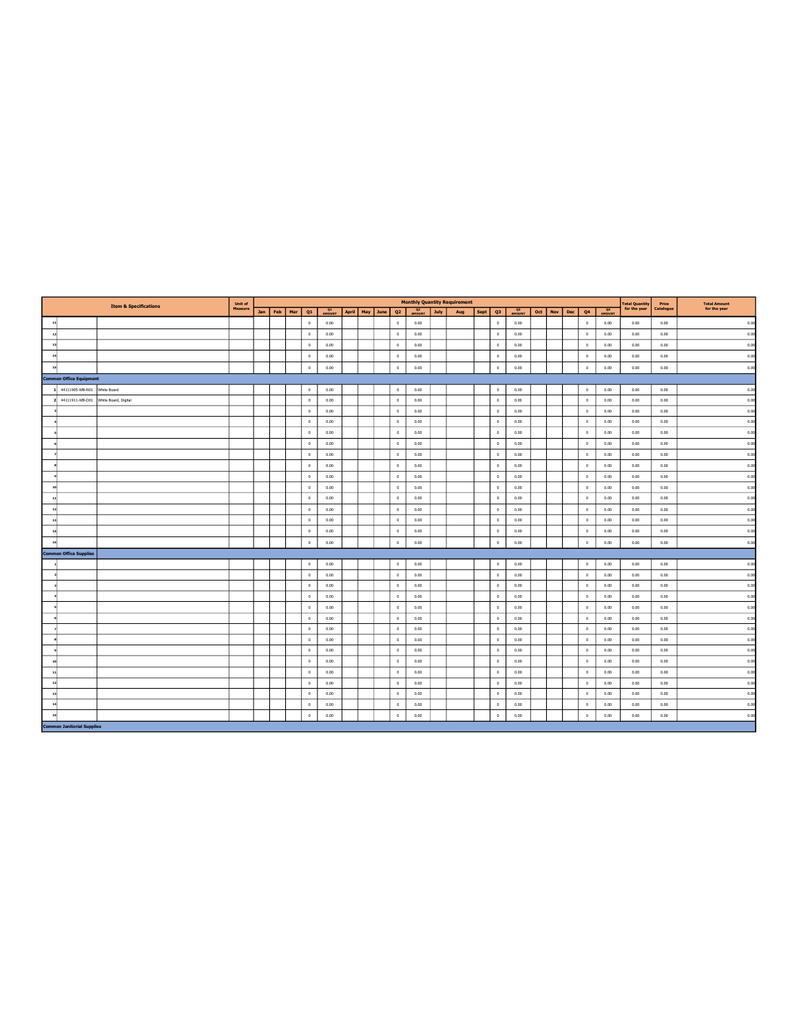| | Item & Specifications | | Unit of Measure | Monthly Quantity Requirement | | | | | | | | | | | | | | | | | | | | Total Quantity for the year | Price Catalogue | Total Amount for the year |
|---|---|---|---|---|---|---|---|---|---|---|---|---|---|---|---|---|---|---|---|---|---|---|---|---|---|---|
| | | | | Jan | Feb | Mar | Q1 | Q1 AMOUNT | April | May | June | Q2 | Q2 AMOUNT | July | Aug | Sept | Q3 | Q3 AMOUNT | Oct | Nov | Dec | Q4 | Q4 AMOUNT | | | |
| 11 | | | | | | | 0 | 0.00 | | | | 0 | 0.00 | | | | 0 | 0.00 | | | | 0 | 0.00 | 0.00 | 0.00 | 0.00 |
| 12 | | | | | | | 0 | 0.00 | | | | 0 | 0.00 | | | | 0 | 0.00 | | | | 0 | 0.00 | 0.00 | 0.00 | 0.00 |
| 13 | | | | | | | 0 | 0.00 | | | | 0 | 0.00 | | | | 0 | 0.00 | | | | 0 | 0.00 | 0.00 | 0.00 | 0.00 |
| 14 | | | | | | | 0 | 0.00 | | | | 0 | 0.00 | | | | 0 | 0.00 | | | | 0 | 0.00 | 0.00 | 0.00 | 0.00 |
| 15 | | | | | | | 0 | 0.00 | | | | 0 | 0.00 | | | | 0 | 0.00 | | | | 0 | 0.00 | 0.00 | 0.00 | 0.00 |
| **Common Office Equipment** | | | | | | | | | | | | | | | | | | | | | | | | | | |
| 1 | 44111905-WB-N01 | White Board | | | | | 0 | 0.00 | | | | 0 | 0.00 | | | | 0 | 0.00 | | | | 0 | 0.00 | 0.00 | 0.00 | 0.00 |
| 2 | 44111911-WB-D01 | White Board, Digital | | | | | 0 | 0.00 | | | | 0 | 0.00 | | | | 0 | 0.00 | | | | 0 | 0.00 | 0.00 | 0.00 | 0.00 |
| 3 | | | | | | | 0 | 0.00 | | | | 0 | 0.00 | | | | 0 | 0.00 | | | | 0 | 0.00 | 0.00 | 0.00 | 0.00 |
| 4 | | | | | | | 0 | 0.00 | | | | 0 | 0.00 | | | | 0 | 0.00 | | | | 0 | 0.00 | 0.00 | 0.00 | 0.00 |
| 5 | | | | | | | 0 | 0.00 | | | | 0 | 0.00 | | | | 0 | 0.00 | | | | 0 | 0.00 | 0.00 | 0.00 | 0.00 |
| 6 | | | | | | | 0 | 0.00 | | | | 0 | 0.00 | | | | 0 | 0.00 | | | | 0 | 0.00 | 0.00 | 0.00 | 0.00 |
| 7 | | | | | | | 0 | 0.00 | | | | 0 | 0.00 | | | | 0 | 0.00 | | | | 0 | 0.00 | 0.00 | 0.00 | 0.00 |
| 8 | | | | | | | 0 | 0.00 | | | | 0 | 0.00 | | | | 0 | 0.00 | | | | 0 | 0.00 | 0.00 | 0.00 | 0.00 |
| 9 | | | | | | | 0 | 0.00 | | | | 0 | 0.00 | | | | 0 | 0.00 | | | | 0 | 0.00 | 0.00 | 0.00 | 0.00 |
| 10 | | | | | | | 0 | 0.00 | | | | 0 | 0.00 | | | | 0 | 0.00 | | | | 0 | 0.00 | 0.00 | 0.00 | 0.00 |
| 11 | | | | | | | 0 | 0.00 | | | | 0 | 0.00 | | | | 0 | 0.00 | | | | 0 | 0.00 | 0.00 | 0.00 | 0.00 |
| 12 | | | | | | | 0 | 0.00 | | | | 0 | 0.00 | | | | 0 | 0.00 | | | | 0 | 0.00 | 0.00 | 0.00 | 0.00 |
| 13 | | | | | | | 0 | 0.00 | | | | 0 | 0.00 | | | | 0 | 0.00 | | | | 0 | 0.00 | 0.00 | 0.00 | 0.00 |
| 14 | | | | | | | 0 | 0.00 | | | | 0 | 0.00 | | | | 0 | 0.00 | | | | 0 | 0.00 | 0.00 | 0.00 | 0.00 |
| 15 | | | | | | | 0 | 0.00 | | | | 0 | 0.00 | | | | 0 | 0.00 | | | | 0 | 0.00 | 0.00 | 0.00 | 0.00 |
| **Common Office Supplies** | | | | | | | | | | | | | | | | | | | | | | | | | | |
| 1 | | | | | | | 0 | 0.00 | | | | 0 | 0.00 | | | | 0 | 0.00 | | | | 0 | 0.00 | 0.00 | 0.00 | 0.00 |
| 2 | | | | | | | 0 | 0.00 | | | | 0 | 0.00 | | | | 0 | 0.00 | | | | 0 | 0.00 | 0.00 | 0.00 | 0.00 |
| 3 | | | | | | | 0 | 0.00 | | | | 0 | 0.00 | | | | 0 | 0.00 | | | | 0 | 0.00 | 0.00 | 0.00 | 0.00 |
| 4 | | | | | | | 0 | 0.00 | | | | 0 | 0.00 | | | | 0 | 0.00 | | | | 0 | 0.00 | 0.00 | 0.00 | 0.00 |
| 5 | | | | | | | 0 | 0.00 | | | | 0 | 0.00 | | | | 0 | 0.00 | | | | 0 | 0.00 | 0.00 | 0.00 | 0.00 |
| 6 | | | | | | | 0 | 0.00 | | | | 0 | 0.00 | | | | 0 | 0.00 | | | | 0 | 0.00 | 0.00 | 0.00 | 0.00 |
| 7 | | | | | | | 0 | 0.00 | | | | 0 | 0.00 | | | | 0 | 0.00 | | | | 0 | 0.00 | 0.00 | 0.00 | 0.00 |
| 8 | | | | | | | 0 | 0.00 | | | | 0 | 0.00 | | | | 0 | 0.00 | | | | 0 | 0.00 | 0.00 | 0.00 | 0.00 |
| 9 | | | | | | | 0 | 0.00 | | | | 0 | 0.00 | | | | 0 | 0.00 | | | | 0 | 0.00 | 0.00 | 0.00 | 0.00 |
| 10 | | | | | | | 0 | 0.00 | | | | 0 | 0.00 | | | | 0 | 0.00 | | | | 0 | 0.00 | 0.00 | 0.00 | 0.00 |
| 11 | | | | | | | 0 | 0.00 | | | | 0 | 0.00 | | | | 0 | 0.00 | | | | 0 | 0.00 | 0.00 | 0.00 | 0.00 |
| 12 | | | | | | | 0 | 0.00 | | | | 0 | 0.00 | | | | 0 | 0.00 | | | | 0 | 0.00 | 0.00 | 0.00 | 0.00 |
| 13 | | | | | | | 0 | 0.00 | | | | 0 | 0.00 | | | | 0 | 0.00 | | | | 0 | 0.00 | 0.00 | 0.00 | 0.00 |
| 14 | | | | | | | 0 | 0.00 | | | | 0 | 0.00 | | | | 0 | 0.00 | | | | 0 | 0.00 | 0.00 | 0.00 | 0.00 |
| 15 | | | | | | | 0 | 0.00 | | | | 0 | 0.00 | | | | 0 | 0.00 | | | | 0 | 0.00 | 0.00 | 0.00 | 0.00 |
| **Common Janitorial Supplies** | | | | | | | | | | | | | | | | | | | | | | | | | | |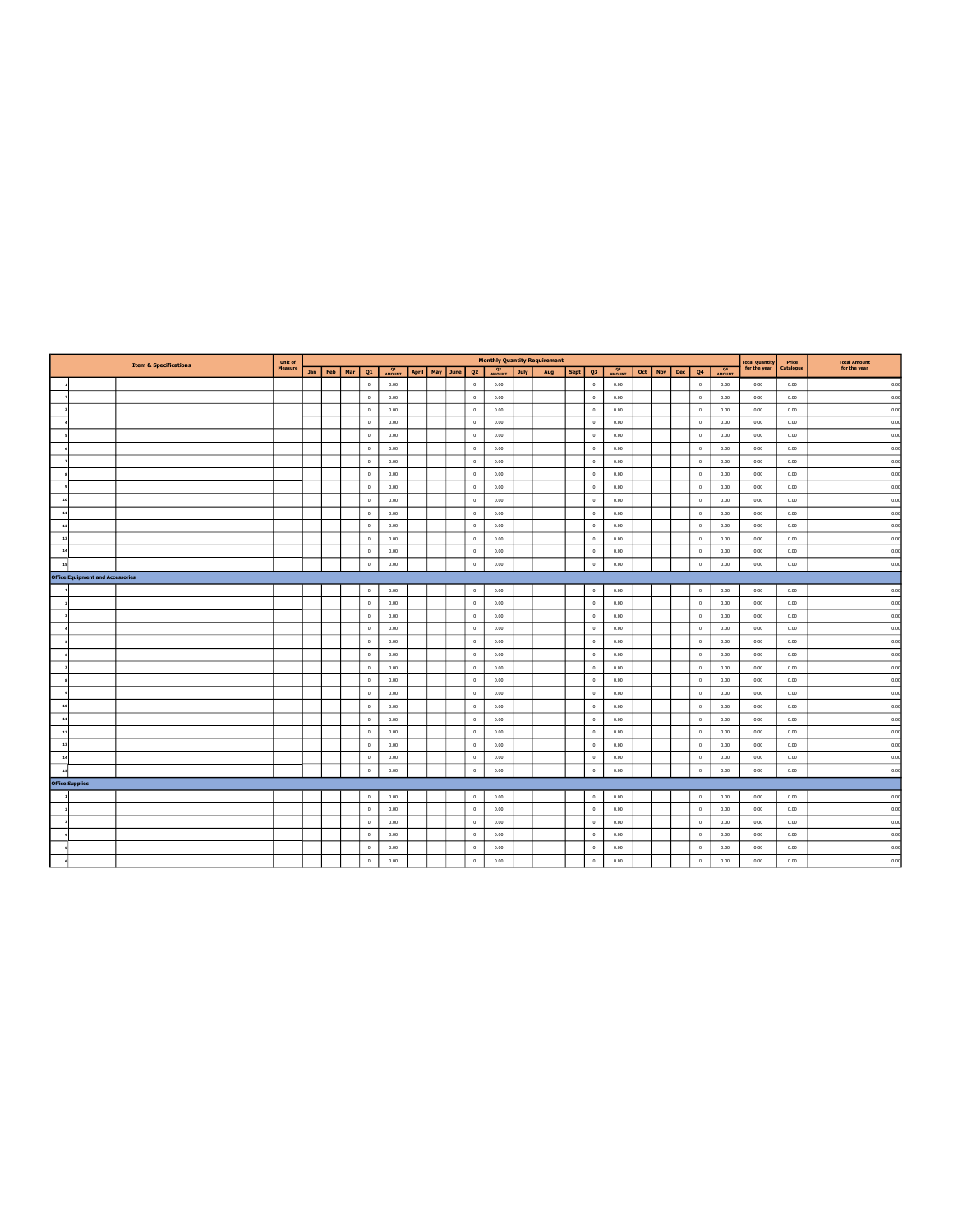| Item & Specifications | | | Unit of Measure | Monthly Quantity Requirement | | | | | | | | | | | | | | | | | | | | Total Quantity for the year | Price Catalogue | Total Amount for the year |
|---|---|---|---|---|---|---|---|---|---|---|---|---|---|---|---|---|---|---|---|---|---|---|---|---|---|---|
| | | | | Jan | Feb | Mar | Q1 | Q1 AMOUNT | April | May | June | Q2 | Q2 AMOUNT | July | Aug | Sept | Q3 | Q3 AMOUNT | Oct | Nov | Dec | Q4 | Q4 AMOUNT | | | |
| 1 | | | | | | | 0 | 0.00 | | | | 0 | 0.00 | | | | 0 | 0.00 | | | | 0 | 0.00 | 0.00 | 0.00 | 0.00 |
| 2 | | | | | | | 0 | 0.00 | | | | 0 | 0.00 | | | | 0 | 0.00 | | | | 0 | 0.00 | 0.00 | 0.00 | 0.00 |
| 3 | | | | | | | 0 | 0.00 | | | | 0 | 0.00 | | | | 0 | 0.00 | | | | 0 | 0.00 | 0.00 | 0.00 | 0.00 |
| 4 | | | | | | | 0 | 0.00 | | | | 0 | 0.00 | | | | 0 | 0.00 | | | | 0 | 0.00 | 0.00 | 0.00 | 0.00 |
| 5 | | | | | | | 0 | 0.00 | | | | 0 | 0.00 | | | | 0 | 0.00 | | | | 0 | 0.00 | 0.00 | 0.00 | 0.00 |
| 6 | | | | | | | 0 | 0.00 | | | | 0 | 0.00 | | | | 0 | 0.00 | | | | 0 | 0.00 | 0.00 | 0.00 | 0.00 |
| 7 | | | | | | | 0 | 0.00 | | | | 0 | 0.00 | | | | 0 | 0.00 | | | | 0 | 0.00 | 0.00 | 0.00 | 0.00 |
| 8 | | | | | | | 0 | 0.00 | | | | 0 | 0.00 | | | | 0 | 0.00 | | | | 0 | 0.00 | 0.00 | 0.00 | 0.00 |
| 9 | | | | | | | 0 | 0.00 | | | | 0 | 0.00 | | | | 0 | 0.00 | | | | 0 | 0.00 | 0.00 | 0.00 | 0.00 |
| 10 | | | | | | | 0 | 0.00 | | | | 0 | 0.00 | | | | 0 | 0.00 | | | | 0 | 0.00 | 0.00 | 0.00 | 0.00 |
| 11 | | | | | | | 0 | 0.00 | | | | 0 | 0.00 | | | | 0 | 0.00 | | | | 0 | 0.00 | 0.00 | 0.00 | 0.00 |
| 12 | | | | | | | 0 | 0.00 | | | | 0 | 0.00 | | | | 0 | 0.00 | | | | 0 | 0.00 | 0.00 | 0.00 | 0.00 |
| 13 | | | | | | | 0 | 0.00 | | | | 0 | 0.00 | | | | 0 | 0.00 | | | | 0 | 0.00 | 0.00 | 0.00 | 0.00 |
| 14 | | | | | | | 0 | 0.00 | | | | 0 | 0.00 | | | | 0 | 0.00 | | | | 0 | 0.00 | 0.00 | 0.00 | 0.00 |
| 15 | | | | | | | 0 | 0.00 | | | | 0 | 0.00 | | | | 0 | 0.00 | | | | 0 | 0.00 | 0.00 | 0.00 | 0.00 |
| **Office Equipment and Accessories** | | | | | | | | | | | | | | | | | | | | | | | | | | |
| 1 | | | | | | | 0 | 0.00 | | | | 0 | 0.00 | | | | 0 | 0.00 | | | | 0 | 0.00 | 0.00 | 0.00 | 0.00 |
| 2 | | | | | | | 0 | 0.00 | | | | 0 | 0.00 | | | | 0 | 0.00 | | | | 0 | 0.00 | 0.00 | 0.00 | 0.00 |
| 3 | | | | | | | 0 | 0.00 | | | | 0 | 0.00 | | | | 0 | 0.00 | | | | 0 | 0.00 | 0.00 | 0.00 | 0.00 |
| 4 | | | | | | | 0 | 0.00 | | | | 0 | 0.00 | | | | 0 | 0.00 | | | | 0 | 0.00 | 0.00 | 0.00 | 0.00 |
| 5 | | | | | | | 0 | 0.00 | | | | 0 | 0.00 | | | | 0 | 0.00 | | | | 0 | 0.00 | 0.00 | 0.00 | 0.00 |
| 6 | | | | | | | 0 | 0.00 | | | | 0 | 0.00 | | | | 0 | 0.00 | | | | 0 | 0.00 | 0.00 | 0.00 | 0.00 |
| 7 | | | | | | | 0 | 0.00 | | | | 0 | 0.00 | | | | 0 | 0.00 | | | | 0 | 0.00 | 0.00 | 0.00 | 0.00 |
| 8 | | | | | | | 0 | 0.00 | | | | 0 | 0.00 | | | | 0 | 0.00 | | | | 0 | 0.00 | 0.00 | 0.00 | 0.00 |
| 9 | | | | | | | 0 | 0.00 | | | | 0 | 0.00 | | | | 0 | 0.00 | | | | 0 | 0.00 | 0.00 | 0.00 | 0.00 |
| 10 | | | | | | | 0 | 0.00 | | | | 0 | 0.00 | | | | 0 | 0.00 | | | | 0 | 0.00 | 0.00 | 0.00 | 0.00 |
| 11 | | | | | | | 0 | 0.00 | | | | 0 | 0.00 | | | | 0 | 0.00 | | | | 0 | 0.00 | 0.00 | 0.00 | 0.00 |
| 12 | | | | | | | 0 | 0.00 | | | | 0 | 0.00 | | | | 0 | 0.00 | | | | 0 | 0.00 | 0.00 | 0.00 | 0.00 |
| 13 | | | | | | | 0 | 0.00 | | | | 0 | 0.00 | | | | 0 | 0.00 | | | | 0 | 0.00 | 0.00 | 0.00 | 0.00 |
| 14 | | | | | | | 0 | 0.00 | | | | 0 | 0.00 | | | | 0 | 0.00 | | | | 0 | 0.00 | 0.00 | 0.00 | 0.00 |
| 15 | | | | | | | 0 | 0.00 | | | | 0 | 0.00 | | | | 0 | 0.00 | | | | 0 | 0.00 | 0.00 | 0.00 | 0.00 |
| **Office Supplies** | | | | | | | | | | | | | | | | | | | | | | | | | | |
| 1 | | | | | | | 0 | 0.00 | | | | 0 | 0.00 | | | | 0 | 0.00 | | | | 0 | 0.00 | 0.00 | 0.00 | 0.00 |
| 2 | | | | | | | 0 | 0.00 | | | | 0 | 0.00 | | | | 0 | 0.00 | | | | 0 | 0.00 | 0.00 | 0.00 | 0.00 |
| 3 | | | | | | | 0 | 0.00 | | | | 0 | 0.00 | | | | 0 | 0.00 | | | | 0 | 0.00 | 0.00 | 0.00 | 0.00 |
| 4 | | | | | | | 0 | 0.00 | | | | 0 | 0.00 | | | | 0 | 0.00 | | | | 0 | 0.00 | 0.00 | 0.00 | 0.00 |
| 5 | | | | | | | 0 | 0.00 | | | | 0 | 0.00 | | | | 0 | 0.00 | | | | 0 | 0.00 | 0.00 | 0.00 | 0.00 |
| 6 | | | | | | | 0 | 0.00 | | | | 0 | 0.00 | | | | 0 | 0.00 | | | | 0 | 0.00 | 0.00 | 0.00 | 0.00 |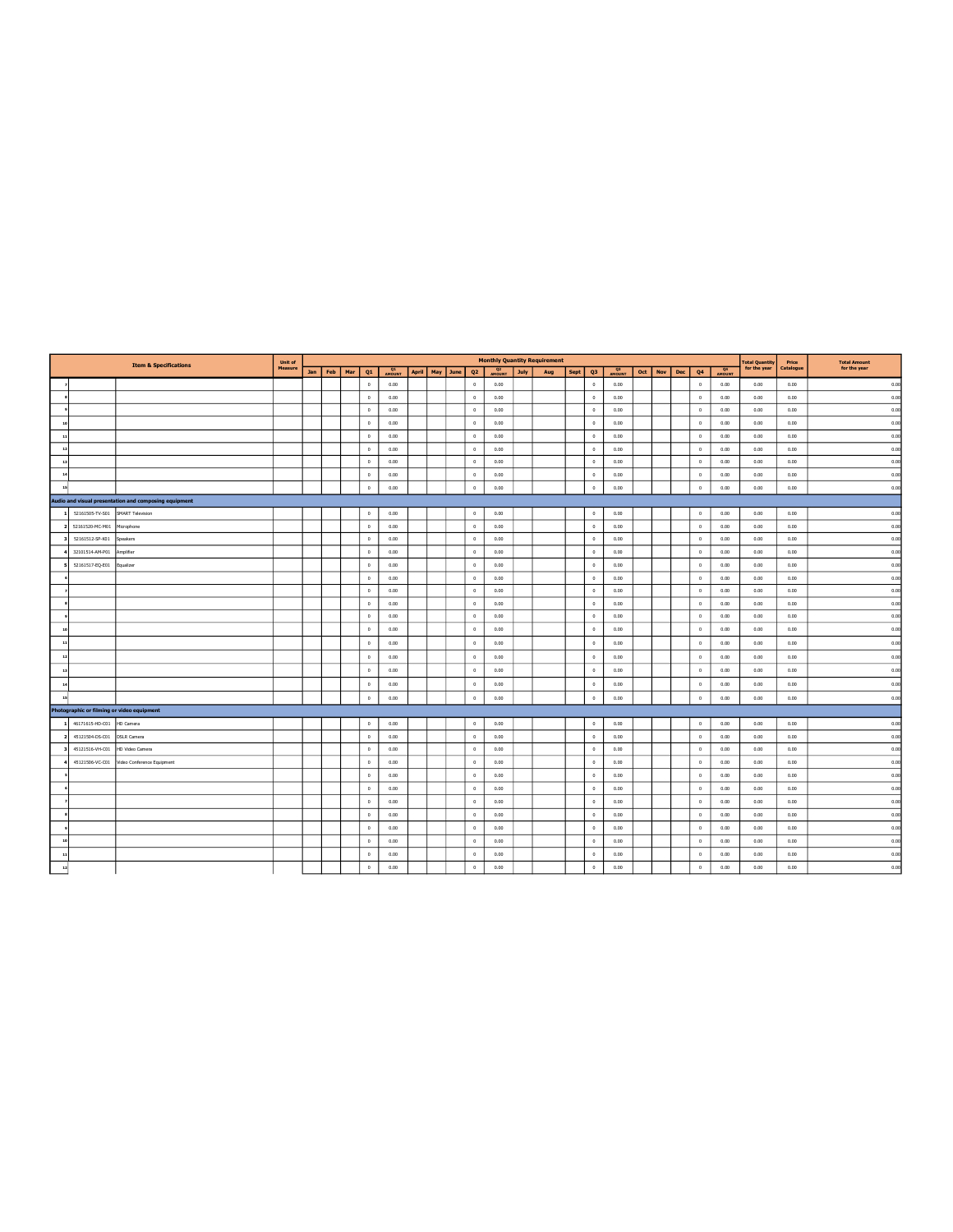| # | Code | Item & Specifications | Unit of Measure | Jan | Feb | Mar | Q1 | Q1 AMOUNT | April | May | June | Q2 | Q2 AMOUNT | July | Aug | Sept | Q3 | Q3 AMOUNT | Oct | Nov | Dec | Q4 | Q4 AMOUNT | Total Quantity for the year | Price Catalogue | Total Amount for the year |
|---|---|---|---|---|---|---|---|---|---|---|---|---|---|---|---|---|---|---|---|---|---|---|---|---|---|---|
| | | | | | | | | | | | | | Monthly Quantity Requirement | | | | | | | | | | | | | |
| 7 | | | | | | | 0 | 0.00 | | | | 0 | 0.00 | | | | 0 | 0.00 | | | | 0 | 0.00 | 0.00 | 0.00 | 0.00 |
| 8 | | | | | | | 0 | 0.00 | | | | 0 | 0.00 | | | | 0 | 0.00 | | | | 0 | 0.00 | 0.00 | 0.00 | 0.00 |
| 9 | | | | | | | 0 | 0.00 | | | | 0 | 0.00 | | | | 0 | 0.00 | | | | 0 | 0.00 | 0.00 | 0.00 | 0.00 |
| 10 | | | | | | | 0 | 0.00 | | | | 0 | 0.00 | | | | 0 | 0.00 | | | | 0 | 0.00 | 0.00 | 0.00 | 0.00 |
| 11 | | | | | | | 0 | 0.00 | | | | 0 | 0.00 | | | | 0 | 0.00 | | | | 0 | 0.00 | 0.00 | 0.00 | 0.00 |
| 12 | | | | | | | 0 | 0.00 | | | | 0 | 0.00 | | | | 0 | 0.00 | | | | 0 | 0.00 | 0.00 | 0.00 | 0.00 |
| 13 | | | | | | | 0 | 0.00 | | | | 0 | 0.00 | | | | 0 | 0.00 | | | | 0 | 0.00 | 0.00 | 0.00 | 0.00 |
| 14 | | | | | | | 0 | 0.00 | | | | 0 | 0.00 | | | | 0 | 0.00 | | | | 0 | 0.00 | 0.00 | 0.00 | 0.00 |
| 15 | | | | | | | 0 | 0.00 | | | | 0 | 0.00 | | | | 0 | 0.00 | | | | 0 | 0.00 | 0.00 | 0.00 | 0.00 |
| **Audio and visual presentation and composing equipment** | | | | | | | | | | | | | | | | | | | | | | | | | | |
| 1 | 52161505-TV-S01 | SMART Television | | | | | 0 | 0.00 | | | | 0 | 0.00 | | | | 0 | 0.00 | | | | 0 | 0.00 | 0.00 | 0.00 | 0.00 |
| 2 | 52161520-MC-M01 | Microphone | | | | | 0 | 0.00 | | | | 0 | 0.00 | | | | 0 | 0.00 | | | | 0 | 0.00 | 0.00 | 0.00 | 0.00 |
| 3 | 52161512-SP-K01 | Speakers | | | | | 0 | 0.00 | | | | 0 | 0.00 | | | | 0 | 0.00 | | | | 0 | 0.00 | 0.00 | 0.00 | 0.00 |
| 4 | 32101514-AM-P01 | Amplifier | | | | | 0 | 0.00 | | | | 0 | 0.00 | | | | 0 | 0.00 | | | | 0 | 0.00 | 0.00 | 0.00 | 0.00 |
| 5 | 52161517-EQ-E01 | Equalizer | | | | | 0 | 0.00 | | | | 0 | 0.00 | | | | 0 | 0.00 | | | | 0 | 0.00 | 0.00 | 0.00 | 0.00 |
| 6 | | | | | | | 0 | 0.00 | | | | 0 | 0.00 | | | | 0 | 0.00 | | | | 0 | 0.00 | 0.00 | 0.00 | 0.00 |
| 7 | | | | | | | 0 | 0.00 | | | | 0 | 0.00 | | | | 0 | 0.00 | | | | 0 | 0.00 | 0.00 | 0.00 | 0.00 |
| 8 | | | | | | | 0 | 0.00 | | | | 0 | 0.00 | | | | 0 | 0.00 | | | | 0 | 0.00 | 0.00 | 0.00 | 0.00 |
| 9 | | | | | | | 0 | 0.00 | | | | 0 | 0.00 | | | | 0 | 0.00 | | | | 0 | 0.00 | 0.00 | 0.00 | 0.00 |
| 10 | | | | | | | 0 | 0.00 | | | | 0 | 0.00 | | | | 0 | 0.00 | | | | 0 | 0.00 | 0.00 | 0.00 | 0.00 |
| 11 | | | | | | | 0 | 0.00 | | | | 0 | 0.00 | | | | 0 | 0.00 | | | | 0 | 0.00 | 0.00 | 0.00 | 0.00 |
| 12 | | | | | | | 0 | 0.00 | | | | 0 | 0.00 | | | | 0 | 0.00 | | | | 0 | 0.00 | 0.00 | 0.00 | 0.00 |
| 13 | | | | | | | 0 | 0.00 | | | | 0 | 0.00 | | | | 0 | 0.00 | | | | 0 | 0.00 | 0.00 | 0.00 | 0.00 |
| 14 | | | | | | | 0 | 0.00 | | | | 0 | 0.00 | | | | 0 | 0.00 | | | | 0 | 0.00 | 0.00 | 0.00 | 0.00 |
| 15 | | | | | | | 0 | 0.00 | | | | 0 | 0.00 | | | | 0 | 0.00 | | | | 0 | 0.00 | 0.00 | 0.00 | 0.00 |
| **Photographic or filming or video equipment** | | | | | | | | | | | | | | | | | | | | | | | | | | |
| 1 | 46171615-HD-C01 | HD Camera | | | | | 0 | 0.00 | | | | 0 | 0.00 | | | | 0 | 0.00 | | | | 0 | 0.00 | 0.00 | 0.00 | 0.00 |
| 2 | 45121504-DS-C01 | DSLR Camera | | | | | 0 | 0.00 | | | | 0 | 0.00 | | | | 0 | 0.00 | | | | 0 | 0.00 | 0.00 | 0.00 | 0.00 |
| 3 | 45121516-VH-C01 | HD Video Camera | | | | | 0 | 0.00 | | | | 0 | 0.00 | | | | 0 | 0.00 | | | | 0 | 0.00 | 0.00 | 0.00 | 0.00 |
| 4 | 45121506-VC-C01 | Video Conference Equipment | | | | | 0 | 0.00 | | | | 0 | 0.00 | | | | 0 | 0.00 | | | | 0 | 0.00 | 0.00 | 0.00 | 0.00 |
| 5 | | | | | | | 0 | 0.00 | | | | 0 | 0.00 | | | | 0 | 0.00 | | | | 0 | 0.00 | 0.00 | 0.00 | 0.00 |
| 6 | | | | | | | 0 | 0.00 | | | | 0 | 0.00 | | | | 0 | 0.00 | | | | 0 | 0.00 | 0.00 | 0.00 | 0.00 |
| 7 | | | | | | | 0 | 0.00 | | | | 0 | 0.00 | | | | 0 | 0.00 | | | | 0 | 0.00 | 0.00 | 0.00 | 0.00 |
| 8 | | | | | | | 0 | 0.00 | | | | 0 | 0.00 | | | | 0 | 0.00 | | | | 0 | 0.00 | 0.00 | 0.00 | 0.00 |
| 9 | | | | | | | 0 | 0.00 | | | | 0 | 0.00 | | | | 0 | 0.00 | | | | 0 | 0.00 | 0.00 | 0.00 | 0.00 |
| 10 | | | | | | | 0 | 0.00 | | | | 0 | 0.00 | | | | 0 | 0.00 | | | | 0 | 0.00 | 0.00 | 0.00 | 0.00 |
| 11 | | | | | | | 0 | 0.00 | | | | 0 | 0.00 | | | | 0 | 0.00 | | | | 0 | 0.00 | 0.00 | 0.00 | 0.00 |
| 12 | | | | | | | 0 | 0.00 | | | | 0 | 0.00 | | | | 0 | 0.00 | | | | 0 | 0.00 | 0.00 | 0.00 | 0.00 |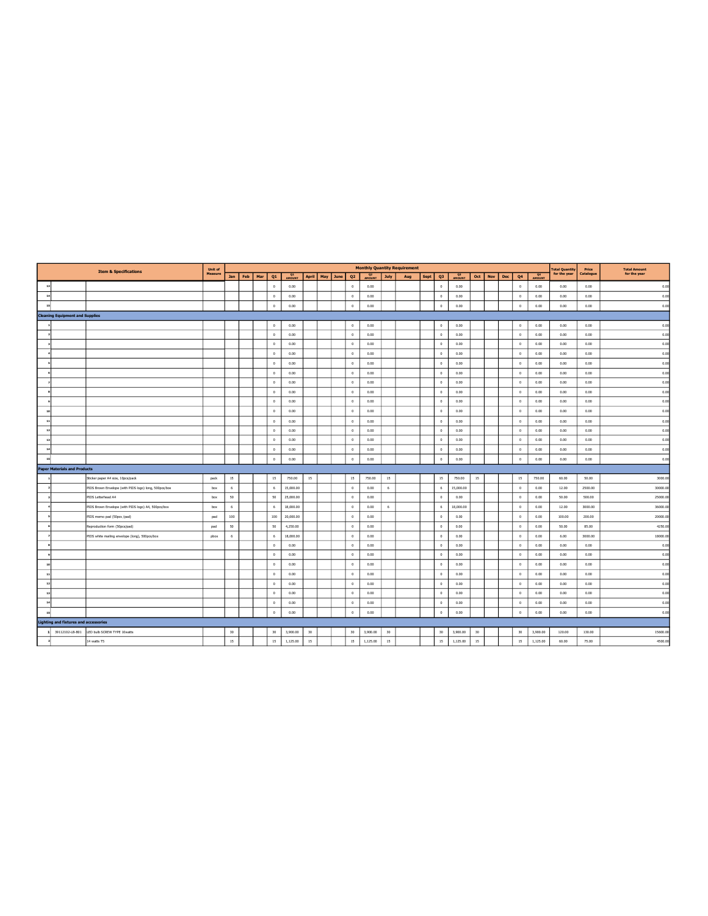| Item & Specifications | | | Unit of Measure | Monthly Quantity Requirement | | | | | | | | | | | | | | | | | | | | Total Quantity for the year | Price Catalogue | Total Amount for the year |
|---|---|---|---|---|---|---|---|---|---|---|---|---|---|---|---|---|---|---|---|---|---|---|---|---|---|---|
| | | | | Jan | Feb | Mar | Q1 | Q1 AMOUNT | April | May | June | Q2 | Q2 AMOUNT | July | Aug | Sept | Q3 | Q3 AMOUNT | Oct | Nov | Dec | Q4 | Q4 AMOUNT | | | |
| 13 | | | | | | | 0 | 0.00 | | | | 0 | 0.00 | | | | 0 | 0.00 | | | | 0 | 0.00 | 0.00 | 0.00 | 0.00 |
| 14 | | | | | | | 0 | 0.00 | | | | 0 | 0.00 | | | | 0 | 0.00 | | | | 0 | 0.00 | 0.00 | 0.00 | 0.00 |
| 15 | | | | | | | 0 | 0.00 | | | | 0 | 0.00 | | | | 0 | 0.00 | | | | 0 | 0.00 | 0.00 | 0.00 | 0.00 |
| Cleaning Equipment and Supplies | | | | | | | | | | | | | | | | | | | | | | | | | | |
| 1 | | | | | | | 0 | 0.00 | | | | 0 | 0.00 | | | | 0 | 0.00 | | | | 0 | 0.00 | 0.00 | 0.00 | 0.00 |
| 2 | | | | | | | 0 | 0.00 | | | | 0 | 0.00 | | | | 0 | 0.00 | | | | 0 | 0.00 | 0.00 | 0.00 | 0.00 |
| 3 | | | | | | | 0 | 0.00 | | | | 0 | 0.00 | | | | 0 | 0.00 | | | | 0 | 0.00 | 0.00 | 0.00 | 0.00 |
| 4 | | | | | | | 0 | 0.00 | | | | 0 | 0.00 | | | | 0 | 0.00 | | | | 0 | 0.00 | 0.00 | 0.00 | 0.00 |
| 5 | | | | | | | 0 | 0.00 | | | | 0 | 0.00 | | | | 0 | 0.00 | | | | 0 | 0.00 | 0.00 | 0.00 | 0.00 |
| 6 | | | | | | | 0 | 0.00 | | | | 0 | 0.00 | | | | 0 | 0.00 | | | | 0 | 0.00 | 0.00 | 0.00 | 0.00 |
| 7 | | | | | | | 0 | 0.00 | | | | 0 | 0.00 | | | | 0 | 0.00 | | | | 0 | 0.00 | 0.00 | 0.00 | 0.00 |
| 8 | | | | | | | 0 | 0.00 | | | | 0 | 0.00 | | | | 0 | 0.00 | | | | 0 | 0.00 | 0.00 | 0.00 | 0.00 |
| 9 | | | | | | | 0 | 0.00 | | | | 0 | 0.00 | | | | 0 | 0.00 | | | | 0 | 0.00 | 0.00 | 0.00 | 0.00 |
| 10 | | | | | | | 0 | 0.00 | | | | 0 | 0.00 | | | | 0 | 0.00 | | | | 0 | 0.00 | 0.00 | 0.00 | 0.00 |
| 11 | | | | | | | 0 | 0.00 | | | | 0 | 0.00 | | | | 0 | 0.00 | | | | 0 | 0.00 | 0.00 | 0.00 | 0.00 |
| 12 | | | | | | | 0 | 0.00 | | | | 0 | 0.00 | | | | 0 | 0.00 | | | | 0 | 0.00 | 0.00 | 0.00 | 0.00 |
| 13 | | | | | | | 0 | 0.00 | | | | 0 | 0.00 | | | | 0 | 0.00 | | | | 0 | 0.00 | 0.00 | 0.00 | 0.00 |
| 14 | | | | | | | 0 | 0.00 | | | | 0 | 0.00 | | | | 0 | 0.00 | | | | 0 | 0.00 | 0.00 | 0.00 | 0.00 |
| 15 | | | | | | | 0 | 0.00 | | | | 0 | 0.00 | | | | 0 | 0.00 | | | | 0 | 0.00 | 0.00 | 0.00 | 0.00 |
| Paper Materials and Products | | | | | | | | | | | | | | | | | | | | | | | | | | |
| 1 | | Sticker paper A4 size, 10pcs/pack | pack | 15 | | | 15 | 750.00 | 15 | | | 15 | 750.00 | 15 | | | 15 | 750.00 | 15 | | | 15 | 750.00 | 60.00 | 50.00 | 3000.00 |
| 2 | | PIDS Brown Envelope (with PIDS logo) long, 500pcs/box | box | 6 | | | 6 | 15,000.00 | | | | 0 | 0.00 | 6 | | | 6 | 15,000.00 | | | | 0 | 0.00 | 12.00 | 2500.00 | 30000.00 |
| 3 | | PIDS Letterhead A4 | box | 50 | | | 50 | 25,000.00 | | | | 0 | 0.00 | | | | 0 | 0.00 | | | | 0 | 0.00 | 50.00 | 500.00 | 25000.00 |
| 4 | | PIDS Brown Envelope (with PIDS logo) A4, 500pcs/box | box | 6 | | | 6 | 18,000.00 | | | | 0 | 0.00 | 6 | | | 6 | 18,000.00 | | | | 0 | 0.00 | 12.00 | 3000.00 | 36000.00 |
| 5 | | PIDS memo pad (50pcs /pad) | pad | 100 | | | 100 | 20,000.00 | | | | 0 | 0.00 | | | | 0 | 0.00 | | | | 0 | 0.00 | 100.00 | 200.00 | 20000.00 |
| 6 | | Reproduction form (50pcs/pad) | pad | 50 | | | 50 | 4,250.00 | | | | 0 | 0.00 | | | | 0 | 0.00 | | | | 0 | 0.00 | 50.00 | 85.00 | 4250.00 |
| 7 | | PIDS white mailing envelope (long), 500pcs/box | pbox | 6 | | | 6 | 18,000.00 | | | | 0 | 0.00 | | | | 0 | 0.00 | | | | 0 | 0.00 | 6.00 | 3000.00 | 18000.00 |
| 8 | | | | | | | 0 | 0.00 | | | | 0 | 0.00 | | | | 0 | 0.00 | | | | 0 | 0.00 | 0.00 | 0.00 | 0.00 |
| 9 | | | | | | | 0 | 0.00 | | | | 0 | 0.00 | | | | 0 | 0.00 | | | | 0 | 0.00 | 0.00 | 0.00 | 0.00 |
| 10 | | | | | | | 0 | 0.00 | | | | 0 | 0.00 | | | | 0 | 0.00 | | | | 0 | 0.00 | 0.00 | 0.00 | 0.00 |
| 11 | | | | | | | 0 | 0.00 | | | | 0 | 0.00 | | | | 0 | 0.00 | | | | 0 | 0.00 | 0.00 | 0.00 | 0.00 |
| 12 | | | | | | | 0 | 0.00 | | | | 0 | 0.00 | | | | 0 | 0.00 | | | | 0 | 0.00 | 0.00 | 0.00 | 0.00 |
| 13 | | | | | | | 0 | 0.00 | | | | 0 | 0.00 | | | | 0 | 0.00 | | | | 0 | 0.00 | 0.00 | 0.00 | 0.00 |
| 14 | | | | | | | 0 | 0.00 | | | | 0 | 0.00 | | | | 0 | 0.00 | | | | 0 | 0.00 | 0.00 | 0.00 | 0.00 |
| 15 | | | | | | | 0 | 0.00 | | | | 0 | 0.00 | | | | 0 | 0.00 | | | | 0 | 0.00 | 0.00 | 0.00 | 0.00 |
| Lighting and fixtures and accessories | | | | | | | | | | | | | | | | | | | | | | | | | | |
| 1 | 39112102-LB-B01 | LED bulb SCREW TYPE 10watts | | 30 | | | 30 | 3,900.00 | 30 | | | 30 | 3,900.00 | 30 | | | 30 | 3,900.00 | 30 | | | 30 | 3,900.00 | 120.00 | 130.00 | 15600.00 |
| 2 | | 14 watts T5 | | 15 | | | 15 | 1,125.00 | 15 | | | 15 | 1,125.00 | 15 | | | 15 | 1,125.00 | 15 | | | 15 | 1,125.00 | 60.00 | 75.00 | 4500.00 |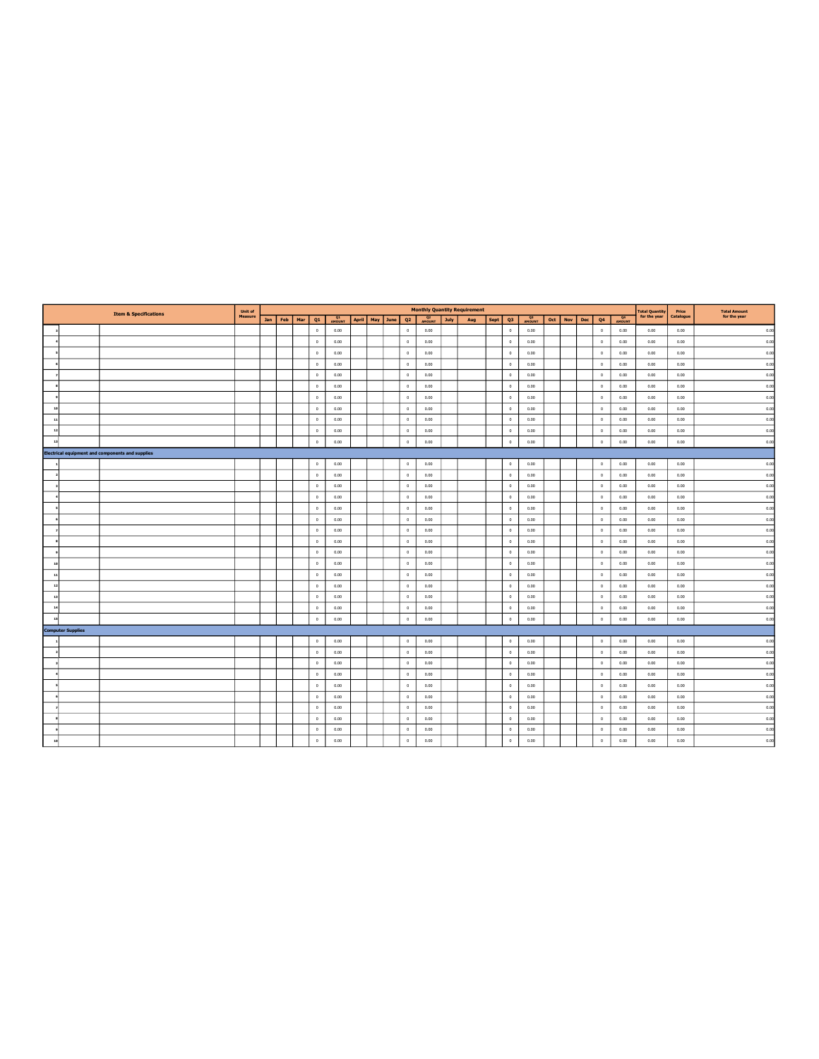| Item & Specifications | | | Unit of Measure | Monthly Quantity Requirement | | | | | | | | | | | | | | | | | | | | Total Quantity for the year | Price Catalogue | Total Amount for the year |
|---|---|---|---|---|---|---|---|---|---|---|---|---|---|---|---|---|---|---|---|---|---|---|---|---|---|---|
| | | | | Jan | Feb | Mar | Q1 | Q1 AMOUNT | April | May | June | Q2 | Q2 AMOUNT | July | Aug | Sept | Q3 | Q3 AMOUNT | Oct | Nov | Dec | Q4 | Q4 AMOUNT | | | |
| 3 | | | | | | | 0 | 0.00 | | | | 0 | 0.00 | | | | 0 | 0.00 | | | | 0 | 0.00 | 0.00 | 0.00 | 0.00 |
| 4 | | | | | | | 0 | 0.00 | | | | 0 | 0.00 | | | | 0 | 0.00 | | | | 0 | 0.00 | 0.00 | 0.00 | 0.00 |
| 5 | | | | | | | 0 | 0.00 | | | | 0 | 0.00 | | | | 0 | 0.00 | | | | 0 | 0.00 | 0.00 | 0.00 | 0.00 |
| 6 | | | | | | | 0 | 0.00 | | | | 0 | 0.00 | | | | 0 | 0.00 | | | | 0 | 0.00 | 0.00 | 0.00 | 0.00 |
| 7 | | | | | | | 0 | 0.00 | | | | 0 | 0.00 | | | | 0 | 0.00 | | | | 0 | 0.00 | 0.00 | 0.00 | 0.00 |
| 8 | | | | | | | 0 | 0.00 | | | | 0 | 0.00 | | | | 0 | 0.00 | | | | 0 | 0.00 | 0.00 | 0.00 | 0.00 |
| 9 | | | | | | | 0 | 0.00 | | | | 0 | 0.00 | | | | 0 | 0.00 | | | | 0 | 0.00 | 0.00 | 0.00 | 0.00 |
| 10 | | | | | | | 0 | 0.00 | | | | 0 | 0.00 | | | | 0 | 0.00 | | | | 0 | 0.00 | 0.00 | 0.00 | 0.00 |
| 11 | | | | | | | 0 | 0.00 | | | | 0 | 0.00 | | | | 0 | 0.00 | | | | 0 | 0.00 | 0.00 | 0.00 | 0.00 |
| 12 | | | | | | | 0 | 0.00 | | | | 0 | 0.00 | | | | 0 | 0.00 | | | | 0 | 0.00 | 0.00 | 0.00 | 0.00 |
| 13 | | | | | | | 0 | 0.00 | | | | 0 | 0.00 | | | | 0 | 0.00 | | | | 0 | 0.00 | 0.00 | 0.00 | 0.00 |
| **Electrical equipment and components and supplies** | | | | | | | | | | | | | | | | | | | | | | | | | | |
| 1 | | | | | | | 0 | 0.00 | | | | 0 | 0.00 | | | | 0 | 0.00 | | | | 0 | 0.00 | 0.00 | 0.00 | 0.00 |
| 2 | | | | | | | 0 | 0.00 | | | | 0 | 0.00 | | | | 0 | 0.00 | | | | 0 | 0.00 | 0.00 | 0.00 | 0.00 |
| 3 | | | | | | | 0 | 0.00 | | | | 0 | 0.00 | | | | 0 | 0.00 | | | | 0 | 0.00 | 0.00 | 0.00 | 0.00 |
| 4 | | | | | | | 0 | 0.00 | | | | 0 | 0.00 | | | | 0 | 0.00 | | | | 0 | 0.00 | 0.00 | 0.00 | 0.00 |
| 5 | | | | | | | 0 | 0.00 | | | | 0 | 0.00 | | | | 0 | 0.00 | | | | 0 | 0.00 | 0.00 | 0.00 | 0.00 |
| 6 | | | | | | | 0 | 0.00 | | | | 0 | 0.00 | | | | 0 | 0.00 | | | | 0 | 0.00 | 0.00 | 0.00 | 0.00 |
| 7 | | | | | | | 0 | 0.00 | | | | 0 | 0.00 | | | | 0 | 0.00 | | | | 0 | 0.00 | 0.00 | 0.00 | 0.00 |
| 8 | | | | | | | 0 | 0.00 | | | | 0 | 0.00 | | | | 0 | 0.00 | | | | 0 | 0.00 | 0.00 | 0.00 | 0.00 |
| 9 | | | | | | | 0 | 0.00 | | | | 0 | 0.00 | | | | 0 | 0.00 | | | | 0 | 0.00 | 0.00 | 0.00 | 0.00 |
| 10 | | | | | | | 0 | 0.00 | | | | 0 | 0.00 | | | | 0 | 0.00 | | | | 0 | 0.00 | 0.00 | 0.00 | 0.00 |
| 11 | | | | | | | 0 | 0.00 | | | | 0 | 0.00 | | | | 0 | 0.00 | | | | 0 | 0.00 | 0.00 | 0.00 | 0.00 |
| 12 | | | | | | | 0 | 0.00 | | | | 0 | 0.00 | | | | 0 | 0.00 | | | | 0 | 0.00 | 0.00 | 0.00 | 0.00 |
| 13 | | | | | | | 0 | 0.00 | | | | 0 | 0.00 | | | | 0 | 0.00 | | | | 0 | 0.00 | 0.00 | 0.00 | 0.00 |
| 14 | | | | | | | 0 | 0.00 | | | | 0 | 0.00 | | | | 0 | 0.00 | | | | 0 | 0.00 | 0.00 | 0.00 | 0.00 |
| 15 | | | | | | | 0 | 0.00 | | | | 0 | 0.00 | | | | 0 | 0.00 | | | | 0 | 0.00 | 0.00 | 0.00 | 0.00 |
| **Computer Supplies** | | | | | | | | | | | | | | | | | | | | | | | | | | |
| 1 | | | | | | | 0 | 0.00 | | | | 0 | 0.00 | | | | 0 | 0.00 | | | | 0 | 0.00 | 0.00 | 0.00 | 0.00 |
| 2 | | | | | | | 0 | 0.00 | | | | 0 | 0.00 | | | | 0 | 0.00 | | | | 0 | 0.00 | 0.00 | 0.00 | 0.00 |
| 3 | | | | | | | 0 | 0.00 | | | | 0 | 0.00 | | | | 0 | 0.00 | | | | 0 | 0.00 | 0.00 | 0.00 | 0.00 |
| 4 | | | | | | | 0 | 0.00 | | | | 0 | 0.00 | | | | 0 | 0.00 | | | | 0 | 0.00 | 0.00 | 0.00 | 0.00 |
| 5 | | | | | | | 0 | 0.00 | | | | 0 | 0.00 | | | | 0 | 0.00 | | | | 0 | 0.00 | 0.00 | 0.00 | 0.00 |
| 6 | | | | | | | 0 | 0.00 | | | | 0 | 0.00 | | | | 0 | 0.00 | | | | 0 | 0.00 | 0.00 | 0.00 | 0.00 |
| 7 | | | | | | | 0 | 0.00 | | | | 0 | 0.00 | | | | 0 | 0.00 | | | | 0 | 0.00 | 0.00 | 0.00 | 0.00 |
| 8 | | | | | | | 0 | 0.00 | | | | 0 | 0.00 | | | | 0 | 0.00 | | | | 0 | 0.00 | 0.00 | 0.00 | 0.00 |
| 9 | | | | | | | 0 | 0.00 | | | | 0 | 0.00 | | | | 0 | 0.00 | | | | 0 | 0.00 | 0.00 | 0.00 | 0.00 |
| 10 | | | | | | | 0 | 0.00 | | | | 0 | 0.00 | | | | 0 | 0.00 | | | | 0 | 0.00 | 0.00 | 0.00 | 0.00 |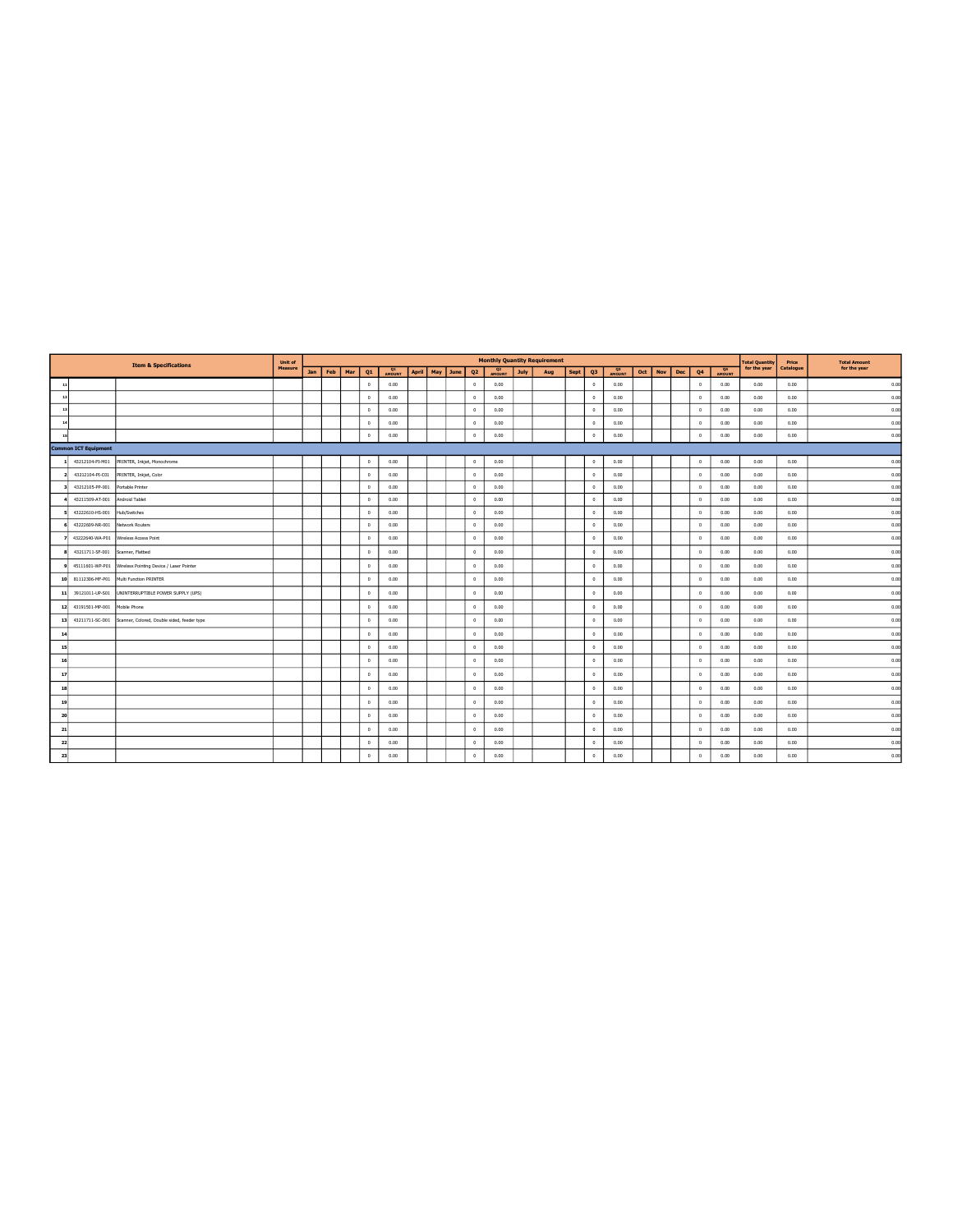| | Item & Specifications | | Unit of Measure | Monthly Quantity Requirement | | | | | | | | | | | | | | | | | | | | Total Quantity for the year | Price Catalogue | Total Amount for the year |
|---|---|---|---|---|---|---|---|---|---|---|---|---|---|---|---|---|---|---|---|---|---|---|---|---|---|---|
| | | | | Jan | Feb | Mar | Q1 | Q1 AMOUNT | April | May | June | Q2 | Q2 AMOUNT | July | Aug | Sept | Q3 | Q3 AMOUNT | Oct | Nov | Dec | Q4 | Q4 AMOUNT | | | |
| 11 | | | | | | | 0 | 0.00 | | | | 0 | 0.00 | | | | 0 | 0.00 | | | | 0 | 0.00 | 0.00 | 0.00 | 0.00 |
| 12 | | | | | | | 0 | 0.00 | | | | 0 | 0.00 | | | | 0 | 0.00 | | | | 0 | 0.00 | 0.00 | 0.00 | 0.00 |
| 13 | | | | | | | 0 | 0.00 | | | | 0 | 0.00 | | | | 0 | 0.00 | | | | 0 | 0.00 | 0.00 | 0.00 | 0.00 |
| 14 | | | | | | | 0 | 0.00 | | | | 0 | 0.00 | | | | 0 | 0.00 | | | | 0 | 0.00 | 0.00 | 0.00 | 0.00 |
| 15 | | | | | | | 0 | 0.00 | | | | 0 | 0.00 | | | | 0 | 0.00 | | | | 0 | 0.00 | 0.00 | 0.00 | 0.00 |
| **Common ICT Equipment** | | | | | | | | | | | | | | | | | | | | | | | | | | |
| 1 | 43212104-PI-M01 | PRINTER, Inkjet, Monochrome | | | | | 0 | 0.00 | | | | 0 | 0.00 | | | | 0 | 0.00 | | | | 0 | 0.00 | 0.00 | 0.00 | 0.00 |
| 2 | 43212104-PI-C01 | PRINTER, Inkjet, Color | | | | | 0 | 0.00 | | | | 0 | 0.00 | | | | 0 | 0.00 | | | | 0 | 0.00 | 0.00 | 0.00 | 0.00 |
| 3 | 43212105-PP-001 | Portable Printer | | | | | 0 | 0.00 | | | | 0 | 0.00 | | | | 0 | 0.00 | | | | 0 | 0.00 | 0.00 | 0.00 | 0.00 |
| 4 | 43211509-AT-001 | Android Tablet | | | | | 0 | 0.00 | | | | 0 | 0.00 | | | | 0 | 0.00 | | | | 0 | 0.00 | 0.00 | 0.00 | 0.00 |
| 5 | 43222610-HS-001 | Hub/Switches | | | | | 0 | 0.00 | | | | 0 | 0.00 | | | | 0 | 0.00 | | | | 0 | 0.00 | 0.00 | 0.00 | 0.00 |
| 6 | 43222609-NR-001 | Network Routers | | | | | 0 | 0.00 | | | | 0 | 0.00 | | | | 0 | 0.00 | | | | 0 | 0.00 | 0.00 | 0.00 | 0.00 |
| 7 | 43222640-WA-P01 | Wireless Access Point | | | | | 0 | 0.00 | | | | 0 | 0.00 | | | | 0 | 0.00 | | | | 0 | 0.00 | 0.00 | 0.00 | 0.00 |
| 8 | 43211711-SF-001 | Scanner, Flatbed | | | | | 0 | 0.00 | | | | 0 | 0.00 | | | | 0 | 0.00 | | | | 0 | 0.00 | 0.00 | 0.00 | 0.00 |
| 9 | 45111601-WP-P01 | Wireless Pointing Device / Laser Pointer | | | | | 0 | 0.00 | | | | 0 | 0.00 | | | | 0 | 0.00 | | | | 0 | 0.00 | 0.00 | 0.00 | 0.00 |
| 10 | 81112306-MF-P01 | Multi Function PRINTER | | | | | 0 | 0.00 | | | | 0 | 0.00 | | | | 0 | 0.00 | | | | 0 | 0.00 | 0.00 | 0.00 | 0.00 |
| 11 | 39121011-UP-S01 | UNINTERRUPTIBLE POWER SUPPLY (UPS) | | | | | 0 | 0.00 | | | | 0 | 0.00 | | | | 0 | 0.00 | | | | 0 | 0.00 | 0.00 | 0.00 | 0.00 |
| 12 | 43191501-MP-001 | Mobile Phone | | | | | 0 | 0.00 | | | | 0 | 0.00 | | | | 0 | 0.00 | | | | 0 | 0.00 | 0.00 | 0.00 | 0.00 |
| 13 | 43211711-SC-D01 | Scanner, Colored, Double sided, feeder type | | | | | 0 | 0.00 | | | | 0 | 0.00 | | | | 0 | 0.00 | | | | 0 | 0.00 | 0.00 | 0.00 | 0.00 |
| 14 | | | | | | | 0 | 0.00 | | | | 0 | 0.00 | | | | 0 | 0.00 | | | | 0 | 0.00 | 0.00 | 0.00 | 0.00 |
| 15 | | | | | | | 0 | 0.00 | | | | 0 | 0.00 | | | | 0 | 0.00 | | | | 0 | 0.00 | 0.00 | 0.00 | 0.00 |
| 16 | | | | | | | 0 | 0.00 | | | | 0 | 0.00 | | | | 0 | 0.00 | | | | 0 | 0.00 | 0.00 | 0.00 | 0.00 |
| 17 | | | | | | | 0 | 0.00 | | | | 0 | 0.00 | | | | 0 | 0.00 | | | | 0 | 0.00 | 0.00 | 0.00 | 0.00 |
| 18 | | | | | | | 0 | 0.00 | | | | 0 | 0.00 | | | | 0 | 0.00 | | | | 0 | 0.00 | 0.00 | 0.00 | 0.00 |
| 19 | | | | | | | 0 | 0.00 | | | | 0 | 0.00 | | | | 0 | 0.00 | | | | 0 | 0.00 | 0.00 | 0.00 | 0.00 |
| 20 | | | | | | | 0 | 0.00 | | | | 0 | 0.00 | | | | 0 | 0.00 | | | | 0 | 0.00 | 0.00 | 0.00 | 0.00 |
| 21 | | | | | | | 0 | 0.00 | | | | 0 | 0.00 | | | | 0 | 0.00 | | | | 0 | 0.00 | 0.00 | 0.00 | 0.00 |
| 22 | | | | | | | 0 | 0.00 | | | | 0 | 0.00 | | | | 0 | 0.00 | | | | 0 | 0.00 | 0.00 | 0.00 | 0.00 |
| 23 | | | | | | | 0 | 0.00 | | | | 0 | 0.00 | | | | 0 | 0.00 | | | | 0 | 0.00 | 0.00 | 0.00 | 0.00 |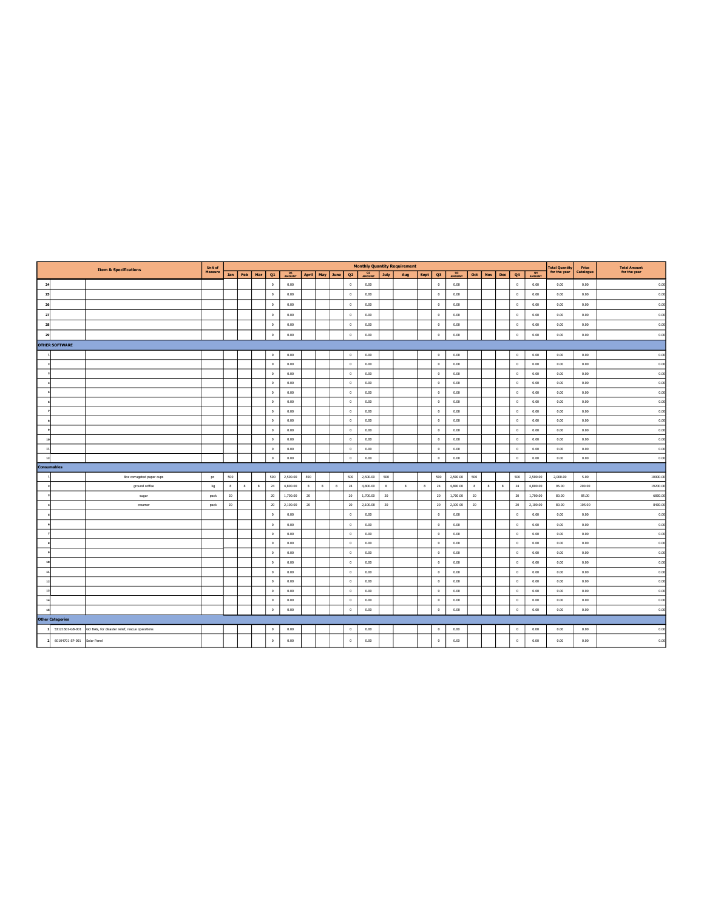| | | Item & Specifications | Unit of Measure | Monthly Quantity Requirement | | | | | | | | | | | | | | | | | | | | Total Quantity for the year | Price Catalogue | Total Amount for the year |
|---|---|---|---|---|---|---|---|---|---|---|---|---|---|---|---|---|---|---|---|---|---|---|---|---|---|---|
| | | | | Jan | Feb | Mar | Q1 | Q1 AMOUNT | April | May | June | Q2 | Q2 AMOUNT | July | Aug | Sept | Q3 | Q3 AMOUNT | Oct | Nov | Dec | Q4 | Q4 AMOUNT | | | |
| 24 | | | | | | | 0 | 0.00 | | | | 0 | 0.00 | | | | 0 | 0.00 | | | | 0 | 0.00 | 0.00 | 0.00 | 0.00 |
| 25 | | | | | | | 0 | 0.00 | | | | 0 | 0.00 | | | | 0 | 0.00 | | | | 0 | 0.00 | 0.00 | 0.00 | 0.00 |
| 26 | | | | | | | 0 | 0.00 | | | | 0 | 0.00 | | | | 0 | 0.00 | | | | 0 | 0.00 | 0.00 | 0.00 | 0.00 |
| 27 | | | | | | | 0 | 0.00 | | | | 0 | 0.00 | | | | 0 | 0.00 | | | | 0 | 0.00 | 0.00 | 0.00 | 0.00 |
| 28 | | | | | | | 0 | 0.00 | | | | 0 | 0.00 | | | | 0 | 0.00 | | | | 0 | 0.00 | 0.00 | 0.00 | 0.00 |
| 29 | | | | | | | 0 | 0.00 | | | | 0 | 0.00 | | | | 0 | 0.00 | | | | 0 | 0.00 | 0.00 | 0.00 | 0.00 |
| **OTHER SOFTWARE** | | | | | | | | | | | | | | | | | | | | | | | | | | |
| 1 | | | | | | | 0 | 0.00 | | | | 0 | 0.00 | | | | 0 | 0.00 | | | | 0 | 0.00 | 0.00 | 0.00 | 0.00 |
| 2 | | | | | | | 0 | 0.00 | | | | 0 | 0.00 | | | | 0 | 0.00 | | | | 0 | 0.00 | 0.00 | 0.00 | 0.00 |
| 3 | | | | | | | 0 | 0.00 | | | | 0 | 0.00 | | | | 0 | 0.00 | | | | 0 | 0.00 | 0.00 | 0.00 | 0.00 |
| 4 | | | | | | | 0 | 0.00 | | | | 0 | 0.00 | | | | 0 | 0.00 | | | | 0 | 0.00 | 0.00 | 0.00 | 0.00 |
| 5 | | | | | | | 0 | 0.00 | | | | 0 | 0.00 | | | | 0 | 0.00 | | | | 0 | 0.00 | 0.00 | 0.00 | 0.00 |
| 6 | | | | | | | 0 | 0.00 | | | | 0 | 0.00 | | | | 0 | 0.00 | | | | 0 | 0.00 | 0.00 | 0.00 | 0.00 |
| 7 | | | | | | | 0 | 0.00 | | | | 0 | 0.00 | | | | 0 | 0.00 | | | | 0 | 0.00 | 0.00 | 0.00 | 0.00 |
| 8 | | | | | | | 0 | 0.00 | | | | 0 | 0.00 | | | | 0 | 0.00 | | | | 0 | 0.00 | 0.00 | 0.00 | 0.00 |
| 9 | | | | | | | 0 | 0.00 | | | | 0 | 0.00 | | | | 0 | 0.00 | | | | 0 | 0.00 | 0.00 | 0.00 | 0.00 |
| 10 | | | | | | | 0 | 0.00 | | | | 0 | 0.00 | | | | 0 | 0.00 | | | | 0 | 0.00 | 0.00 | 0.00 | 0.00 |
| 11 | | | | | | | 0 | 0.00 | | | | 0 | 0.00 | | | | 0 | 0.00 | | | | 0 | 0.00 | 0.00 | 0.00 | 0.00 |
| 12 | | | | | | | 0 | 0.00 | | | | 0 | 0.00 | | | | 0 | 0.00 | | | | 0 | 0.00 | 0.00 | 0.00 | 0.00 |
| **Consumables** | | | | | | | | | | | | | | | | | | | | | | | | | | |
| 1 | | 8oz corrugated paper cups | pc | 500 | | | 500 | 2,500.00 | 500 | | | 500 | 2,500.00 | 500 | | | 500 | 2,500.00 | 500 | | | 500 | 2,500.00 | 2,000.00 | 5.00 | 10000.00 |
| 2 | | ground coffee | kg | 8 | 8 | 8 | 24 | 4,800.00 | 8 | 8 | 8 | 24 | 4,800.00 | 8 | 8 | 8 | 24 | 4,800.00 | 8 | 8 | 8 | 24 | 4,800.00 | 96.00 | 200.00 | 19200.00 |
| 3 | | sugar | pack | 20 | | | 20 | 1,700.00 | 20 | | | 20 | 1,700.00 | 20 | | | 20 | 1,700.00 | 20 | | | 20 | 1,700.00 | 80.00 | 85.00 | 6800.00 |
| 4 | | creamer | pack | 20 | | | 20 | 2,100.00 | 20 | | | 20 | 2,100.00 | 20 | | | 20 | 2,100.00 | 20 | | | 20 | 2,100.00 | 80.00 | 105.00 | 8400.00 |
| 5 | | | | | | | 0 | 0.00 | | | | 0 | 0.00 | | | | 0 | 0.00 | | | | 0 | 0.00 | 0.00 | 0.00 | 0.00 |
| 6 | | | | | | | 0 | 0.00 | | | | 0 | 0.00 | | | | 0 | 0.00 | | | | 0 | 0.00 | 0.00 | 0.00 | 0.00 |
| 7 | | | | | | | 0 | 0.00 | | | | 0 | 0.00 | | | | 0 | 0.00 | | | | 0 | 0.00 | 0.00 | 0.00 | 0.00 |
| 8 | | | | | | | 0 | 0.00 | | | | 0 | 0.00 | | | | 0 | 0.00 | | | | 0 | 0.00 | 0.00 | 0.00 | 0.00 |
| 9 | | | | | | | 0 | 0.00 | | | | 0 | 0.00 | | | | 0 | 0.00 | | | | 0 | 0.00 | 0.00 | 0.00 | 0.00 |
| 10 | | | | | | | 0 | 0.00 | | | | 0 | 0.00 | | | | 0 | 0.00 | | | | 0 | 0.00 | 0.00 | 0.00 | 0.00 |
| 11 | | | | | | | 0 | 0.00 | | | | 0 | 0.00 | | | | 0 | 0.00 | | | | 0 | 0.00 | 0.00 | 0.00 | 0.00 |
| 12 | | | | | | | 0 | 0.00 | | | | 0 | 0.00 | | | | 0 | 0.00 | | | | 0 | 0.00 | 0.00 | 0.00 | 0.00 |
| 13 | | | | | | | 0 | 0.00 | | | | 0 | 0.00 | | | | 0 | 0.00 | | | | 0 | 0.00 | 0.00 | 0.00 | 0.00 |
| 14 | | | | | | | 0 | 0.00 | | | | 0 | 0.00 | | | | 0 | 0.00 | | | | 0 | 0.00 | 0.00 | 0.00 | 0.00 |
| 15 | | | | | | | 0 | 0.00 | | | | 0 | 0.00 | | | | 0 | 0.00 | | | | 0 | 0.00 | 0.00 | 0.00 | 0.00 |
| **Other Categories** | | | | | | | | | | | | | | | | | | | | | | | | | | |
| 1 | 53121601-GB-001 | GO BAG, for disaster relief, rescue operations | | | | | 0 | 0.00 | | | | 0 | 0.00 | | | | 0 | 0.00 | | | | 0 | 0.00 | 0.00 | 0.00 | 0.00 |
| 2 | 60104701-SP-001 | Solar Panel | | | | | 0 | 0.00 | | | | 0 | 0.00 | | | | 0 | 0.00 | | | | 0 | 0.00 | 0.00 | 0.00 | 0.00 |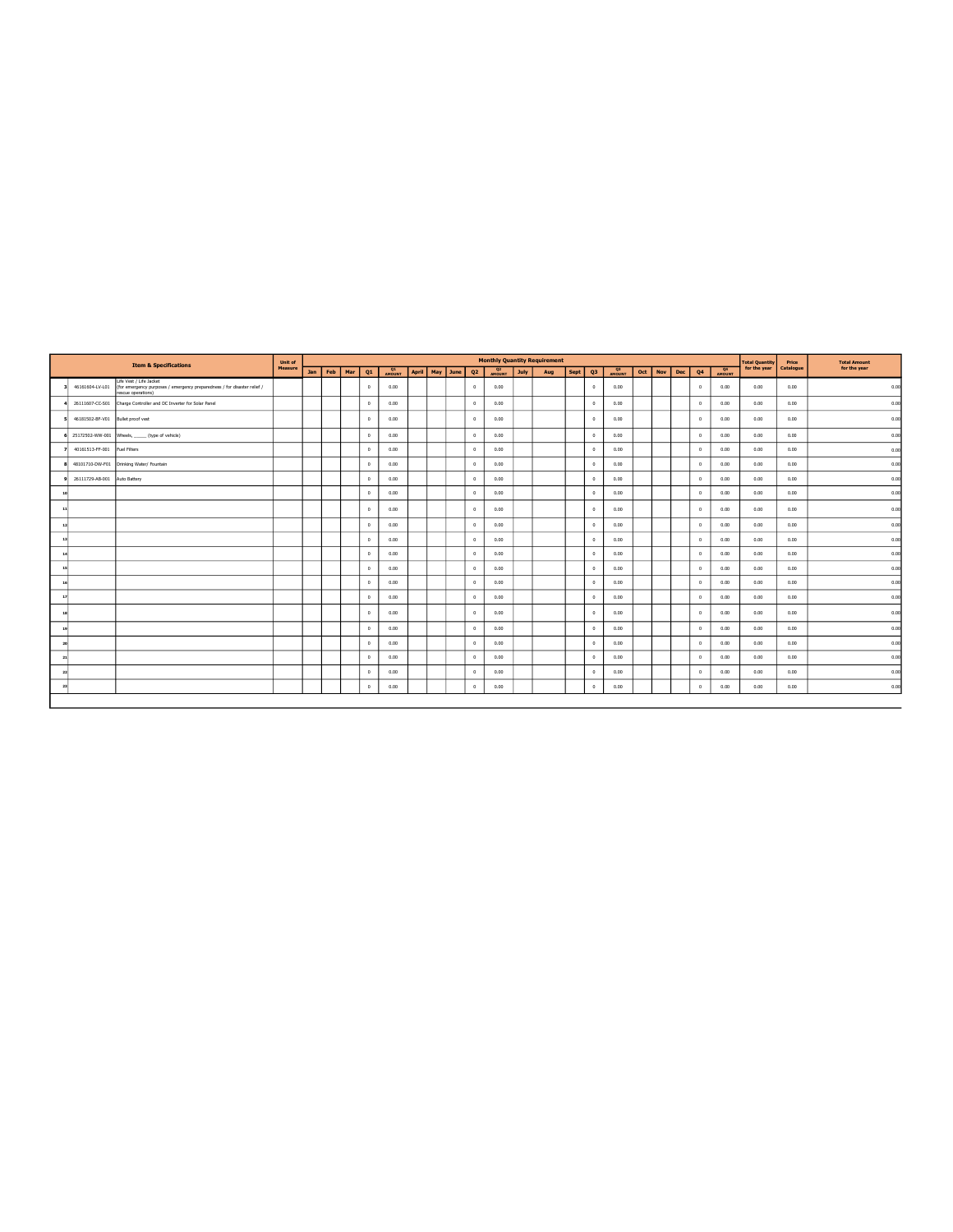| | Item & Specifications | | Unit of Measure | Monthly Quantity Requirement | | | | | | | | | | | | | | | | | | | | Total Quantity for the year | Price Catalogue | Total Amount for the year |
|---|---|---|---|---|---|---|---|---|---|---|---|---|---|---|---|---|---|---|---|---|---|---|---|---|---|---|
| | | | | Jan | Feb | Mar | Q1 | Q1 AMOUNT | April | May | June | Q2 | Q2 AMOUNT | July | Aug | Sept | Q3 | Q3 AMOUNT | Oct | Nov | Dec | Q4 | Q4 AMOUNT | | | |
| 3 | 46161604-LV-L01 | Life Vest / Life Jacket (for emergency purposes / emergency preparedness / for disaster relief / rescue operations) | | | | | 0 | 0.00 | | | | 0 | 0.00 | | | | 0 | 0.00 | | | | 0 | 0.00 | 0.00 | 0.00 | 0.00 |
| 4 | 26111607-CC-S01 | Charge Controller and DC Inverter for Solar Panel | | | | | 0 | 0.00 | | | | 0 | 0.00 | | | | 0 | 0.00 | | | | 0 | 0.00 | 0.00 | 0.00 | 0.00 |
| 5 | 46181502-BF-V01 | Bullet proof vest | | | | | 0 | 0.00 | | | | 0 | 0.00 | | | | 0 | 0.00 | | | | 0 | 0.00 | 0.00 | 0.00 | 0.00 |
| 6 | 25172502-WW-001 | Wheels, _____ (type of vehicle) | | | | | 0 | 0.00 | | | | 0 | 0.00 | | | | 0 | 0.00 | | | | 0 | 0.00 | 0.00 | 0.00 | 0.00 |
| 7 | 40161513-FF-001 | Fuel Filters | | | | | 0 | 0.00 | | | | 0 | 0.00 | | | | 0 | 0.00 | | | | 0 | 0.00 | 0.00 | 0.00 | 0.00 |
| 8 | 48101710-DW-F01 | Drinking Water/ Fountain | | | | | 0 | 0.00 | | | | 0 | 0.00 | | | | 0 | 0.00 | | | | 0 | 0.00 | 0.00 | 0.00 | 0.00 |
| 9 | 26111729-AB-001 | Auto Battery | | | | | 0 | 0.00 | | | | 0 | 0.00 | | | | 0 | 0.00 | | | | 0 | 0.00 | 0.00 | 0.00 | 0.00 |
| 10 | | | | | | | 0 | 0.00 | | | | 0 | 0.00 | | | | 0 | 0.00 | | | | 0 | 0.00 | 0.00 | 0.00 | 0.00 |
| 11 | | | | | | | 0 | 0.00 | | | | 0 | 0.00 | | | | 0 | 0.00 | | | | 0 | 0.00 | 0.00 | 0.00 | 0.00 |
| 12 | | | | | | | 0 | 0.00 | | | | 0 | 0.00 | | | | 0 | 0.00 | | | | 0 | 0.00 | 0.00 | 0.00 | 0.00 |
| 13 | | | | | | | 0 | 0.00 | | | | 0 | 0.00 | | | | 0 | 0.00 | | | | 0 | 0.00 | 0.00 | 0.00 | 0.00 |
| 14 | | | | | | | 0 | 0.00 | | | | 0 | 0.00 | | | | 0 | 0.00 | | | | 0 | 0.00 | 0.00 | 0.00 | 0.00 |
| 15 | | | | | | | 0 | 0.00 | | | | 0 | 0.00 | | | | 0 | 0.00 | | | | 0 | 0.00 | 0.00 | 0.00 | 0.00 |
| 16 | | | | | | | 0 | 0.00 | | | | 0 | 0.00 | | | | 0 | 0.00 | | | | 0 | 0.00 | 0.00 | 0.00 | 0.00 |
| 17 | | | | | | | 0 | 0.00 | | | | 0 | 0.00 | | | | 0 | 0.00 | | | | 0 | 0.00 | 0.00 | 0.00 | 0.00 |
| 18 | | | | | | | 0 | 0.00 | | | | 0 | 0.00 | | | | 0 | 0.00 | | | | 0 | 0.00 | 0.00 | 0.00 | 0.00 |
| 19 | | | | | | | 0 | 0.00 | | | | 0 | 0.00 | | | | 0 | 0.00 | | | | 0 | 0.00 | 0.00 | 0.00 | 0.00 |
| 20 | | | | | | | 0 | 0.00 | | | | 0 | 0.00 | | | | 0 | 0.00 | | | | 0 | 0.00 | 0.00 | 0.00 | 0.00 |
| 21 | | | | | | | 0 | 0.00 | | | | 0 | 0.00 | | | | 0 | 0.00 | | | | 0 | 0.00 | 0.00 | 0.00 | 0.00 |
| 22 | | | | | | | 0 | 0.00 | | | | 0 | 0.00 | | | | 0 | 0.00 | | | | 0 | 0.00 | 0.00 | 0.00 | 0.00 |
| 23 | | | | | | | 0 | 0.00 | | | | 0 | 0.00 | | | | 0 | 0.00 | | | | 0 | 0.00 | 0.00 | 0.00 | 0.00 |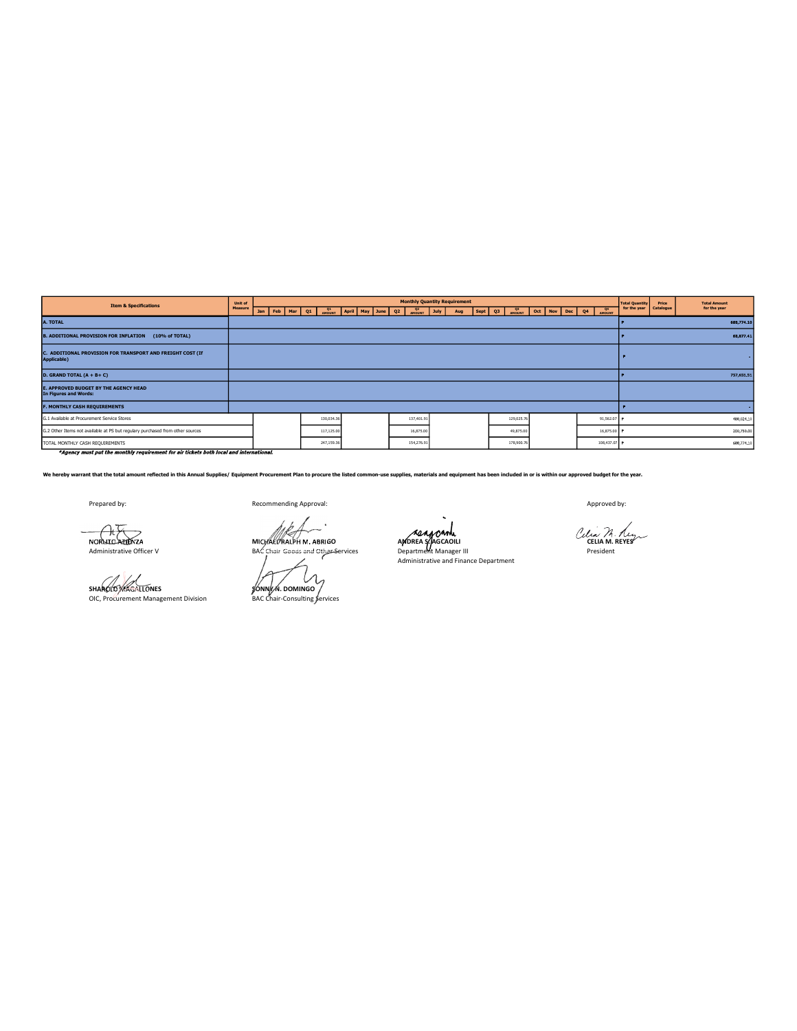| Item & Specifications | Unit of Measure | Monthly Quantity Requirement | | | | | | | | | | | | | | | | | | | | Total Quantity for the year | Price Catalogue | Total Amount for the year |
|---|---|---|---|---|---|---|---|---|---|---|---|---|---|---|---|---|---|---|---|---|---|---|---|---|
| | | Jan | Feb | Mar | Q1 | Q1 AMOUNT | April | May | June | Q2 | Q2 AMOUNT | July | Aug | Sept | Q3 | Q3 AMOUNT | Oct | Nov | Dec | Q4 | Q4 AMOUNT | | | |
| **A. TOTAL** | | | | | | | | | | | | | | | | | | | | | | ₱ | | **688,774.10** |
| **B. ADDITIONAL PROVISION FOR INFLATION (10% of TOTAL)** | | | | | | | | | | | | | | | | | | | | | | ₱ | | **68,877.41** |
| **C. ADDITIONAL PROVISION FOR TRANSPORT AND FREIGHT COST (If Applicable)** | | | | | | | | | | | | | | | | | | | | | | ₱ | | **-** |
| **D. GRAND TOTAL (A + B+ C)** | | | | | | | | | | | | | | | | | | | | | | ₱ | | **757,651.51** |
| **E. APPROVED BUDGET BY THE AGENCY HEAD In Figures and Words:** | | | | | | | | | | | | | | | | | | | | | | | | |
| **F. MONTHLY CASH REQUIREMENTS** | | | | | | | | | | | | | | | | | | | | | | ₱ | | **-** |
| G.1 Available at Procurement Service Stores | | | | | | 130,034.36 | | | | | 137,401.91 | | | | | 129,025.76 | | | | | 91,562.07 | ₱ | | 488,024.10 |
| G.2 Other Items not available at PS but regulary purchased from other sources | | | | | | 117,125.00 | | | | | 16,875.00 | | | | | 49,875.00 | | | | | 16,875.00 | ₱ | | 200,750.00 |
| TOTAL MONTHLY CASH REQUIREMENTS | | | | | | 247,159.36 | | | | | 154,276.91 | | | | | 178,900.76 | | | | | 108,437.07 | ₱ | | 688,774.10 |

***Agency must put the monthly requirement for air tickets both local and international.**

**We hereby warrant that the total amount reflected in this Annual Supplies/ Equipment Procurement Plan to procure the listed common-use supplies, materials and equipment has been included in or is within our approved budget for the year.**

Prepared by:

**NORLITO ATIENZA**
Administrative Officer V

**SHAROLD MAGALLONES**
OIC, Procurement Management Division

Recommending Approval:

**MICHAEL RALPH M. ABRIGO**
BAC Chair-Goods and Other Services

**SONNY N. DOMINGO**
BAC Chair-Consulting Services

**ANDREA S. AGCAOILI**
Department Manager III
Administrative and Finance Department

Approved by:

**CELIA M. REYES**
President